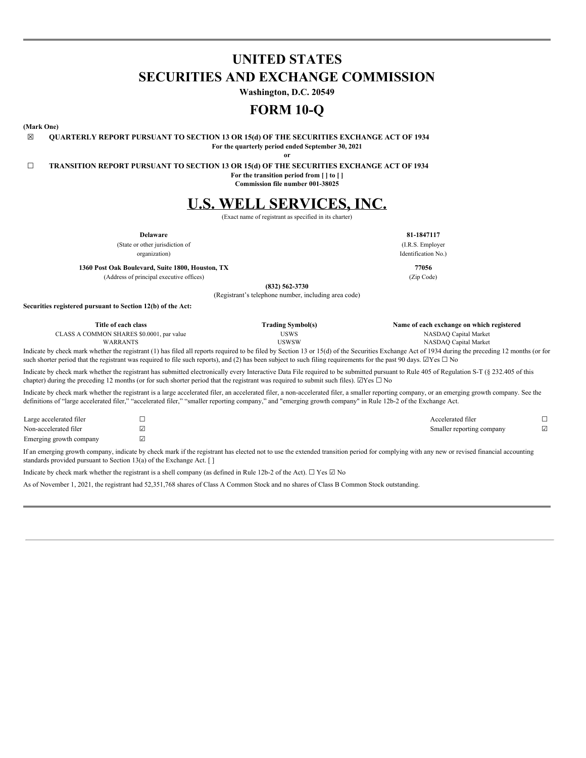# UNITED STATES
# SECURITIES AND EXCHANGE COMMISSION

**Washington, D.C. 20549**

# FORM 10-Q

**(Mark One)**

☒ **QUARTERLY REPORT PURSUANT TO SECTION 13 OR 15(d) OF THE SECURITIES EXCHANGE ACT OF 1934**

**For the quarterly period ended September 30, 2021**

**or**

☐ **TRANSITION REPORT PURSUANT TO SECTION 13 OR 15(d) OF THE SECURITIES EXCHANGE ACT OF 1934**

**For the transition period from [ ] to [ ]**

**Commission file number 001-38025**

# U.S. WELL SERVICES, INC.

(Exact name of registrant as specified in its charter)

| | |
|---|---|
| **Delaware** | **81-1847117** |
| (State or other jurisdiction of organization) | (I.R.S. Employer Identification No.) |
| **1360 Post Oak Boulevard, Suite 1800, Houston, TX** | **77056** |
| (Address of principal executive offices) | (Zip Code) |

**(832) 562-3730**

(Registrant's telephone number, including area code)

**Securities registered pursuant to Section 12(b) of the Act:**

| Title of each class | Trading Symbol(s) | Name of each exchange on which registered |
|---|---|---|
| CLASS A COMMON SHARES $0.0001, par value | USWS | NASDAQ Capital Market |
| WARRANTS | USWSW | NASDAQ Capital Market |

Indicate by check mark whether the registrant (1) has filed all reports required to be filed by Section 13 or 15(d) of the Securities Exchange Act of 1934 during the preceding 12 months (or for such shorter period that the registrant was required to file such reports), and (2) has been subject to such filing requirements for the past 90 days. ☑Yes ☐ No

Indicate by check mark whether the registrant has submitted electronically every Interactive Data File required to be submitted pursuant to Rule 405 of Regulation S-T (§ 232.405 of this chapter) during the preceding 12 months (or for such shorter period that the registrant was required to submit such files). ☑Yes ☐ No

Indicate by check mark whether the registrant is a large accelerated filer, an accelerated filer, a non-accelerated filer, a smaller reporting company, or an emerging growth company. See the definitions of "large accelerated filer," "accelerated filer," "smaller reporting company," and "emerging growth company" in Rule 12b-2 of the Exchange Act.

| | | | |
|---|---|---|---|
| Large accelerated filer | ☐ | Accelerated filer | ☐ |
| Non-accelerated filer | ☑ | Smaller reporting company | ☑ |
| Emerging growth company | ☑ | | |

If an emerging growth company, indicate by check mark if the registrant has elected not to use the extended transition period for complying with any new or revised financial accounting standards provided pursuant to Section 13(a) of the Exchange Act. [ ]

Indicate by check mark whether the registrant is a shell company (as defined in Rule 12b-2 of the Act). ☐ Yes ☑ No

As of November 1, 2021, the registrant had 52,351,768 shares of Class A Common Stock and no shares of Class B Common Stock outstanding.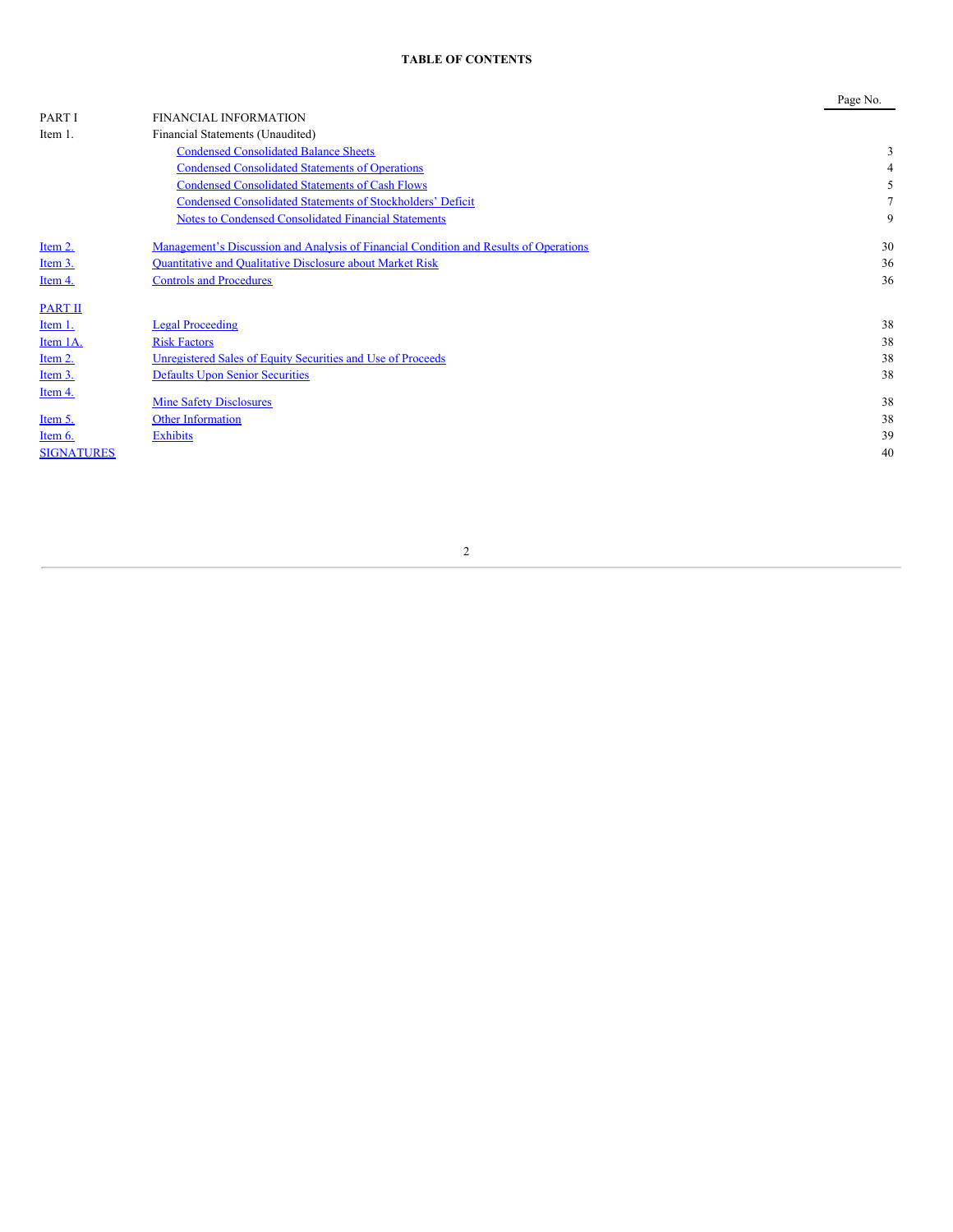**TABLE OF CONTENTS**

| | | Page No. |
|---|---|---|
| PART I | FINANCIAL INFORMATION | |
| Item 1. | Financial Statements (Unaudited) | |
| | Condensed Consolidated Balance Sheets | 3 |
| | Condensed Consolidated Statements of Operations | 4 |
| | Condensed Consolidated Statements of Cash Flows | 5 |
| | Condensed Consolidated Statements of Stockholders' Deficit | 7 |
| | Notes to Condensed Consolidated Financial Statements | 9 |
| Item 2. | Management's Discussion and Analysis of Financial Condition and Results of Operations | 30 |
| Item 3. | Quantitative and Qualitative Disclosure about Market Risk | 36 |
| Item 4. | Controls and Procedures | 36 |
| PART II | | |
| Item 1. | Legal Proceeding | 38 |
| Item 1A. | Risk Factors | 38 |
| Item 2. | Unregistered Sales of Equity Securities and Use of Proceeds | 38 |
| Item 3. | Defaults Upon Senior Securities | 38 |
| Item 4. | Mine Safety Disclosures | 38 |
| Item 5. | Other Information | 38 |
| Item 6. | Exhibits | 39 |
| SIGNATURES | | 40 |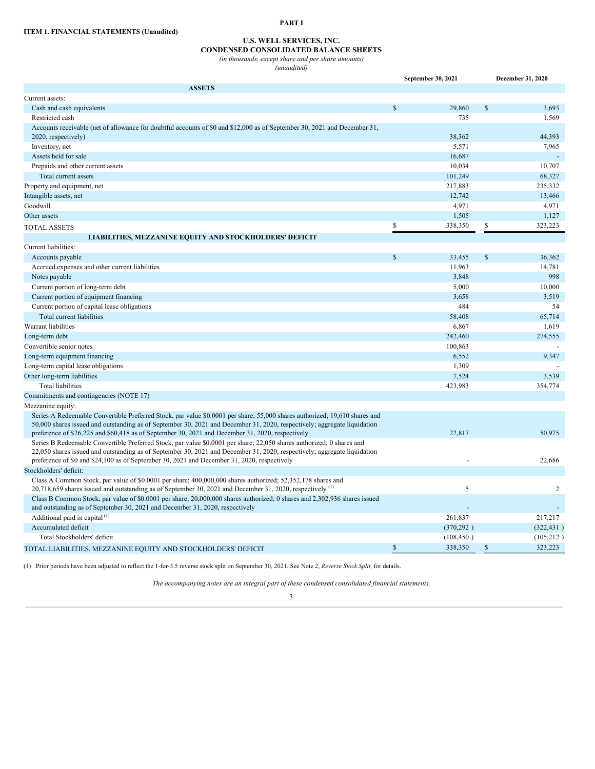**PART I**

**ITEM 1. FINANCIAL STATEMENTS (Unaudited)**

**U.S. WELL SERVICES, INC.**
**CONDENSED CONSOLIDATED BALANCE SHEETS**
*(in thousands, except share and per share amounts)*
*(unaudited)*

| | September 30, 2021 | December 31, 2020 |
|---|---|---|
| **ASSETS** | | |
| Current assets: | | |
| Cash and cash equivalents | $ 29,860 | $ 3,693 |
| Restricted cash | 735 | 1,569 |
| Accounts receivable (net of allowance for doubtful accounts of $0 and $12,000 as of September 30, 2021 and December 31, 2020, respectively) | 38,362 | 44,393 |
| Inventory, net | 5,571 | 7,965 |
| Assets held for sale | 16,687 | - |
| Prepaids and other current assets | 10,034 | 10,707 |
| Total current assets | 101,249 | 68,327 |
| Property and equipment, net | 217,883 | 235,332 |
| Intangible assets, net | 12,742 | 13,466 |
| Goodwill | 4,971 | 4,971 |
| Other assets | 1,505 | 1,127 |
| TOTAL ASSETS | $ 338,350 | $ 323,223 |
| **LIABILITIES, MEZZANINE EQUITY AND STOCKHOLDERS' DEFICIT** | | |
| Current liabilities: | | |
| Accounts payable | $ 33,455 | $ 36,362 |
| Accrued expenses and other current liabilities | 11,963 | 14,781 |
| Notes payable | 3,848 | 998 |
| Current portion of long-term debt | 5,000 | 10,000 |
| Current portion of equipment financing | 3,658 | 3,519 |
| Current portion of capital lease obligations | 484 | 54 |
| Total current liabilities | 58,408 | 65,714 |
| Warrant liabilities | 6,867 | 1,619 |
| Long-term debt | 242,460 | 274,555 |
| Convertible senior notes | 100,863 | - |
| Long-term equipment financing | 6,552 | 9,347 |
| Long-term capital lease obligations | 1,309 | - |
| Other long-term liabilities | 7,524 | 3,539 |
| Total liabilities | 423,983 | 354,774 |
| Commitments and contingencies (NOTE 17) | | |
| Mezzanine equity: | | |
| Series A Redeemable Convertible Preferred Stock, par value $0.0001 per share; 55,000 shares authorized; 19,610 shares and 50,000 shares issued and outstanding as of September 30, 2021 and December 31, 2020, respectively; aggregate liquidation preference of $26,225 and $60,418 as of September 30, 2021 and December 31, 2020, respectively | 22,817 | 50,975 |
| Series B Redeemable Convertible Preferred Stock, par value $0.0001 per share; 22,050 shares authorized; 0 shares and 22,050 shares issued and outstanding as of September 30, 2021 and December 31, 2020, respectively; aggregate liquidation preference of $0 and $24,100 as of September 30, 2021 and December 31, 2020, respectively | - | 22,686 |
| Stockholders' deficit: | | |
| Class A Common Stock, par value of $0.0001 per share; 400,000,000 shares authorized; 52,352,178 shares and 20,718,659 shares issued and outstanding as of September 30, 2021 and December 31, 2020, respectively [(1)] | 5 | 2 |
| Class B Common Stock, par value of $0.0001 per share; 20,000,000 shares authorized; 0 shares and 2,302,936 shares issued and outstanding as of September 30, 2021 and December 31, 2020, respectively | - | - |
| Additional paid in capital [(1)] | 261,837 | 217,217 |
| Accumulated deficit | (370,292) | (322,431) |
| Total Stockholders' deficit | (108,450) | (105,212) |
| TOTAL LIABILITIES, MEZZANINE EQUITY AND STOCKHOLDERS' DEFICIT | $ 338,350 | $ 323,223 |

(1) Prior periods have been adjusted to reflect the 1-for-3.5 reverse stock split on September 30, 2021. See Note 2, *Reverse Stock Split,* for details.

*The accompanying notes are an integral part of these condensed consolidated financial statements.*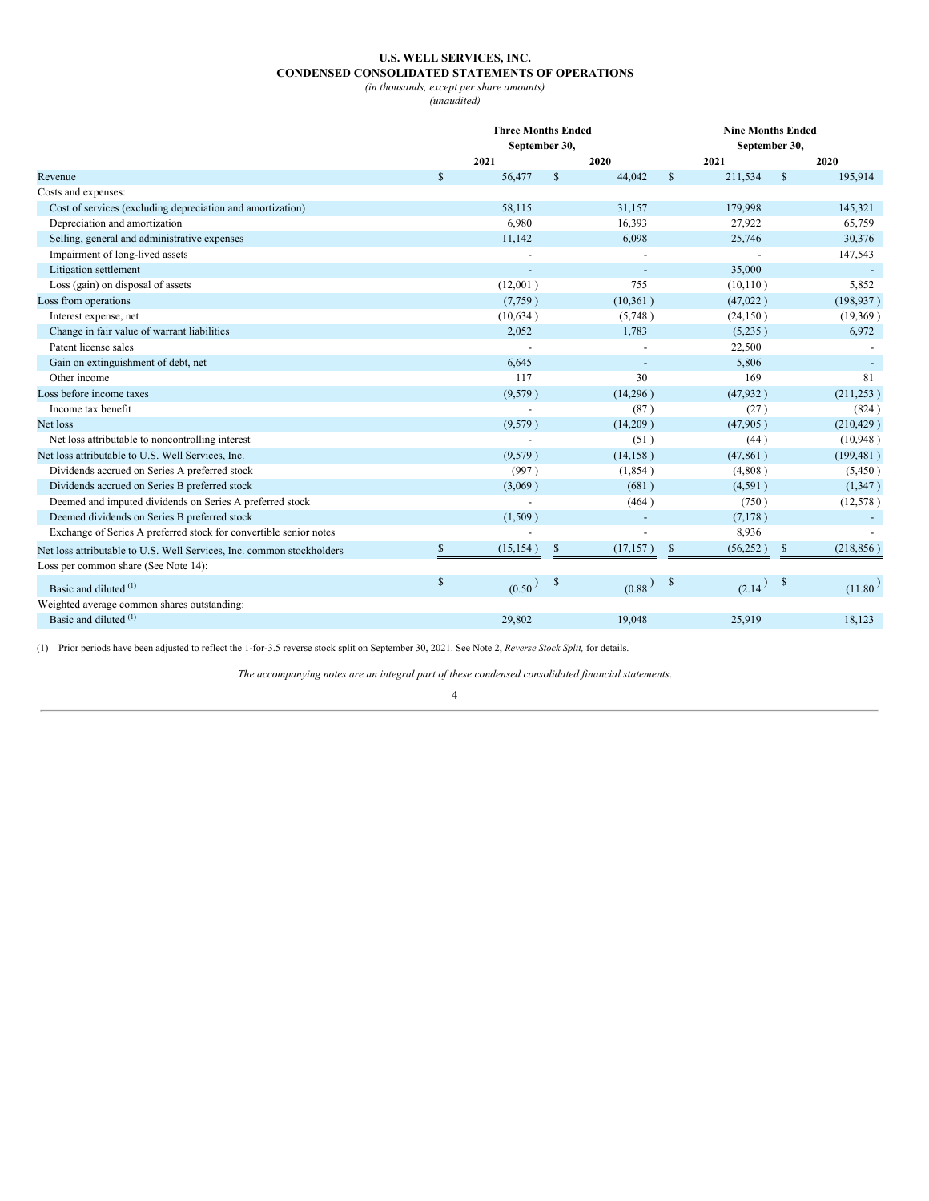**U.S. WELL SERVICES, INC.**
**CONDENSED CONSOLIDATED STATEMENTS OF OPERATIONS**
*(in thousands, except per share amounts)*
*(unaudited)*

| | Three Months Ended September 30, | | Nine Months Ended September 30, | |
|---|---|---|---|---|
| | 2021 | 2020 | 2021 | 2020 |
| Revenue | $ 56,477 | $ 44,042 | $ 211,534 | $ 195,914 |
| Costs and expenses: | | | | |
| Cost of services (excluding depreciation and amortization) | 58,115 | 31,157 | 179,998 | 145,321 |
| Depreciation and amortization | 6,980 | 16,393 | 27,922 | 65,759 |
| Selling, general and administrative expenses | 11,142 | 6,098 | 25,746 | 30,376 |
| Impairment of long-lived assets | - | - | - | 147,543 |
| Litigation settlement | - | - | 35,000 | - |
| Loss (gain) on disposal of assets | (12,001 ) | 755 | (10,110 ) | 5,852 |
| Loss from operations | (7,759 ) | (10,361 ) | (47,022 ) | (198,937 ) |
| Interest expense, net | (10,634 ) | (5,748 ) | (24,150 ) | (19,369 ) |
| Change in fair value of warrant liabilities | 2,052 | 1,783 | (5,235 ) | 6,972 |
| Patent license sales | - | - | 22,500 | - |
| Gain on extinguishment of debt, net | 6,645 | - | 5,806 | - |
| Other income | 117 | 30 | 169 | 81 |
| Loss before income taxes | (9,579 ) | (14,296 ) | (47,932 ) | (211,253 ) |
| Income tax benefit | - | (87 ) | (27 ) | (824 ) |
| Net loss | (9,579 ) | (14,209 ) | (47,905 ) | (210,429 ) |
| Net loss attributable to noncontrolling interest | - | (51 ) | (44 ) | (10,948 ) |
| Net loss attributable to U.S. Well Services, Inc. | (9,579 ) | (14,158 ) | (47,861 ) | (199,481 ) |
| Dividends accrued on Series A preferred stock | (997 ) | (1,854 ) | (4,808 ) | (5,450 ) |
| Dividends accrued on Series B preferred stock | (3,069 ) | (681 ) | (4,591 ) | (1,347 ) |
| Deemed and imputed dividends on Series A preferred stock | - | (464 ) | (750 ) | (12,578 ) |
| Deemed dividends on Series B preferred stock | (1,509 ) | - | (7,178 ) | - |
| Exchange of Series A preferred stock for convertible senior notes | - | - | 8,936 | - |
| Net loss attributable to U.S. Well Services, Inc. common stockholders | $ (15,154 ) | $ (17,157 ) | $ (56,252 ) | $ (218,856 ) |
| Loss per common share (See Note 14): | | | | |
| Basic and diluted [(1)] | $ (0.50 ) | $ (0.88 ) | $ (2.14 ) | $ (11.80 ) |
| Weighted average common shares outstanding: | | | | |
| Basic and diluted [(1)] | 29,802 | 19,048 | 25,919 | 18,123 |

(1) Prior periods have been adjusted to reflect the 1-for-3.5 reverse stock split on September 30, 2021. See Note 2, *Reverse Stock Split,* for details.

*The accompanying notes are an integral part of these condensed consolidated financial statements.*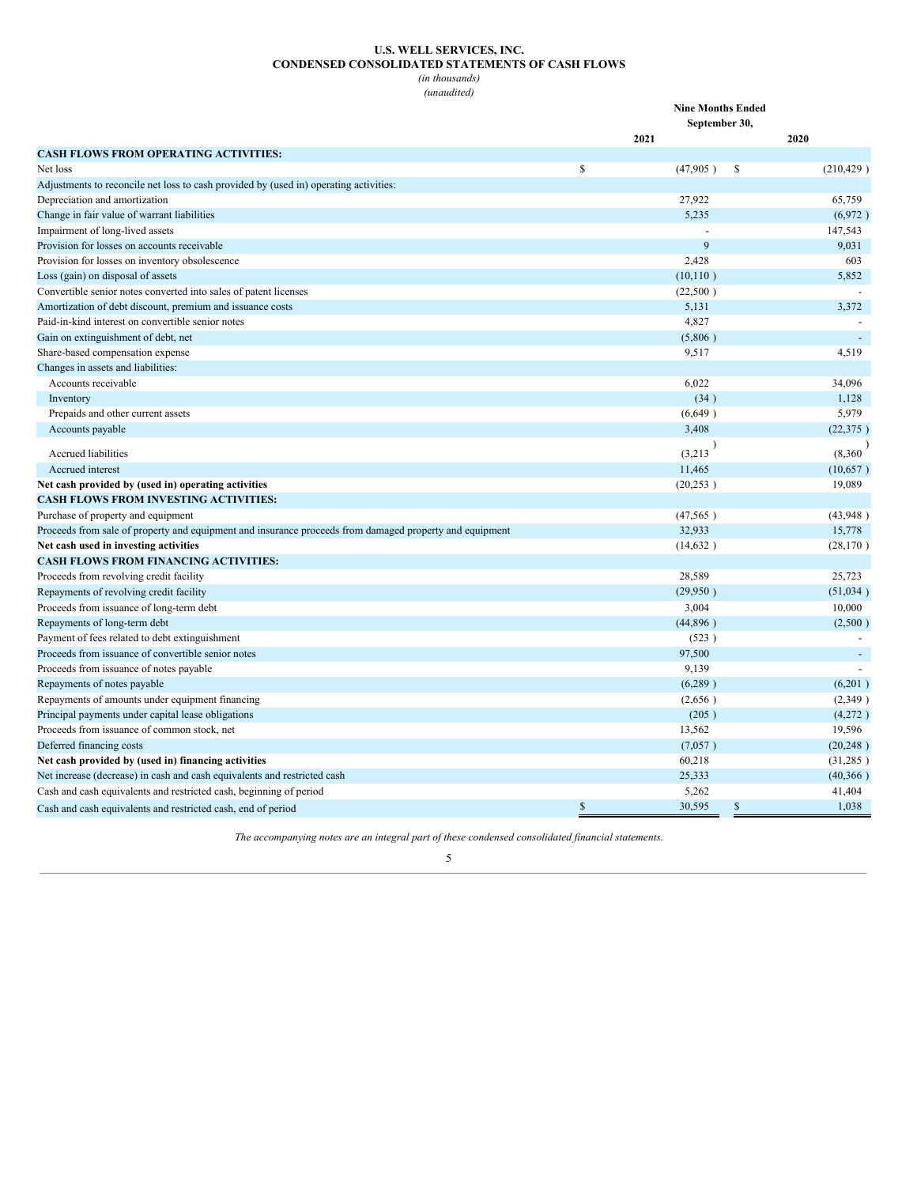**U.S. WELL SERVICES, INC.**
**CONDENSED CONSOLIDATED STATEMENTS OF CASH FLOWS**
*(in thousands)*
*(unaudited)*

| | Nine Months Ended September 30, | |
|---|---|---|
| | 2021 | 2020 |
| **CASH FLOWS FROM OPERATING ACTIVITIES:** | | |
| Net loss | $ (47,905 ) | $ (210,429 ) |
| Adjustments to reconcile net loss to cash provided by (used in) operating activities: | | |
| Depreciation and amortization | 27,922 | 65,759 |
| Change in fair value of warrant liabilities | 5,235 | (6,972 ) |
| Impairment of long-lived assets | - | 147,543 |
| Provision for losses on accounts receivable | 9 | 9,031 |
| Provision for losses on inventory obsolescence | 2,428 | 603 |
| Loss (gain) on disposal of assets | (10,110 ) | 5,852 |
| Convertible senior notes converted into sales of patent licenses | (22,500 ) | - |
| Amortization of debt discount, premium and issuance costs | 5,131 | 3,372 |
| Paid-in-kind interest on convertible senior notes | 4,827 | - |
| Gain on extinguishment of debt, net | (5,806 ) | - |
| Share-based compensation expense | 9,517 | 4,519 |
| Changes in assets and liabilities: | | |
| Accounts receivable | 6,022 | 34,096 |
| Inventory | (34 ) | 1,128 |
| Prepaids and other current assets | (6,649 ) | 5,979 |
| Accounts payable | 3,408 | (22,375 ) |
| Accrued liabilities | (3,213 ) | (8,360 ) |
| Accrued interest | 11,465 | (10,657 ) |
| **Net cash provided by (used in) operating activities** | (20,253 ) | 19,089 |
| **CASH FLOWS FROM INVESTING ACTIVITIES:** | | |
| Purchase of property and equipment | (47,565 ) | (43,948 ) |
| Proceeds from sale of property and equipment and insurance proceeds from damaged property and equipment | 32,933 | 15,778 |
| **Net cash used in investing activities** | (14,632 ) | (28,170 ) |
| **CASH FLOWS FROM FINANCING ACTIVITIES:** | | |
| Proceeds from revolving credit facility | 28,589 | 25,723 |
| Repayments of revolving credit facility | (29,950 ) | (51,034 ) |
| Proceeds from issuance of long-term debt | 3,004 | 10,000 |
| Repayments of long-term debt | (44,896 ) | (2,500 ) |
| Payment of fees related to debt extinguishment | (523 ) | - |
| Proceeds from issuance of convertible senior notes | 97,500 | - |
| Proceeds from issuance of notes payable | 9,139 | - |
| Repayments of notes payable | (6,289 ) | (6,201 ) |
| Repayments of amounts under equipment financing | (2,656 ) | (2,349 ) |
| Principal payments under capital lease obligations | (205 ) | (4,272 ) |
| Proceeds from issuance of common stock, net | 13,562 | 19,596 |
| Deferred financing costs | (7,057 ) | (20,248 ) |
| **Net cash provided by (used in) financing activities** | 60,218 | (31,285 ) |
| Net increase (decrease) in cash and cash equivalents and restricted cash | 25,333 | (40,366 ) |
| Cash and cash equivalents and restricted cash, beginning of period | 5,262 | 41,404 |
| Cash and cash equivalents and restricted cash, end of period | $ 30,595 | $ 1,038 |

*The accompanying notes are an integral part of these condensed consolidated financial statements.*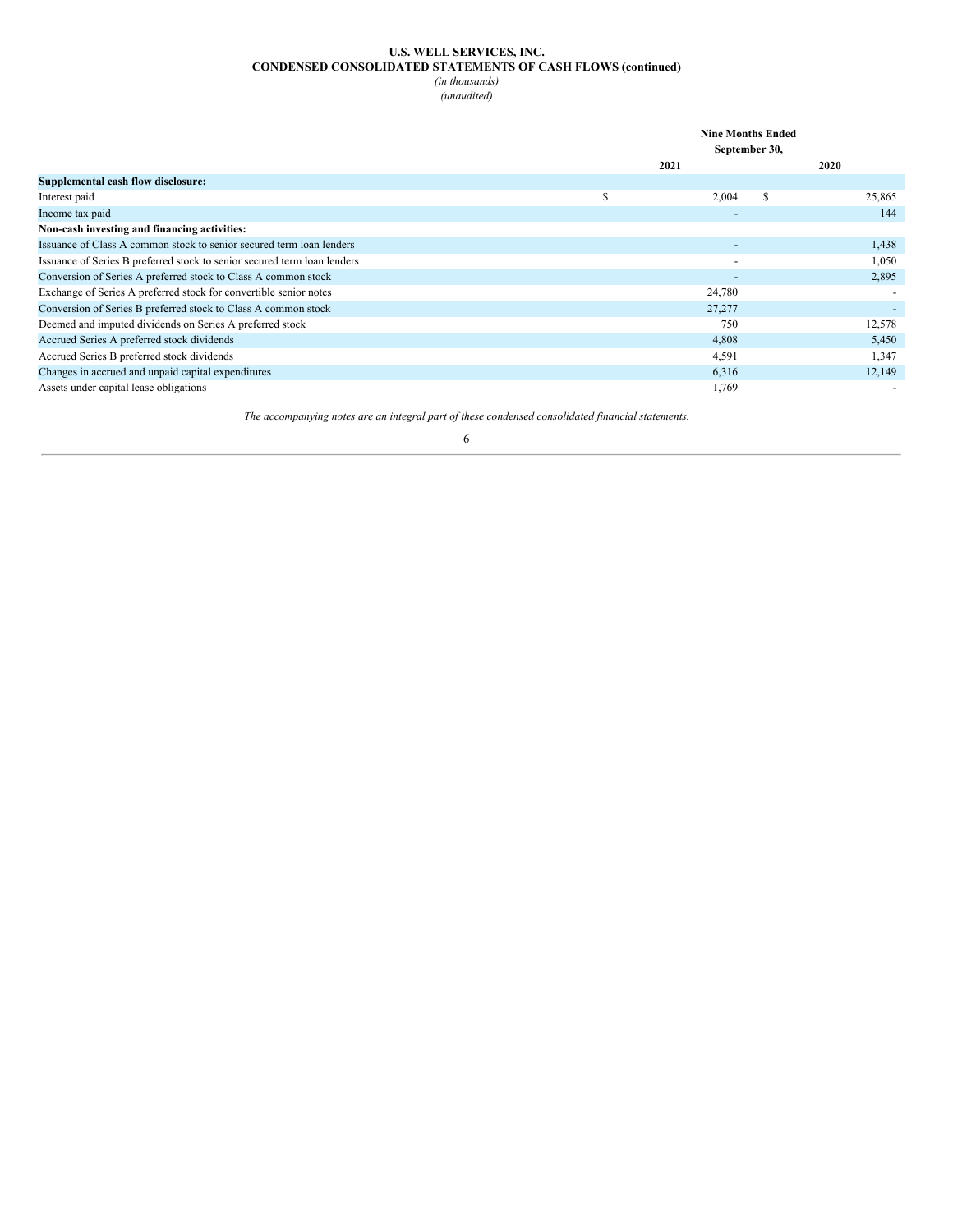**U.S. WELL SERVICES, INC.**
**CONDENSED CONSOLIDATED STATEMENTS OF CASH FLOWS (continued)**
*(in thousands)*
*(unaudited)*

| | Nine Months Ended September 30, | |
|---|---|---|
| | 2021 | 2020 |
| **Supplemental cash flow disclosure:** | | |
| Interest paid | $ 2,004 | $ 25,865 |
| Income tax paid | - | 144 |
| **Non-cash investing and financing activities:** | | |
| Issuance of Class A common stock to senior secured term loan lenders | - | 1,438 |
| Issuance of Series B preferred stock to senior secured term loan lenders | - | 1,050 |
| Conversion of Series A preferred stock to Class A common stock | - | 2,895 |
| Exchange of Series A preferred stock for convertible senior notes | 24,780 | - |
| Conversion of Series B preferred stock to Class A common stock | 27,277 | - |
| Deemed and imputed dividends on Series A preferred stock | 750 | 12,578 |
| Accrued Series A preferred stock dividends | 4,808 | 5,450 |
| Accrued Series B preferred stock dividends | 4,591 | 1,347 |
| Changes in accrued and unpaid capital expenditures | 6,316 | 12,149 |
| Assets under capital lease obligations | 1,769 | - |

*The accompanying notes are an integral part of these condensed consolidated financial statements.*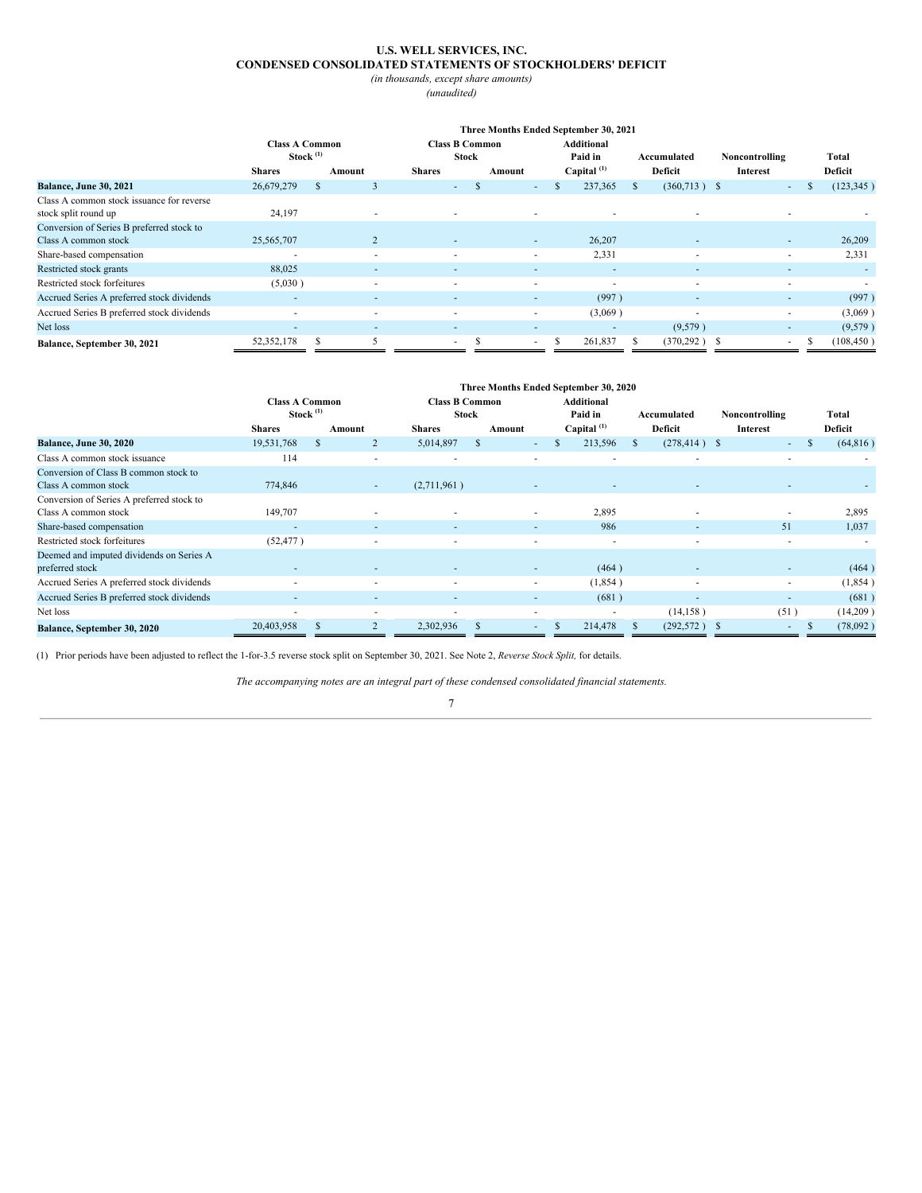# U.S. WELL SERVICES, INC.
## CONDENSED CONSOLIDATED STATEMENTS OF STOCKHOLDERS' DEFICIT
*(in thousands, except share amounts)*
*(unaudited)*

| | Three Months Ended September 30, 2021 | | | | | | | |
|---|---|---|---|---|---|---|---|---|
| | Class A Common Stock [(1)] | | Class B Common Stock | | Additional Paid in Capital [(1)] | Accumulated Deficit | Noncontrolling Interest | Total Deficit |
| | Shares | Amount | Shares | Amount | | | | |
| **Balance, June 30, 2021** | 26,679,279 | $ 3 | - | $ - | $ 237,365 | $ (360,713) | $ - | $ (123,345) |
| Class A common stock issuance for reverse stock split round up | 24,197 | - | - | - | - | - | - | - |
| Conversion of Series B preferred stock to Class A common stock | 25,565,707 | 2 | - | - | 26,207 | - | - | 26,209 |
| Share-based compensation | - | - | - | - | 2,331 | - | - | 2,331 |
| Restricted stock grants | 88,025 | - | - | - | - | - | - | - |
| Restricted stock forfeitures | (5,030) | - | - | - | - | - | - | - |
| Accrued Series A preferred stock dividends | - | - | - | - | (997) | - | - | (997) |
| Accrued Series B preferred stock dividends | - | - | - | - | (3,069) | - | - | (3,069) |
| Net loss | - | - | - | - | - | (9,579) | - | (9,579) |
| **Balance, September 30, 2021** | 52,352,178 | $ 5 | - | $ - | $ 261,837 | $ (370,292) | $ - | $ (108,450) |

| | Three Months Ended September 30, 2020 | | | | | | | |
|---|---|---|---|---|---|---|---|---|
| | Class A Common Stock [(1)] | | Class B Common Stock | | Additional Paid in Capital [(1)] | Accumulated Deficit | Noncontrolling Interest | Total Deficit |
| | Shares | Amount | Shares | Amount | | | | |
| **Balance, June 30, 2020** | 19,531,768 | $ 2 | 5,014,897 | $ - | $ 213,596 | $ (278,414) | $ - | $ (64,816) |
| Class A common stock issuance | 114 | - | - | - | - | - | - | - |
| Conversion of Class B common stock to Class A common stock | 774,846 | - | (2,711,961) | - | - | - | - | - |
| Conversion of Series A preferred stock to Class A common stock | 149,707 | - | - | - | 2,895 | - | - | 2,895 |
| Share-based compensation | - | - | - | - | 986 | - | 51 | 1,037 |
| Restricted stock forfeitures | (52,477) | - | - | - | - | - | - | - |
| Deemed and imputed dividends on Series A preferred stock | - | - | - | - | (464) | - | - | (464) |
| Accrued Series A preferred stock dividends | - | - | - | - | (1,854) | - | - | (1,854) |
| Accrued Series B preferred stock dividends | - | - | - | - | (681) | - | - | (681) |
| Net loss | - | - | - | - | - | (14,158) | (51) | (14,209) |
| **Balance, September 30, 2020** | 20,403,958 | $ 2 | 2,302,936 | $ - | $ 214,478 | $ (292,572) | $ - | $ (78,092) |

(1) Prior periods have been adjusted to reflect the 1-for-3.5 reverse stock split on September 30, 2021. See Note 2, *Reverse Stock Split,* for details.

*The accompanying notes are an integral part of these condensed consolidated financial statements.*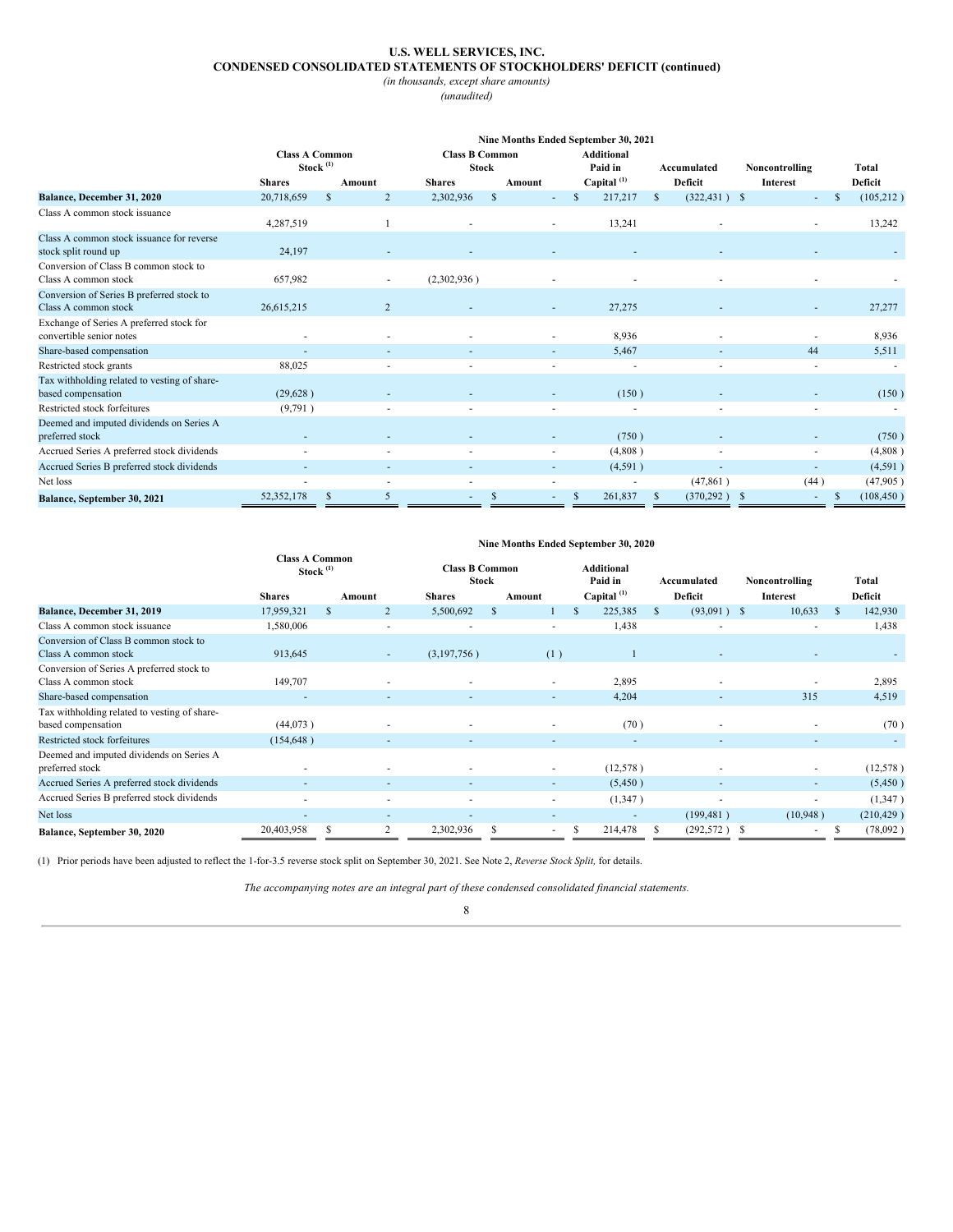# U.S. WELL SERVICES, INC.
## CONDENSED CONSOLIDATED STATEMENTS OF STOCKHOLDERS' DEFICIT (continued)

*(in thousands, except share amounts)*

*(unaudited)*

| | Nine Months Ended September 30, 2021 | | | | | | | |
|---|---|---|---|---|---|---|---|---|
| | Class A Common Stock [(1)] | | Class B Common Stock | | Additional Paid in Capital [(1)] | Accumulated Deficit | Noncontrolling Interest | Total Deficit |
| | Shares | Amount | Shares | Amount | | | | |
| **Balance, December 31, 2020** | 20,718,659 | $ 2 | 2,302,936 | $ - | $ 217,217 | $ (322,431) | $ - | $ (105,212) |
| Class A common stock issuance | 4,287,519 | 1 | - | - | 13,241 | - | - | 13,242 |
| Class A common stock issuance for reverse stock split round up | 24,197 | - | - | - | - | - | - | - |
| Conversion of Class B common stock to Class A common stock | 657,982 | - | (2,302,936) | - | - | - | - | - |
| Conversion of Series B preferred stock to Class A common stock | 26,615,215 | 2 | - | - | 27,275 | - | - | 27,277 |
| Exchange of Series A preferred stock for convertible senior notes | - | - | - | - | 8,936 | - | - | 8,936 |
| Share-based compensation | - | - | - | - | 5,467 | - | 44 | 5,511 |
| Restricted stock grants | 88,025 | - | - | - | - | - | - | - |
| Tax withholding related to vesting of share-based compensation | (29,628) | - | - | - | (150) | - | - | (150) |
| Restricted stock forfeitures | (9,791) | - | - | - | - | - | - | - |
| Deemed and imputed dividends on Series A preferred stock | - | - | - | - | (750) | - | - | (750) |
| Accrued Series A preferred stock dividends | - | - | - | - | (4,808) | - | - | (4,808) |
| Accrued Series B preferred stock dividends | - | - | - | - | (4,591) | - | - | (4,591) |
| Net loss | - | - | - | - | - | (47,861) | (44) | (47,905) |
| **Balance, September 30, 2021** | 52,352,178 | $ 5 | - | $ - | $ 261,837 | $ (370,292) | $ - | $ (108,450) |

| | Nine Months Ended September 30, 2020 | | | | | | | |
|---|---|---|---|---|---|---|---|---|
| | Class A Common Stock [(1)] | | Class B Common Stock | | Additional Paid in Capital [(1)] | Accumulated Deficit | Noncontrolling Interest | Total Deficit |
| | Shares | Amount | Shares | Amount | | | | |
| **Balance, December 31, 2019** | 17,959,321 | $ 2 | 5,500,692 | $ 1 | $ 225,385 | $ (93,091) | $ 10,633 | $ 142,930 |
| Class A common stock issuance | 1,580,006 | - | - | - | 1,438 | - | - | 1,438 |
| Conversion of Class B common stock to Class A common stock | 913,645 | - | (3,197,756) | (1) | 1 | - | - | - |
| Conversion of Series A preferred stock to Class A common stock | 149,707 | - | - | - | 2,895 | - | - | 2,895 |
| Share-based compensation | - | - | - | - | 4,204 | - | 315 | 4,519 |
| Tax withholding related to vesting of share-based compensation | (44,073) | - | - | - | (70) | - | - | (70) |
| Restricted stock forfeitures | (154,648) | - | - | - | - | - | - | - |
| Deemed and imputed dividends on Series A preferred stock | - | - | - | - | (12,578) | - | - | (12,578) |
| Accrued Series A preferred stock dividends | - | - | - | - | (5,450) | - | - | (5,450) |
| Accrued Series B preferred stock dividends | - | - | - | - | (1,347) | - | - | (1,347) |
| Net loss | - | - | - | - | - | (199,481) | (10,948) | (210,429) |
| **Balance, September 30, 2020** | 20,403,958 | $ 2 | 2,302,936 | $ - | $ 214,478 | $ (292,572) | $ - | $ (78,092) |

(1) Prior periods have been adjusted to reflect the 1-for-3.5 reverse stock split on September 30, 2021. See Note 2, *Reverse Stock Split,* for details.

*The accompanying notes are an integral part of these condensed consolidated financial statements.*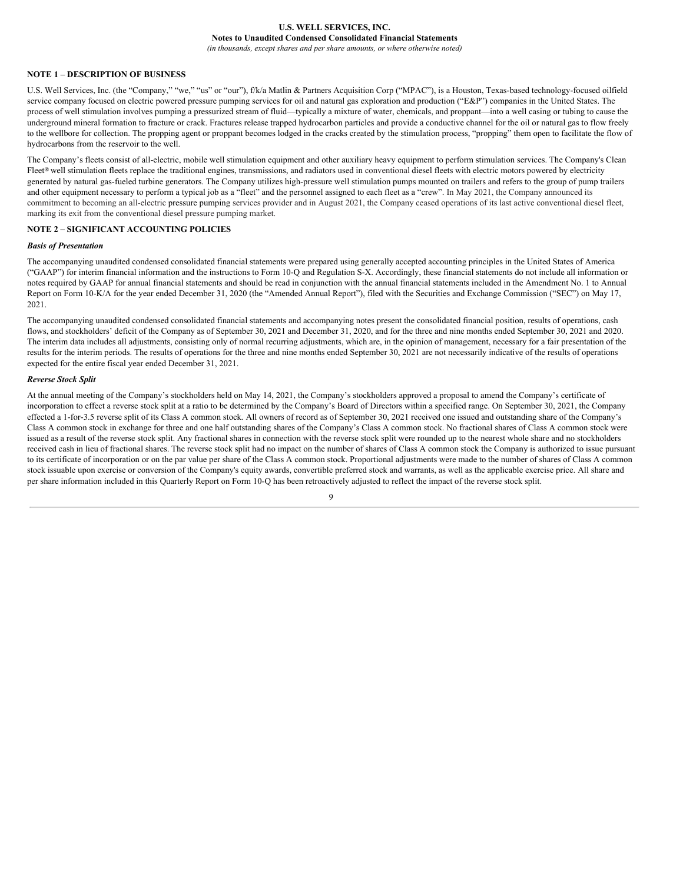## NOTE 1 – DESCRIPTION OF BUSINESS

U.S. Well Services, Inc. (the "Company," "we," "us" or "our"), f/k/a Matlin & Partners Acquisition Corp ("MPAC"), is a Houston, Texas-based technology-focused oilfield service company focused on electric powered pressure pumping services for oil and natural gas exploration and production ("E&P") companies in the United States. The process of well stimulation involves pumping a pressurized stream of fluid—typically a mixture of water, chemicals, and proppant—into a well casing or tubing to cause the underground mineral formation to fracture or crack. Fractures release trapped hydrocarbon particles and provide a conductive channel for the oil or natural gas to flow freely to the wellbore for collection. The propping agent or proppant becomes lodged in the cracks created by the stimulation process, "propping" them open to facilitate the flow of hydrocarbons from the reservoir to the well.

The Company's fleets consist of all-electric, mobile well stimulation equipment and other auxiliary heavy equipment to perform stimulation services. The Company's Clean Fleet® well stimulation fleets replace the traditional engines, transmissions, and radiators used in conventional diesel fleets with electric motors powered by electricity generated by natural gas-fueled turbine generators. The Company utilizes high-pressure well stimulation pumps mounted on trailers and refers to the group of pump trailers and other equipment necessary to perform a typical job as a "fleet" and the personnel assigned to each fleet as a "crew". In May 2021, the Company announced its commitment to becoming an all-electric pressure pumping services provider and in August 2021, the Company ceased operations of its last active conventional diesel fleet, marking its exit from the conventional diesel pressure pumping market.

## NOTE 2 – SIGNIFICANT ACCOUNTING POLICIES

### *Basis of Presentation*

The accompanying unaudited condensed consolidated financial statements were prepared using generally accepted accounting principles in the United States of America ("GAAP") for interim financial information and the instructions to Form 10-Q and Regulation S-X. Accordingly, these financial statements do not include all information or notes required by GAAP for annual financial statements and should be read in conjunction with the annual financial statements included in the Amendment No. 1 to Annual Report on Form 10-K/A for the year ended December 31, 2020 (the "Amended Annual Report"), filed with the Securities and Exchange Commission ("SEC") on May 17, 2021.

The accompanying unaudited condensed consolidated financial statements and accompanying notes present the consolidated financial position, results of operations, cash flows, and stockholders' deficit of the Company as of September 30, 2021 and December 31, 2020, and for the three and nine months ended September 30, 2021 and 2020. The interim data includes all adjustments, consisting only of normal recurring adjustments, which are, in the opinion of management, necessary for a fair presentation of the results for the interim periods. The results of operations for the three and nine months ended September 30, 2021 are not necessarily indicative of the results of operations expected for the entire fiscal year ended December 31, 2021.

### *Reverse Stock Split*

At the annual meeting of the Company's stockholders held on May 14, 2021, the Company's stockholders approved a proposal to amend the Company's certificate of incorporation to effect a reverse stock split at a ratio to be determined by the Company's Board of Directors within a specified range. On September 30, 2021, the Company effected a 1-for-3.5 reverse split of its Class A common stock. All owners of record as of September 30, 2021 received one issued and outstanding share of the Company's Class A common stock in exchange for three and one half outstanding shares of the Company's Class A common stock. No fractional shares of Class A common stock were issued as a result of the reverse stock split. Any fractional shares in connection with the reverse stock split were rounded up to the nearest whole share and no stockholders received cash in lieu of fractional shares. The reverse stock split had no impact on the number of shares of Class A common stock the Company is authorized to issue pursuant to its certificate of incorporation or on the par value per share of the Class A common stock. Proportional adjustments were made to the number of shares of Class A common stock issuable upon exercise or conversion of the Company's equity awards, convertible preferred stock and warrants, as well as the applicable exercise price. All share and per share information included in this Quarterly Report on Form 10-Q has been retroactively adjusted to reflect the impact of the reverse stock split.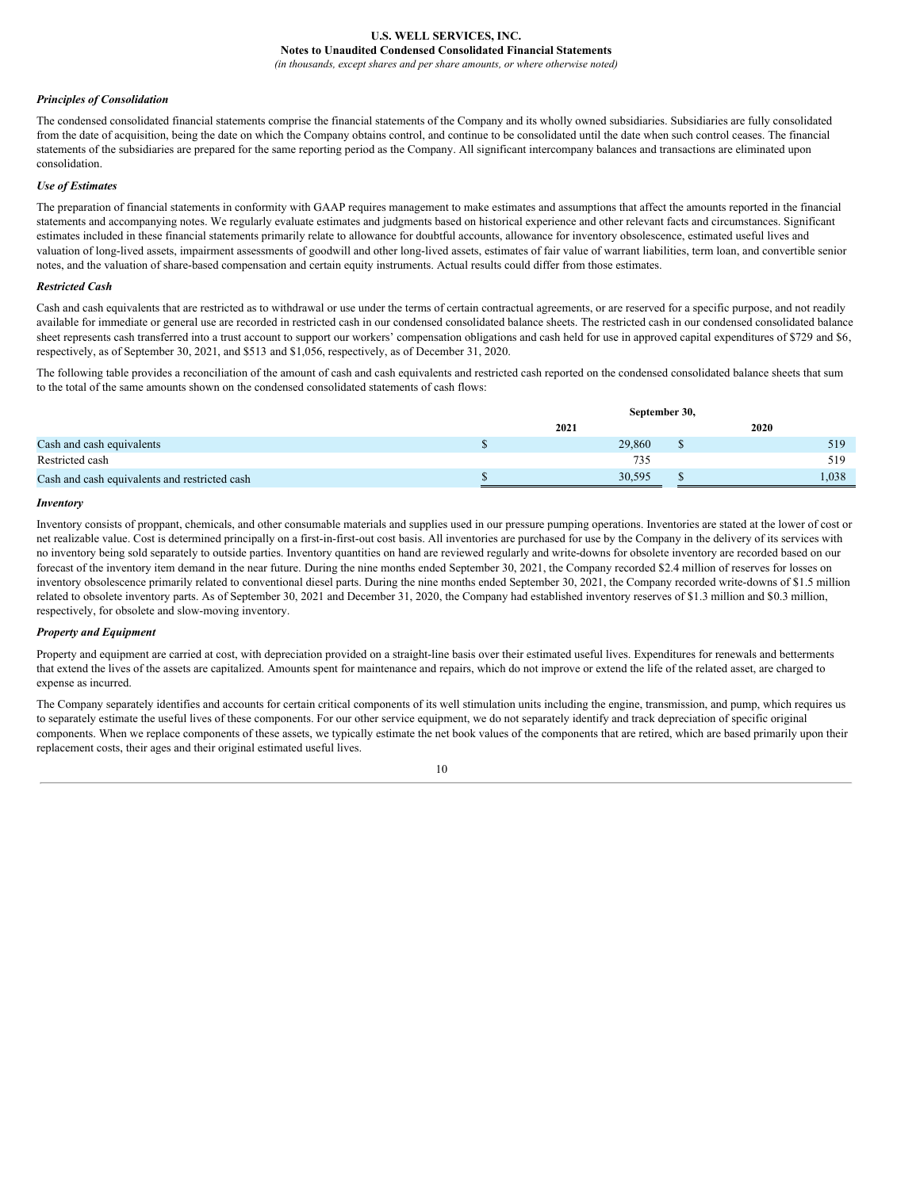***Principles of Consolidation***

The condensed consolidated financial statements comprise the financial statements of the Company and its wholly owned subsidiaries. Subsidiaries are fully consolidated from the date of acquisition, being the date on which the Company obtains control, and continue to be consolidated until the date when such control ceases. The financial statements of the subsidiaries are prepared for the same reporting period as the Company. All significant intercompany balances and transactions are eliminated upon consolidation.

***Use of Estimates***

The preparation of financial statements in conformity with GAAP requires management to make estimates and assumptions that affect the amounts reported in the financial statements and accompanying notes. We regularly evaluate estimates and judgments based on historical experience and other relevant facts and circumstances. Significant estimates included in these financial statements primarily relate to allowance for doubtful accounts, allowance for inventory obsolescence, estimated useful lives and valuation of long-lived assets, impairment assessments of goodwill and other long-lived assets, estimates of fair value of warrant liabilities, term loan, and convertible senior notes, and the valuation of share-based compensation and certain equity instruments. Actual results could differ from those estimates.

***Restricted Cash***

Cash and cash equivalents that are restricted as to withdrawal or use under the terms of certain contractual agreements, or are reserved for a specific purpose, and not readily available for immediate or general use are recorded in restricted cash in our condensed consolidated balance sheets. The restricted cash in our condensed consolidated balance sheet represents cash transferred into a trust account to support our workers' compensation obligations and cash held for use in approved capital expenditures of $729 and $6, respectively, as of September 30, 2021, and $513 and $1,056, respectively, as of December 31, 2020.

The following table provides a reconciliation of the amount of cash and cash equivalents and restricted cash reported on the condensed consolidated balance sheets that sum to the total of the same amounts shown on the condensed consolidated statements of cash flows:

| | September 30, | |
|---|---|---|
| | 2021 | 2020 |
| Cash and cash equivalents | $ 29,860 | $ 519 |
| Restricted cash | 735 | 519 |
| Cash and cash equivalents and restricted cash | $ 30,595 | $ 1,038 |

***Inventory***

Inventory consists of proppant, chemicals, and other consumable materials and supplies used in our pressure pumping operations. Inventories are stated at the lower of cost or net realizable value. Cost is determined principally on a first-in-first-out cost basis. All inventories are purchased for use by the Company in the delivery of its services with no inventory being sold separately to outside parties. Inventory quantities on hand are reviewed regularly and write-downs for obsolete inventory are recorded based on our forecast of the inventory item demand in the near future. During the nine months ended September 30, 2021, the Company recorded $2.4 million of reserves for losses on inventory obsolescence primarily related to conventional diesel parts. During the nine months ended September 30, 2021, the Company recorded write-downs of $1.5 million related to obsolete inventory parts. As of September 30, 2021 and December 31, 2020, the Company had established inventory reserves of $1.3 million and $0.3 million, respectively, for obsolete and slow-moving inventory.

***Property and Equipment***

Property and equipment are carried at cost, with depreciation provided on a straight-line basis over their estimated useful lives. Expenditures for renewals and betterments that extend the lives of the assets are capitalized. Amounts spent for maintenance and repairs, which do not improve or extend the life of the related asset, are charged to expense as incurred.

The Company separately identifies and accounts for certain critical components of its well stimulation units including the engine, transmission, and pump, which requires us to separately estimate the useful lives of these components. For our other service equipment, we do not separately identify and track depreciation of specific original components. When we replace components of these assets, we typically estimate the net book values of the components that are retired, which are based primarily upon their replacement costs, their ages and their original estimated useful lives.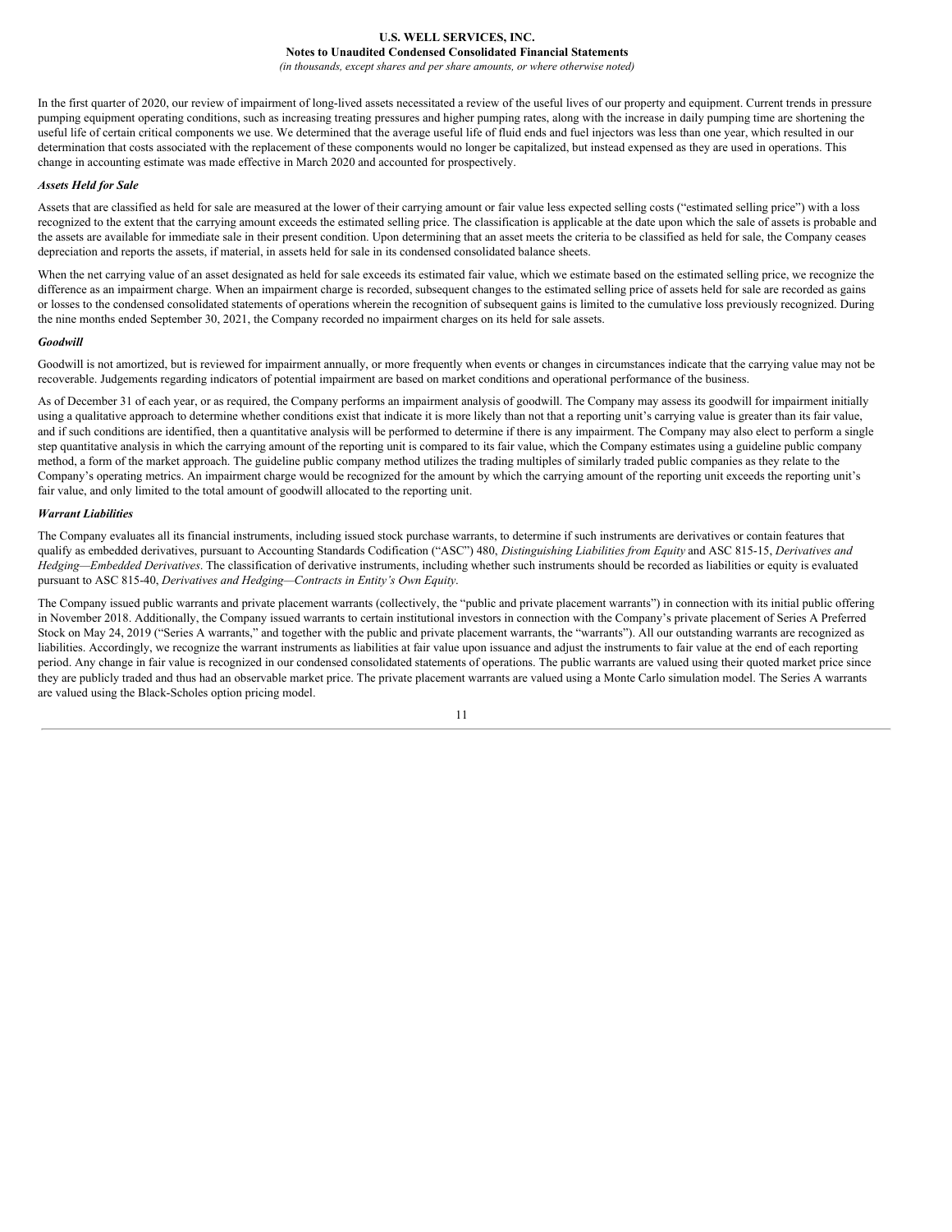In the first quarter of 2020, our review of impairment of long-lived assets necessitated a review of the useful lives of our property and equipment. Current trends in pressure pumping equipment operating conditions, such as increasing treating pressures and higher pumping rates, along with the increase in daily pumping time are shortening the useful life of certain critical components we use. We determined that the average useful life of fluid ends and fuel injectors was less than one year, which resulted in our determination that costs associated with the replacement of these components would no longer be capitalized, but instead expensed as they are used in operations. This change in accounting estimate was made effective in March 2020 and accounted for prospectively.

***Assets Held for Sale***

Assets that are classified as held for sale are measured at the lower of their carrying amount or fair value less expected selling costs ("estimated selling price") with a loss recognized to the extent that the carrying amount exceeds the estimated selling price. The classification is applicable at the date upon which the sale of assets is probable and the assets are available for immediate sale in their present condition. Upon determining that an asset meets the criteria to be classified as held for sale, the Company ceases depreciation and reports the assets, if material, in assets held for sale in its condensed consolidated balance sheets.

When the net carrying value of an asset designated as held for sale exceeds its estimated fair value, which we estimate based on the estimated selling price, we recognize the difference as an impairment charge. When an impairment charge is recorded, subsequent changes to the estimated selling price of assets held for sale are recorded as gains or losses to the condensed consolidated statements of operations wherein the recognition of subsequent gains is limited to the cumulative loss previously recognized. During the nine months ended September 30, 2021, the Company recorded no impairment charges on its held for sale assets.

***Goodwill***

Goodwill is not amortized, but is reviewed for impairment annually, or more frequently when events or changes in circumstances indicate that the carrying value may not be recoverable. Judgements regarding indicators of potential impairment are based on market conditions and operational performance of the business.

As of December 31 of each year, or as required, the Company performs an impairment analysis of goodwill. The Company may assess its goodwill for impairment initially using a qualitative approach to determine whether conditions exist that indicate it is more likely than not that a reporting unit's carrying value is greater than its fair value, and if such conditions are identified, then a quantitative analysis will be performed to determine if there is any impairment. The Company may also elect to perform a single step quantitative analysis in which the carrying amount of the reporting unit is compared to its fair value, which the Company estimates using a guideline public company method, a form of the market approach. The guideline public company method utilizes the trading multiples of similarly traded public companies as they relate to the Company's operating metrics. An impairment charge would be recognized for the amount by which the carrying amount of the reporting unit exceeds the reporting unit's fair value, and only limited to the total amount of goodwill allocated to the reporting unit.

***Warrant Liabilities***

The Company evaluates all its financial instruments, including issued stock purchase warrants, to determine if such instruments are derivatives or contain features that qualify as embedded derivatives, pursuant to Accounting Standards Codification ("ASC") 480, *Distinguishing Liabilities from Equity* and ASC 815-15, *Derivatives and Hedging—Embedded Derivatives*. The classification of derivative instruments, including whether such instruments should be recorded as liabilities or equity is evaluated pursuant to ASC 815-40, *Derivatives and Hedging—Contracts in Entity's Own Equity*.

The Company issued public warrants and private placement warrants (collectively, the "public and private placement warrants") in connection with its initial public offering in November 2018. Additionally, the Company issued warrants to certain institutional investors in connection with the Company's private placement of Series A Preferred Stock on May 24, 2019 ("Series A warrants," and together with the public and private placement warrants, the "warrants"). All our outstanding warrants are recognized as liabilities. Accordingly, we recognize the warrant instruments as liabilities at fair value upon issuance and adjust the instruments to fair value at the end of each reporting period. Any change in fair value is recognized in our condensed consolidated statements of operations. The public warrants are valued using their quoted market price since they are publicly traded and thus had an observable market price. The private placement warrants are valued using a Monte Carlo simulation model. The Series A warrants are valued using the Black-Scholes option pricing model.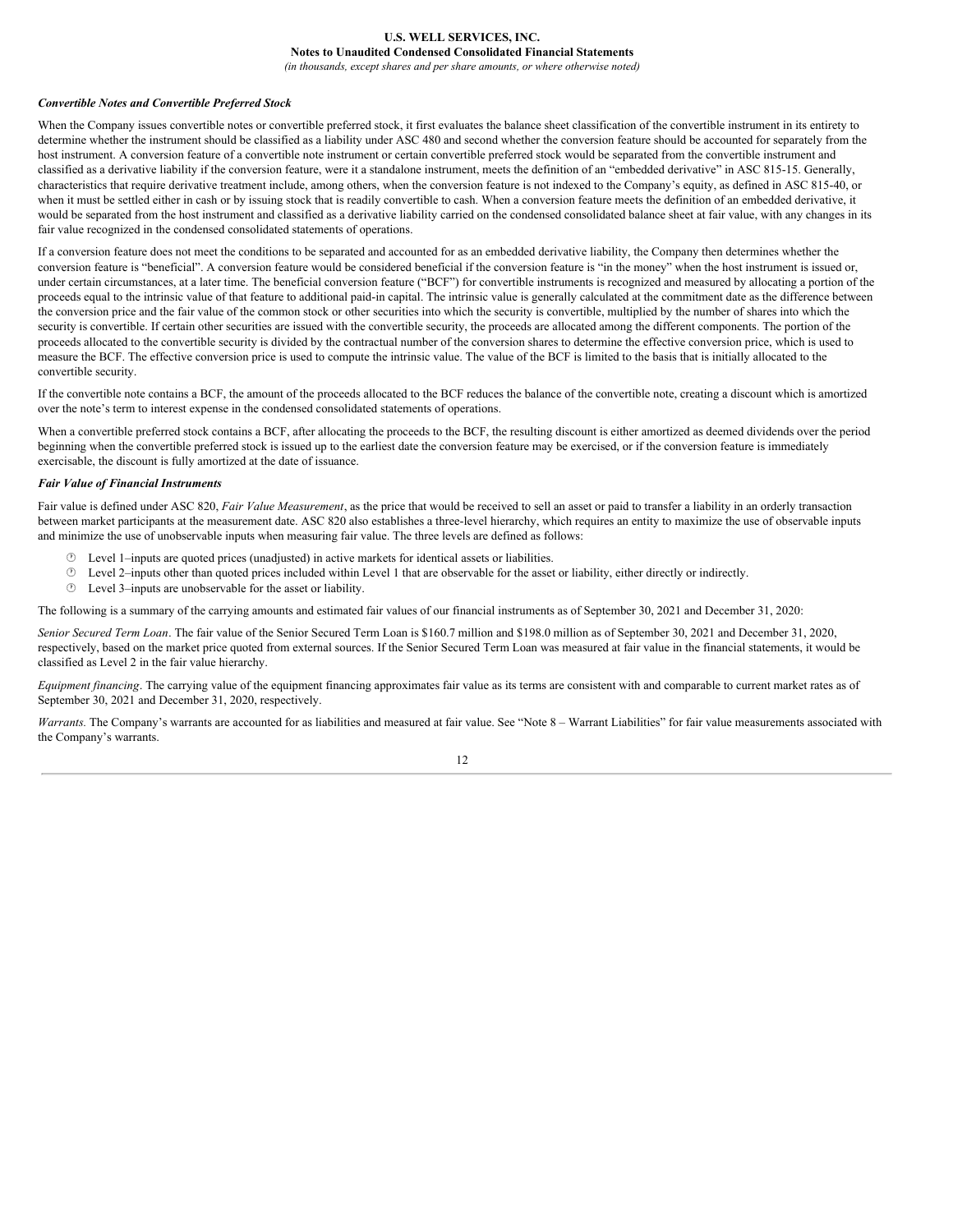### *Convertible Notes and Convertible Preferred Stock*

When the Company issues convertible notes or convertible preferred stock, it first evaluates the balance sheet classification of the convertible instrument in its entirety to determine whether the instrument should be classified as a liability under ASC 480 and second whether the conversion feature should be accounted for separately from the host instrument. A conversion feature of a convertible note instrument or certain convertible preferred stock would be separated from the convertible instrument and classified as a derivative liability if the conversion feature, were it a standalone instrument, meets the definition of an "embedded derivative" in ASC 815-15. Generally, characteristics that require derivative treatment include, among others, when the conversion feature is not indexed to the Company's equity, as defined in ASC 815-40, or when it must be settled either in cash or by issuing stock that is readily convertible to cash. When a conversion feature meets the definition of an embedded derivative, it would be separated from the host instrument and classified as a derivative liability carried on the condensed consolidated balance sheet at fair value, with any changes in its fair value recognized in the condensed consolidated statements of operations.

If a conversion feature does not meet the conditions to be separated and accounted for as an embedded derivative liability, the Company then determines whether the conversion feature is "beneficial". A conversion feature would be considered beneficial if the conversion feature is "in the money" when the host instrument is issued or, under certain circumstances, at a later time. The beneficial conversion feature ("BCF") for convertible instruments is recognized and measured by allocating a portion of the proceeds equal to the intrinsic value of that feature to additional paid-in capital. The intrinsic value is generally calculated at the commitment date as the difference between the conversion price and the fair value of the common stock or other securities into which the security is convertible, multiplied by the number of shares into which the security is convertible. If certain other securities are issued with the convertible security, the proceeds are allocated among the different components. The portion of the proceeds allocated to the convertible security is divided by the contractual number of the conversion shares to determine the effective conversion price, which is used to measure the BCF. The effective conversion price is used to compute the intrinsic value. The value of the BCF is limited to the basis that is initially allocated to the convertible security.

If the convertible note contains a BCF, the amount of the proceeds allocated to the BCF reduces the balance of the convertible note, creating a discount which is amortized over the note's term to interest expense in the condensed consolidated statements of operations.

When a convertible preferred stock contains a BCF, after allocating the proceeds to the BCF, the resulting discount is either amortized as deemed dividends over the period beginning when the convertible preferred stock is issued up to the earliest date the conversion feature may be exercised, or if the conversion feature is immediately exercisable, the discount is fully amortized at the date of issuance.

### *Fair Value of Financial Instruments*

Fair value is defined under ASC 820, *Fair Value Measurement*, as the price that would be received to sell an asset or paid to transfer a liability in an orderly transaction between market participants at the measurement date. ASC 820 also establishes a three-level hierarchy, which requires an entity to maximize the use of observable inputs and minimize the use of unobservable inputs when measuring fair value. The three levels are defined as follows:

- Level 1–inputs are quoted prices (unadjusted) in active markets for identical assets or liabilities.
- Level 2–inputs other than quoted prices included within Level 1 that are observable for the asset or liability, either directly or indirectly.
- Level 3–inputs are unobservable for the asset or liability.

The following is a summary of the carrying amounts and estimated fair values of our financial instruments as of September 30, 2021 and December 31, 2020:

*Senior Secured Term Loan*. The fair value of the Senior Secured Term Loan is $160.7 million and $198.0 million as of September 30, 2021 and December 31, 2020, respectively, based on the market price quoted from external sources. If the Senior Secured Term Loan was measured at fair value in the financial statements, it would be classified as Level 2 in the fair value hierarchy.

*Equipment financing*. The carrying value of the equipment financing approximates fair value as its terms are consistent with and comparable to current market rates as of September 30, 2021 and December 31, 2020, respectively.

*Warrants.* The Company's warrants are accounted for as liabilities and measured at fair value. See "Note 8 – Warrant Liabilities" for fair value measurements associated with the Company's warrants.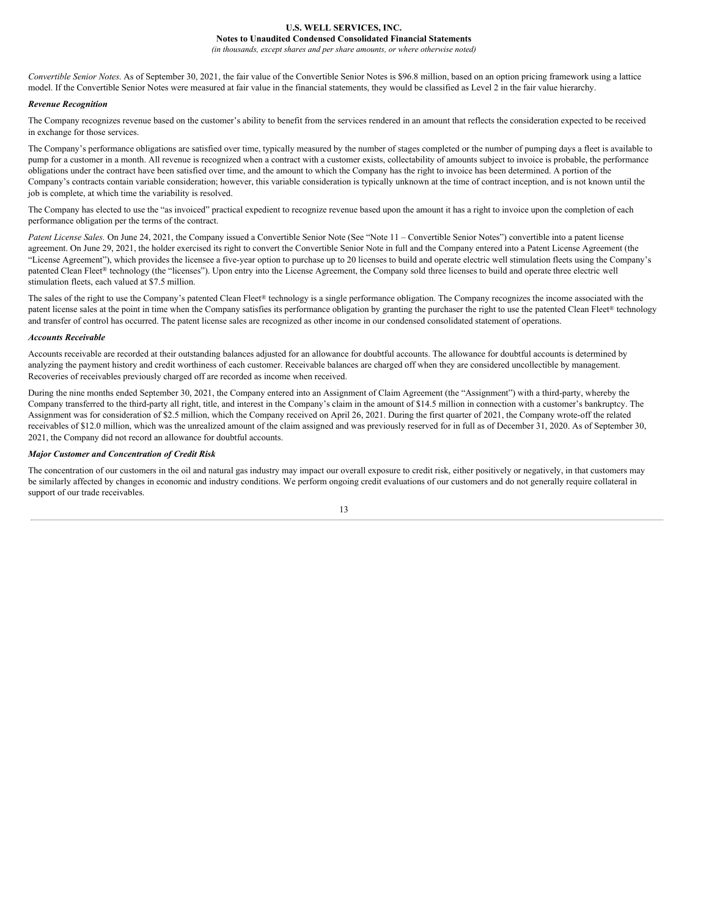*Convertible Senior Notes*. As of September 30, 2021, the fair value of the Convertible Senior Notes is $96.8 million, based on an option pricing framework using a lattice model. If the Convertible Senior Notes were measured at fair value in the financial statements, they would be classified as Level 2 in the fair value hierarchy.

***Revenue Recognition***

The Company recognizes revenue based on the customer's ability to benefit from the services rendered in an amount that reflects the consideration expected to be received in exchange for those services.

The Company's performance obligations are satisfied over time, typically measured by the number of stages completed or the number of pumping days a fleet is available to pump for a customer in a month. All revenue is recognized when a contract with a customer exists, collectability of amounts subject to invoice is probable, the performance obligations under the contract have been satisfied over time, and the amount to which the Company has the right to invoice has been determined. A portion of the Company's contracts contain variable consideration; however, this variable consideration is typically unknown at the time of contract inception, and is not known until the job is complete, at which time the variability is resolved.

The Company has elected to use the "as invoiced" practical expedient to recognize revenue based upon the amount it has a right to invoice upon the completion of each performance obligation per the terms of the contract.

*Patent License Sales.* On June 24, 2021, the Company issued a Convertible Senior Note (See "Note 11 – Convertible Senior Notes") convertible into a patent license agreement. On June 29, 2021, the holder exercised its right to convert the Convertible Senior Note in full and the Company entered into a Patent License Agreement (the "License Agreement"), which provides the licensee a five-year option to purchase up to 20 licenses to build and operate electric well stimulation fleets using the Company's patented Clean Fleet® technology (the "licenses"). Upon entry into the License Agreement, the Company sold three licenses to build and operate three electric well stimulation fleets, each valued at $7.5 million.

The sales of the right to use the Company's patented Clean Fleet® technology is a single performance obligation. The Company recognizes the income associated with the patent license sales at the point in time when the Company satisfies its performance obligation by granting the purchaser the right to use the patented Clean Fleet® technology and transfer of control has occurred. The patent license sales are recognized as other income in our condensed consolidated statement of operations.

***Accounts Receivable***

Accounts receivable are recorded at their outstanding balances adjusted for an allowance for doubtful accounts. The allowance for doubtful accounts is determined by analyzing the payment history and credit worthiness of each customer. Receivable balances are charged off when they are considered uncollectible by management. Recoveries of receivables previously charged off are recorded as income when received.

During the nine months ended September 30, 2021, the Company entered into an Assignment of Claim Agreement (the "Assignment") with a third-party, whereby the Company transferred to the third-party all right, title, and interest in the Company's claim in the amount of $14.5 million in connection with a customer's bankruptcy. The Assignment was for consideration of $2.5 million, which the Company received on April 26, 2021. During the first quarter of 2021, the Company wrote-off the related receivables of $12.0 million, which was the unrealized amount of the claim assigned and was previously reserved for in full as of December 31, 2020. As of September 30, 2021, the Company did not record an allowance for doubtful accounts.

***Major Customer and Concentration of Credit Risk***

The concentration of our customers in the oil and natural gas industry may impact our overall exposure to credit risk, either positively or negatively, in that customers may be similarly affected by changes in economic and industry conditions. We perform ongoing credit evaluations of our customers and do not generally require collateral in support of our trade receivables.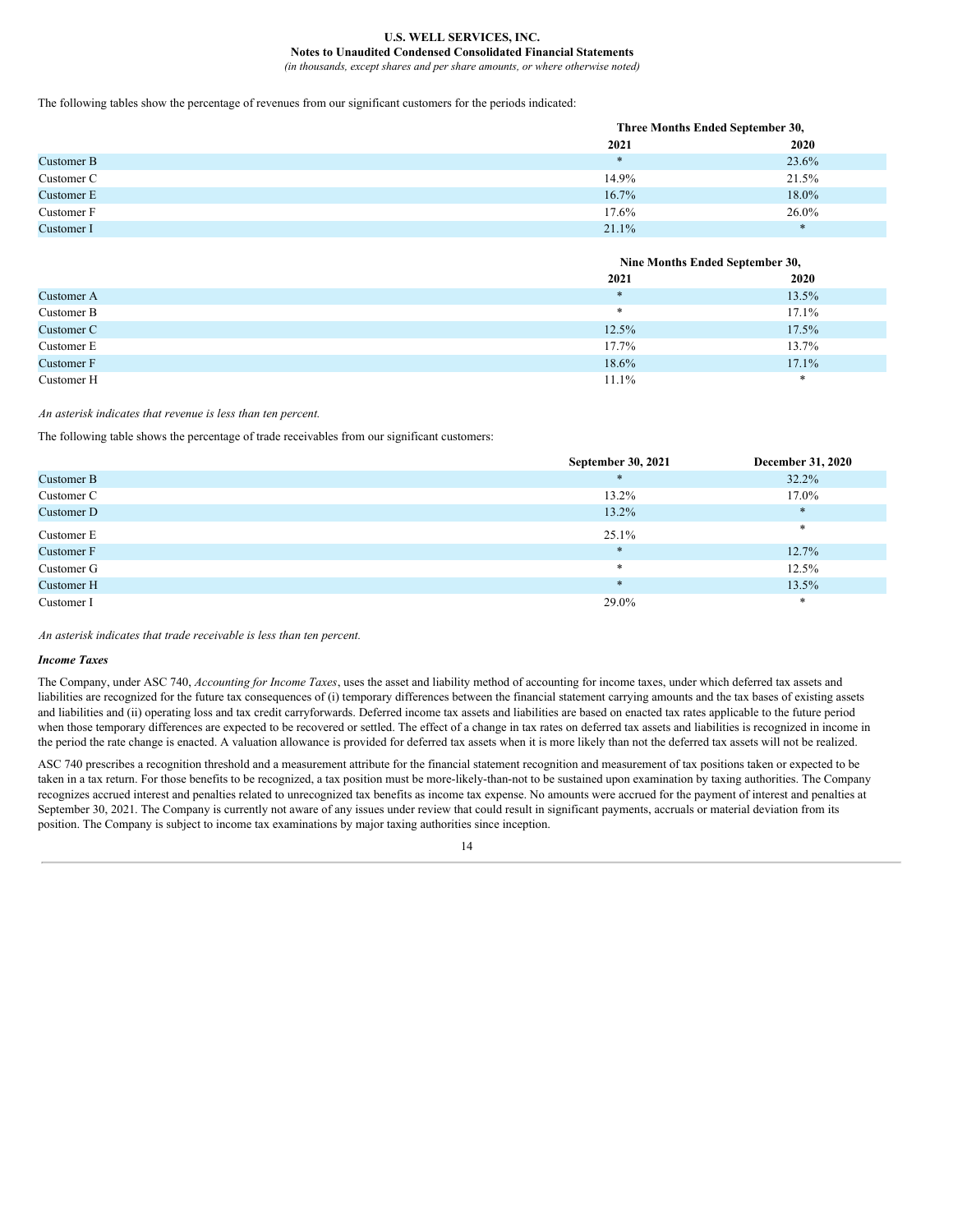The following tables show the percentage of revenues from our significant customers for the periods indicated:

| | Three Months Ended September 30, | |
|---|---|---|
| | 2021 | 2020 |
| Customer B | * | 23.6% |
| Customer C | 14.9% | 21.5% |
| Customer E | 16.7% | 18.0% |
| Customer F | 17.6% | 26.0% |
| Customer I | 21.1% | * |

| | Nine Months Ended September 30, | |
|---|---|---|
| | 2021 | 2020 |
| Customer A | * | 13.5% |
| Customer B | * | 17.1% |
| Customer C | 12.5% | 17.5% |
| Customer E | 17.7% | 13.7% |
| Customer F | 18.6% | 17.1% |
| Customer H | 11.1% | * |

*An asterisk indicates that revenue is less than ten percent.*

The following table shows the percentage of trade receivables from our significant customers:

| | September 30, 2021 | December 31, 2020 |
|---|---|---|
| Customer B | * | 32.2% |
| Customer C | 13.2% | 17.0% |
| Customer D | 13.2% | * |
| Customer E | 25.1% | * |
| Customer F | * | 12.7% |
| Customer G | * | 12.5% |
| Customer H | * | 13.5% |
| Customer I | 29.0% | * |

*An asterisk indicates that trade receivable is less than ten percent.*

***Income Taxes***

The Company, under ASC 740, *Accounting for Income Taxes*, uses the asset and liability method of accounting for income taxes, under which deferred tax assets and liabilities are recognized for the future tax consequences of (i) temporary differences between the financial statement carrying amounts and the tax bases of existing assets and liabilities and (ii) operating loss and tax credit carryforwards. Deferred income tax assets and liabilities are based on enacted tax rates applicable to the future period when those temporary differences are expected to be recovered or settled. The effect of a change in tax rates on deferred tax assets and liabilities is recognized in income in the period the rate change is enacted. A valuation allowance is provided for deferred tax assets when it is more likely than not the deferred tax assets will not be realized.

ASC 740 prescribes a recognition threshold and a measurement attribute for the financial statement recognition and measurement of tax positions taken or expected to be taken in a tax return. For those benefits to be recognized, a tax position must be more-likely-than-not to be sustained upon examination by taxing authorities. The Company recognizes accrued interest and penalties related to unrecognized tax benefits as income tax expense. No amounts were accrued for the payment of interest and penalties at September 30, 2021. The Company is currently not aware of any issues under review that could result in significant payments, accruals or material deviation from its position. The Company is subject to income tax examinations by major taxing authorities since inception.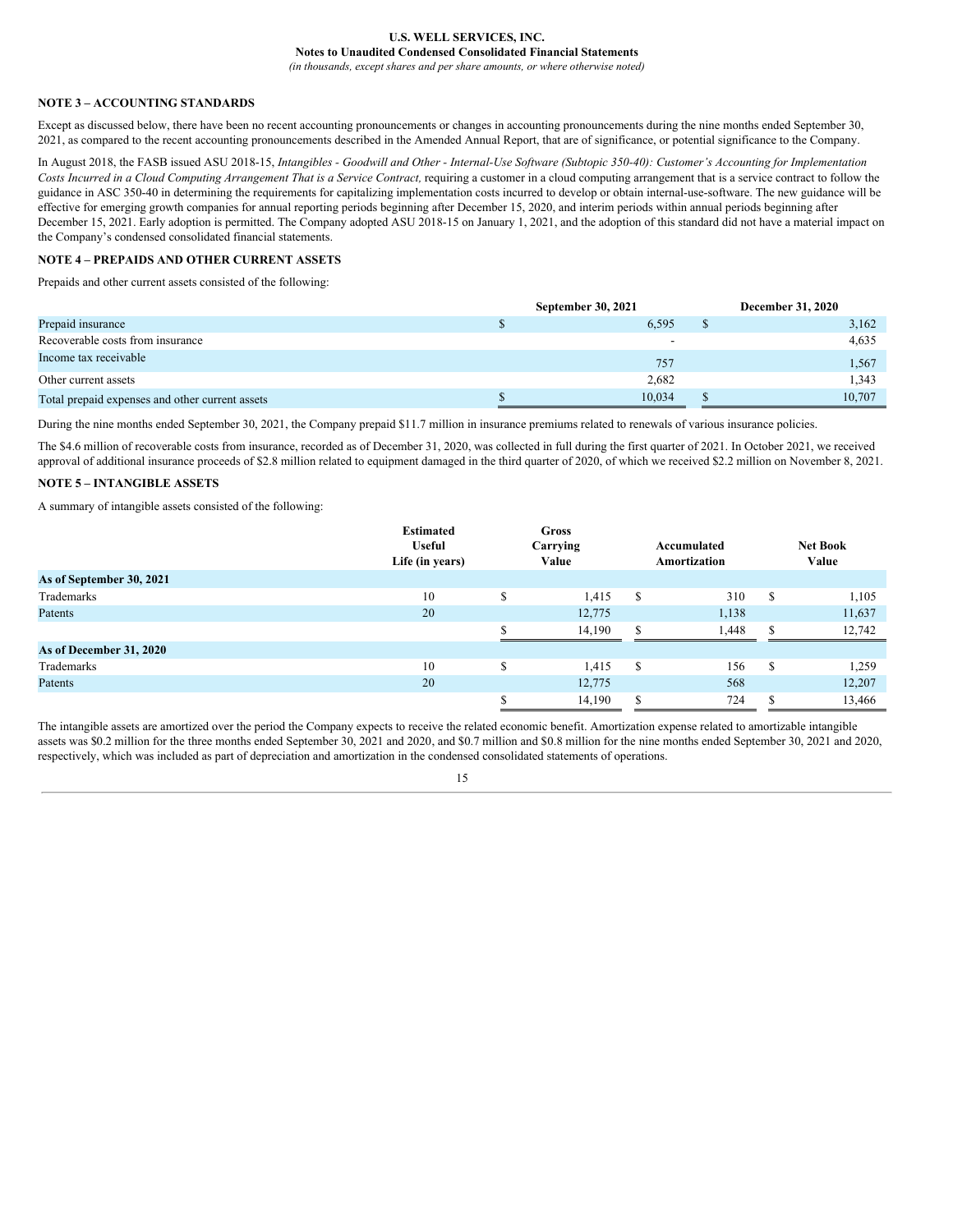## NOTE 3 – ACCOUNTING STANDARDS

Except as discussed below, there have been no recent accounting pronouncements or changes in accounting pronouncements during the nine months ended September 30, 2021, as compared to the recent accounting pronouncements described in the Amended Annual Report, that are of significance, or potential significance to the Company.

In August 2018, the FASB issued ASU 2018-15, *Intangibles - Goodwill and Other - Internal-Use Software (Subtopic 350-40): Customer's Accounting for Implementation Costs Incurred in a Cloud Computing Arrangement That is a Service Contract,* requiring a customer in a cloud computing arrangement that is a service contract to follow the guidance in ASC 350-40 in determining the requirements for capitalizing implementation costs incurred to develop or obtain internal-use-software. The new guidance will be effective for emerging growth companies for annual reporting periods beginning after December 15, 2020, and interim periods within annual periods beginning after December 15, 2021. Early adoption is permitted. The Company adopted ASU 2018-15 on January 1, 2021, and the adoption of this standard did not have a material impact on the Company's condensed consolidated financial statements.

## NOTE 4 – PREPAIDS AND OTHER CURRENT ASSETS

Prepaids and other current assets consisted of the following:

| | September 30, 2021 | December 31, 2020 |
|---|---|---|
| Prepaid insurance | $ 6,595 | $ 3,162 |
| Recoverable costs from insurance | - | 4,635 |
| Income tax receivable | 757 | 1,567 |
| Other current assets | 2,682 | 1,343 |
| Total prepaid expenses and other current assets | $ 10,034 | $ 10,707 |

During the nine months ended September 30, 2021, the Company prepaid $11.7 million in insurance premiums related to renewals of various insurance policies.

The $4.6 million of recoverable costs from insurance, recorded as of December 31, 2020, was collected in full during the first quarter of 2021. In October 2021, we received approval of additional insurance proceeds of $2.8 million related to equipment damaged in the third quarter of 2020, of which we received $2.2 million on November 8, 2021.

## NOTE 5 – INTANGIBLE ASSETS

A summary of intangible assets consisted of the following:

| | Estimated Useful Life (in years) | Gross Carrying Value | Accumulated Amortization | Net Book Value |
|---|---|---|---|---|
| **As of September 30, 2021** | | | | |
| Trademarks | 10 | $ 1,415 | $ 310 | $ 1,105 |
| Patents | 20 | 12,775 | 1,138 | 11,637 |
| | | $ 14,190 | $ 1,448 | $ 12,742 |
| **As of December 31, 2020** | | | | |
| Trademarks | 10 | $ 1,415 | $ 156 | $ 1,259 |
| Patents | 20 | 12,775 | 568 | 12,207 |
| | | $ 14,190 | $ 724 | $ 13,466 |

The intangible assets are amortized over the period the Company expects to receive the related economic benefit. Amortization expense related to amortizable intangible assets was $0.2 million for the three months ended September 30, 2021 and 2020, and $0.7 million and $0.8 million for the nine months ended September 30, 2021 and 2020, respectively, which was included as part of depreciation and amortization in the condensed consolidated statements of operations.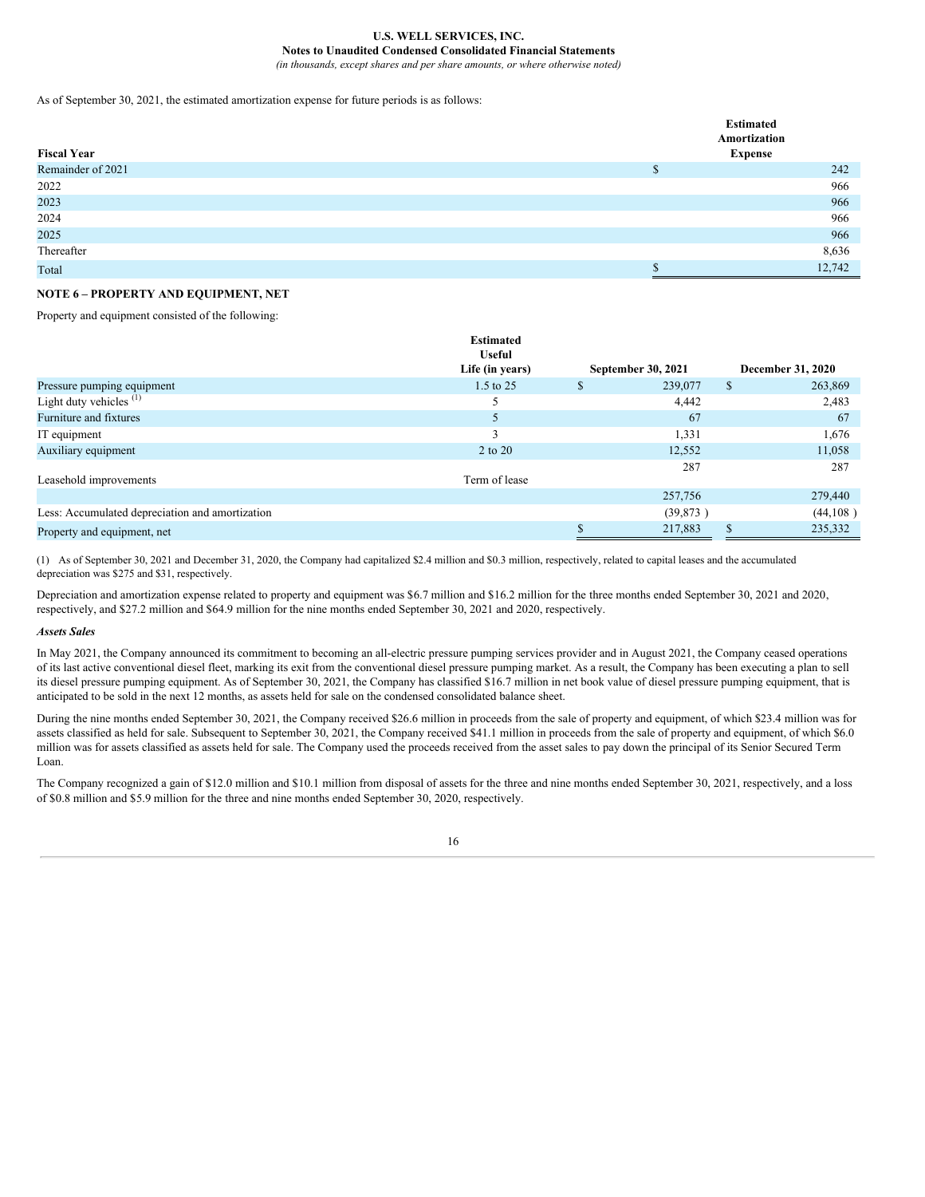As of September 30, 2021, the estimated amortization expense for future periods is as follows:

| Fiscal Year | Estimated Amortization Expense |
|---|---|
| Remainder of 2021 | $ 242 |
| 2022 | 966 |
| 2023 | 966 |
| 2024 | 966 |
| 2025 | 966 |
| Thereafter | 8,636 |
| Total | $ 12,742 |

## NOTE 6 – PROPERTY AND EQUIPMENT, NET

Property and equipment consisted of the following:

| | Estimated Useful Life (in years) | September 30, 2021 | December 31, 2020 |
|---|---|---|---|
| Pressure pumping equipment | 1.5 to 25 | $ 239,077 | $ 263,869 |
| Light duty vehicles [(1)] | 5 | 4,442 | 2,483 |
| Furniture and fixtures | 5 | 67 | 67 |
| IT equipment | 3 | 1,331 | 1,676 |
| Auxiliary equipment | 2 to 20 | 12,552 | 11,058 |
| Leasehold improvements | Term of lease | 287 | 287 |
| | | 257,756 | 279,440 |
| Less: Accumulated depreciation and amortization | | (39,873 ) | (44,108 ) |
| Property and equipment, net | | $ 217,883 | $ 235,332 |

(1) As of September 30, 2021 and December 31, 2020, the Company had capitalized $2.4 million and $0.3 million, respectively, related to capital leases and the accumulated depreciation was $275 and $31, respectively.

Depreciation and amortization expense related to property and equipment was $6.7 million and $16.2 million for the three months ended September 30, 2021 and 2020, respectively, and $27.2 million and $64.9 million for the nine months ended September 30, 2021 and 2020, respectively.

***Assets Sales***

In May 2021, the Company announced its commitment to becoming an all-electric pressure pumping services provider and in August 2021, the Company ceased operations of its last active conventional diesel fleet, marking its exit from the conventional diesel pressure pumping market. As a result, the Company has been executing a plan to sell its diesel pressure pumping equipment. As of September 30, 2021, the Company has classified $16.7 million in net book value of diesel pressure pumping equipment, that is anticipated to be sold in the next 12 months, as assets held for sale on the condensed consolidated balance sheet.

During the nine months ended September 30, 2021, the Company received $26.6 million in proceeds from the sale of property and equipment, of which $23.4 million was for assets classified as held for sale. Subsequent to September 30, 2021, the Company received $41.1 million in proceeds from the sale of property and equipment, of which $6.0 million was for assets classified as assets held for sale. The Company used the proceeds received from the asset sales to pay down the principal of its Senior Secured Term Loan.

The Company recognized a gain of $12.0 million and $10.1 million from disposal of assets for the three and nine months ended September 30, 2021, respectively, and a loss of $0.8 million and $5.9 million for the three and nine months ended September 30, 2020, respectively.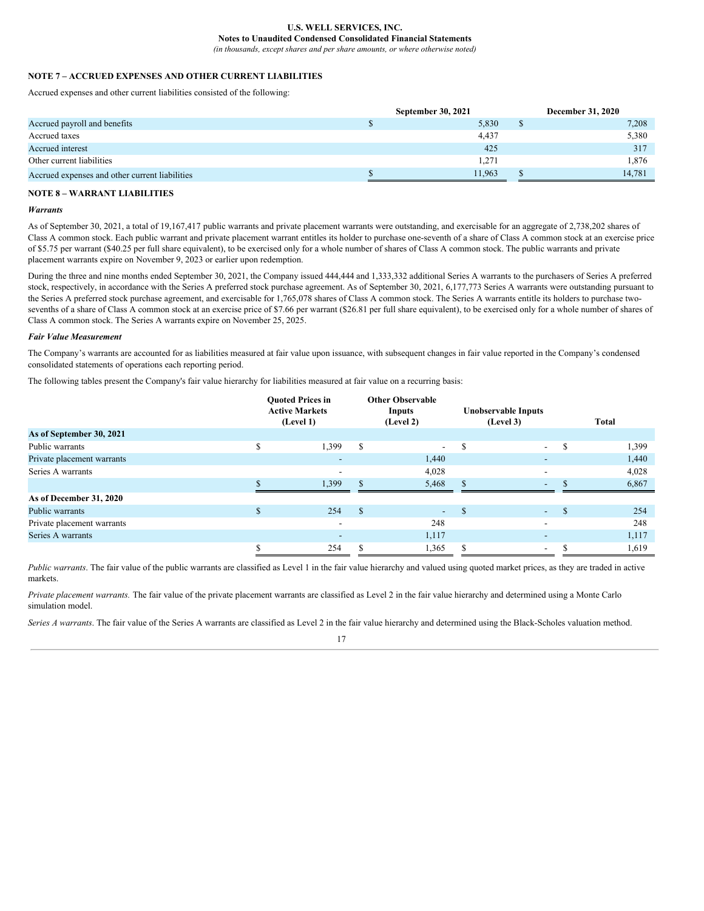## NOTE 7 – ACCRUED EXPENSES AND OTHER CURRENT LIABILITIES

Accrued expenses and other current liabilities consisted of the following:

| | September 30, 2021 | December 31, 2020 |
|---|---|---|
| Accrued payroll and benefits | $ 5,830 | $ 7,208 |
| Accrued taxes | 4,437 | 5,380 |
| Accrued interest | 425 | 317 |
| Other current liabilities | 1,271 | 1,876 |
| Accrued expenses and other current liabilities | $ 11,963 | $ 14,781 |

## NOTE 8 – WARRANT LIABILITIES

### *Warrants*

As of September 30, 2021, a total of 19,167,417 public warrants and private placement warrants were outstanding, and exercisable for an aggregate of 2,738,202 shares of Class A common stock. Each public warrant and private placement warrant entitles its holder to purchase one-seventh of a share of Class A common stock at an exercise price of $5.75 per warrant ($40.25 per full share equivalent), to be exercised only for a whole number of shares of Class A common stock. The public warrants and private placement warrants expire on November 9, 2023 or earlier upon redemption.

During the three and nine months ended September 30, 2021, the Company issued 444,444 and 1,333,332 additional Series A warrants to the purchasers of Series A preferred stock, respectively, in accordance with the Series A preferred stock purchase agreement. As of September 30, 2021, 6,177,773 Series A warrants were outstanding pursuant to the Series A preferred stock purchase agreement, and exercisable for 1,765,078 shares of Class A common stock. The Series A warrants entitle its holders to purchase two-sevenths of a share of Class A common stock at an exercise price of $7.66 per warrant ($26.81 per full share equivalent), to be exercised only for a whole number of shares of Class A common stock. The Series A warrants expire on November 25, 2025.

### *Fair Value Measurement*

The Company's warrants are accounted for as liabilities measured at fair value upon issuance, with subsequent changes in fair value reported in the Company's condensed consolidated statements of operations each reporting period.

The following tables present the Company's fair value hierarchy for liabilities measured at fair value on a recurring basis:

| | Quoted Prices in Active Markets (Level 1) | Other Observable Inputs (Level 2) | Unobservable Inputs (Level 3) | Total |
|---|---|---|---|---|
| **As of September 30, 2021** | | | | |
| Public warrants | $ 1,399 | $ - | $ - | $ 1,399 |
| Private placement warrants | - | 1,440 | - | 1,440 |
| Series A warrants | - | 4,028 | - | 4,028 |
| | $ 1,399 | $ 5,468 | $ - | $ 6,867 |
| **As of December 31, 2020** | | | | |
| Public warrants | $ 254 | $ - | $ - | $ 254 |
| Private placement warrants | - | 248 | - | 248 |
| Series A warrants | - | 1,117 | - | 1,117 |
| | $ 254 | $ 1,365 | $ - | $ 1,619 |

*Public warrants*. The fair value of the public warrants are classified as Level 1 in the fair value hierarchy and valued using quoted market prices, as they are traded in active markets.

*Private placement warrants.* The fair value of the private placement warrants are classified as Level 2 in the fair value hierarchy and determined using a Monte Carlo simulation model.

*Series A warrants*. The fair value of the Series A warrants are classified as Level 2 in the fair value hierarchy and determined using the Black-Scholes valuation method.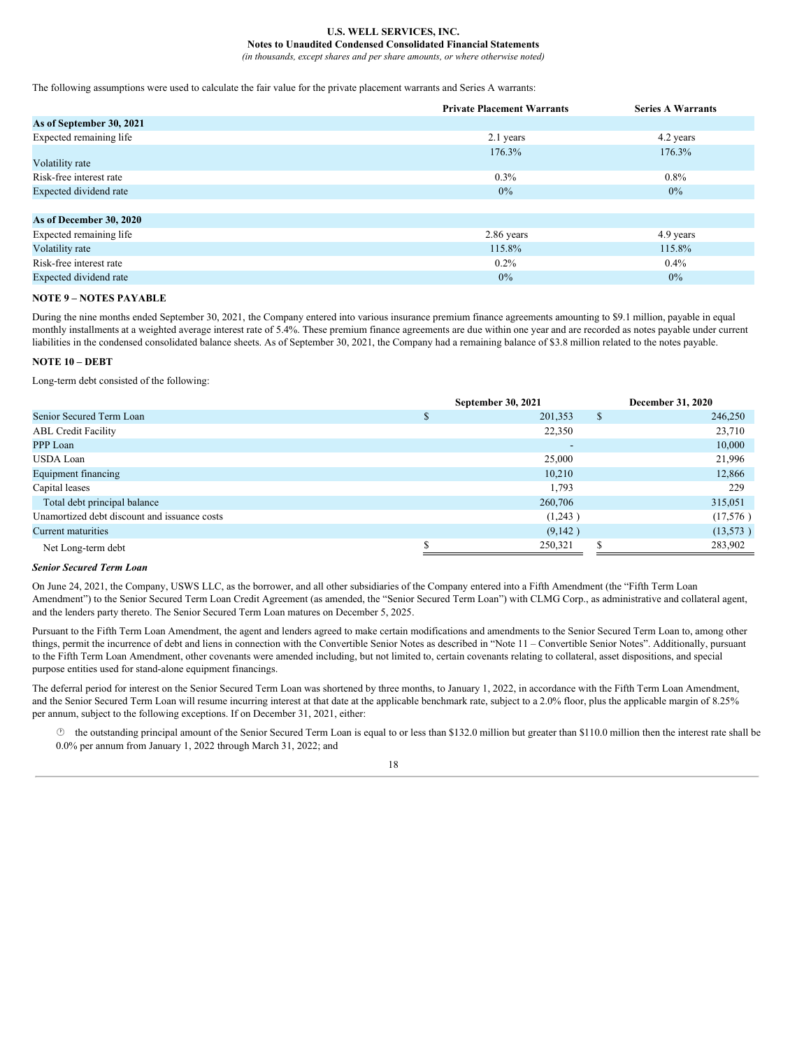The following assumptions were used to calculate the fair value for the private placement warrants and Series A warrants:

| | Private Placement Warrants | Series A Warrants |
|---|---|---|
| **As of September 30, 2021** | | |
| Expected remaining life | 2.1 years | 4.2 years |
| Volatility rate | 176.3% | 176.3% |
| Risk-free interest rate | 0.3% | 0.8% |
| Expected dividend rate | 0% | 0% |
| | | |
| **As of December 30, 2020** | | |
| Expected remaining life | 2.86 years | 4.9 years |
| Volatility rate | 115.8% | 115.8% |
| Risk-free interest rate | 0.2% | 0.4% |
| Expected dividend rate | 0% | 0% |

**NOTE 9 – NOTES PAYABLE**

During the nine months ended September 30, 2021, the Company entered into various insurance premium finance agreements amounting to $9.1 million, payable in equal monthly installments at a weighted average interest rate of 5.4%. These premium finance agreements are due within one year and are recorded as notes payable under current liabilities in the condensed consolidated balance sheets. As of September 30, 2021, the Company had a remaining balance of $3.8 million related to the notes payable.

**NOTE 10 – DEBT**

Long-term debt consisted of the following:

| | September 30, 2021 | December 31, 2020 |
|---|---|---|
| Senior Secured Term Loan | $ 201,353 | $ 246,250 |
| ABL Credit Facility | 22,350 | 23,710 |
| PPP Loan | - | 10,000 |
| USDA Loan | 25,000 | 21,996 |
| Equipment financing | 10,210 | 12,866 |
| Capital leases | 1,793 | 229 |
| Total debt principal balance | 260,706 | 315,051 |
| Unamortized debt discount and issuance costs | (1,243 ) | (17,576 ) |
| Current maturities | (9,142 ) | (13,573 ) |
| Net Long-term debt | $ 250,321 | $ 283,902 |

***Senior Secured Term Loan***

On June 24, 2021, the Company, USWS LLC, as the borrower, and all other subsidiaries of the Company entered into a Fifth Amendment (the "Fifth Term Loan Amendment") to the Senior Secured Term Loan Credit Agreement (as amended, the "Senior Secured Term Loan") with CLMG Corp., as administrative and collateral agent, and the lenders party thereto. The Senior Secured Term Loan matures on December 5, 2025.

Pursuant to the Fifth Term Loan Amendment, the agent and lenders agreed to make certain modifications and amendments to the Senior Secured Term Loan to, among other things, permit the incurrence of debt and liens in connection with the Convertible Senior Notes as described in "Note 11 – Convertible Senior Notes". Additionally, pursuant to the Fifth Term Loan Amendment, other covenants were amended including, but not limited to, certain covenants relating to collateral, asset dispositions, and special purpose entities used for stand-alone equipment financings.

The deferral period for interest on the Senior Secured Term Loan was shortened by three months, to January 1, 2022, in accordance with the Fifth Term Loan Amendment, and the Senior Secured Term Loan will resume incurring interest at that date at the applicable benchmark rate, subject to a 2.0% floor, plus the applicable margin of 8.25% per annum, subject to the following exceptions. If on December 31, 2021, either:

- the outstanding principal amount of the Senior Secured Term Loan is equal to or less than $132.0 million but greater than $110.0 million then the interest rate shall be 0.0% per annum from January 1, 2022 through March 31, 2022; and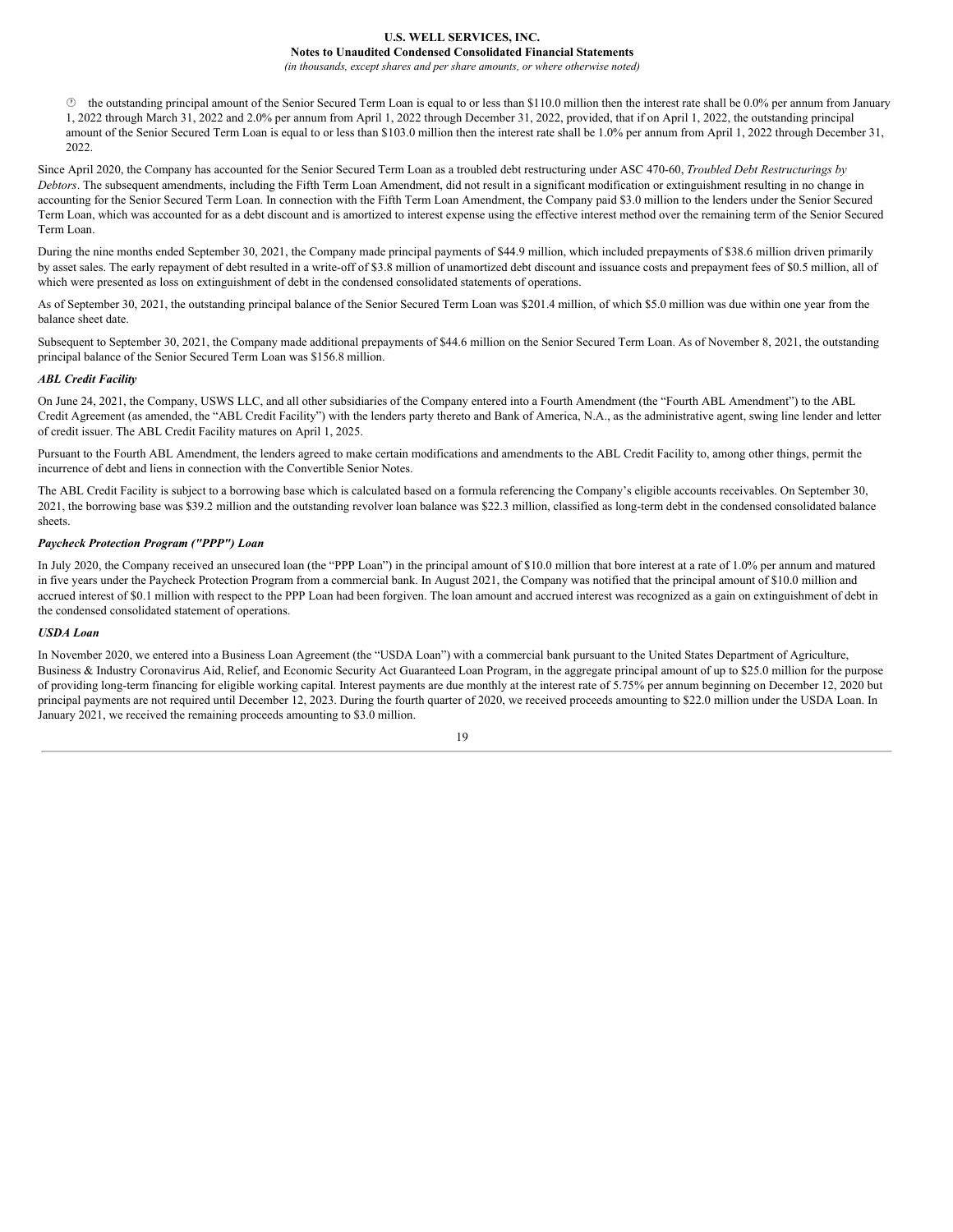- the outstanding principal amount of the Senior Secured Term Loan is equal to or less than $110.0 million then the interest rate shall be 0.0% per annum from January 1, 2022 through March 31, 2022 and 2.0% per annum from April 1, 2022 through December 31, 2022, provided, that if on April 1, 2022, the outstanding principal amount of the Senior Secured Term Loan is equal to or less than $103.0 million then the interest rate shall be 1.0% per annum from April 1, 2022 through December 31, 2022.

Since April 2020, the Company has accounted for the Senior Secured Term Loan as a troubled debt restructuring under ASC 470-60, *Troubled Debt Restructurings by Debtors*. The subsequent amendments, including the Fifth Term Loan Amendment, did not result in a significant modification or extinguishment resulting in no change in accounting for the Senior Secured Term Loan. In connection with the Fifth Term Loan Amendment, the Company paid $3.0 million to the lenders under the Senior Secured Term Loan, which was accounted for as a debt discount and is amortized to interest expense using the effective interest method over the remaining term of the Senior Secured Term Loan.

During the nine months ended September 30, 2021, the Company made principal payments of $44.9 million, which included prepayments of $38.6 million driven primarily by asset sales. The early repayment of debt resulted in a write-off of $3.8 million of unamortized debt discount and issuance costs and prepayment fees of $0.5 million, all of which were presented as loss on extinguishment of debt in the condensed consolidated statements of operations.

As of September 30, 2021, the outstanding principal balance of the Senior Secured Term Loan was $201.4 million, of which $5.0 million was due within one year from the balance sheet date.

Subsequent to September 30, 2021, the Company made additional prepayments of $44.6 million on the Senior Secured Term Loan. As of November 8, 2021, the outstanding principal balance of the Senior Secured Term Loan was $156.8 million.

***ABL Credit Facility***

On June 24, 2021, the Company, USWS LLC, and all other subsidiaries of the Company entered into a Fourth Amendment (the "Fourth ABL Amendment") to the ABL Credit Agreement (as amended, the "ABL Credit Facility") with the lenders party thereto and Bank of America, N.A., as the administrative agent, swing line lender and letter of credit issuer. The ABL Credit Facility matures on April 1, 2025.

Pursuant to the Fourth ABL Amendment, the lenders agreed to make certain modifications and amendments to the ABL Credit Facility to, among other things, permit the incurrence of debt and liens in connection with the Convertible Senior Notes.

The ABL Credit Facility is subject to a borrowing base which is calculated based on a formula referencing the Company's eligible accounts receivables. On September 30, 2021, the borrowing base was $39.2 million and the outstanding revolver loan balance was $22.3 million, classified as long-term debt in the condensed consolidated balance sheets.

***Paycheck Protection Program ("PPP") Loan***

In July 2020, the Company received an unsecured loan (the "PPP Loan") in the principal amount of $10.0 million that bore interest at a rate of 1.0% per annum and matured in five years under the Paycheck Protection Program from a commercial bank. In August 2021, the Company was notified that the principal amount of $10.0 million and accrued interest of $0.1 million with respect to the PPP Loan had been forgiven. The loan amount and accrued interest was recognized as a gain on extinguishment of debt in the condensed consolidated statement of operations.

***USDA Loan***

In November 2020, we entered into a Business Loan Agreement (the "USDA Loan") with a commercial bank pursuant to the United States Department of Agriculture, Business & Industry Coronavirus Aid, Relief, and Economic Security Act Guaranteed Loan Program, in the aggregate principal amount of up to $25.0 million for the purpose of providing long-term financing for eligible working capital. Interest payments are due monthly at the interest rate of 5.75% per annum beginning on December 12, 2020 but principal payments are not required until December 12, 2023. During the fourth quarter of 2020, we received proceeds amounting to $22.0 million under the USDA Loan. In January 2021, we received the remaining proceeds amounting to $3.0 million.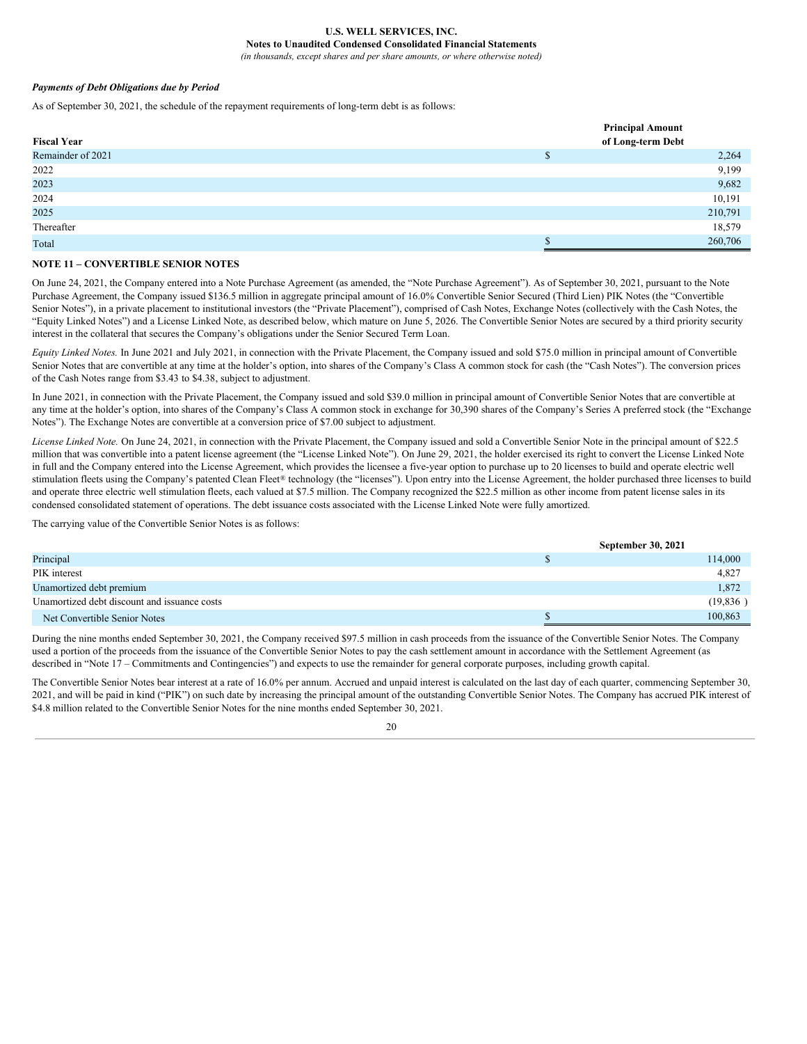*Payments of Debt Obligations due by Period*

As of September 30, 2021, the schedule of the repayment requirements of long-term debt is as follows:

| Fiscal Year | Principal Amount of Long-term Debt |
|---|---|
| Remainder of 2021 | $ 2,264 |
| 2022 | 9,199 |
| 2023 | 9,682 |
| 2024 | 10,191 |
| 2025 | 210,791 |
| Thereafter | 18,579 |
| Total | $ 260,706 |

**NOTE 11 – CONVERTIBLE SENIOR NOTES**

On June 24, 2021, the Company entered into a Note Purchase Agreement (as amended, the "Note Purchase Agreement"). As of September 30, 2021, pursuant to the Note Purchase Agreement, the Company issued $136.5 million in aggregate principal amount of 16.0% Convertible Senior Secured (Third Lien) PIK Notes (the "Convertible Senior Notes"), in a private placement to institutional investors (the "Private Placement"), comprised of Cash Notes, Exchange Notes (collectively with the Cash Notes, the "Equity Linked Notes") and a License Linked Note, as described below, which mature on June 5, 2026. The Convertible Senior Notes are secured by a third priority security interest in the collateral that secures the Company's obligations under the Senior Secured Term Loan.

*Equity Linked Notes.* In June 2021 and July 2021, in connection with the Private Placement, the Company issued and sold $75.0 million in principal amount of Convertible Senior Notes that are convertible at any time at the holder's option, into shares of the Company's Class A common stock for cash (the "Cash Notes"). The conversion prices of the Cash Notes range from $3.43 to $4.38, subject to adjustment.

In June 2021, in connection with the Private Placement, the Company issued and sold $39.0 million in principal amount of Convertible Senior Notes that are convertible at any time at the holder's option, into shares of the Company's Class A common stock in exchange for 30,390 shares of the Company's Series A preferred stock (the "Exchange Notes"). The Exchange Notes are convertible at a conversion price of $7.00 subject to adjustment.

*License Linked Note.* On June 24, 2021, in connection with the Private Placement, the Company issued and sold a Convertible Senior Note in the principal amount of $22.5 million that was convertible into a patent license agreement (the "License Linked Note"). On June 29, 2021, the holder exercised its right to convert the License Linked Note in full and the Company entered into the License Agreement, which provides the licensee a five-year option to purchase up to 20 licenses to build and operate electric well stimulation fleets using the Company's patented Clean Fleet® technology (the "licenses"). Upon entry into the License Agreement, the holder purchased three licenses to build and operate three electric well stimulation fleets, each valued at $7.5 million. The Company recognized the $22.5 million as other income from patent license sales in its condensed consolidated statement of operations. The debt issuance costs associated with the License Linked Note were fully amortized.

The carrying value of the Convertible Senior Notes is as follows:

| | September 30, 2021 |
|---|---|
| Principal | $ 114,000 |
| PIK interest | 4,827 |
| Unamortized debt premium | 1,872 |
| Unamortized debt discount and issuance costs | (19,836 ) |
| Net Convertible Senior Notes | $ 100,863 |

During the nine months ended September 30, 2021, the Company received $97.5 million in cash proceeds from the issuance of the Convertible Senior Notes. The Company used a portion of the proceeds from the issuance of the Convertible Senior Notes to pay the cash settlement amount in accordance with the Settlement Agreement (as described in "Note 17 – Commitments and Contingencies") and expects to use the remainder for general corporate purposes, including growth capital.

The Convertible Senior Notes bear interest at a rate of 16.0% per annum. Accrued and unpaid interest is calculated on the last day of each quarter, commencing September 30, 2021, and will be paid in kind ("PIK") on such date by increasing the principal amount of the outstanding Convertible Senior Notes. The Company has accrued PIK interest of $4.8 million related to the Convertible Senior Notes for the nine months ended September 30, 2021.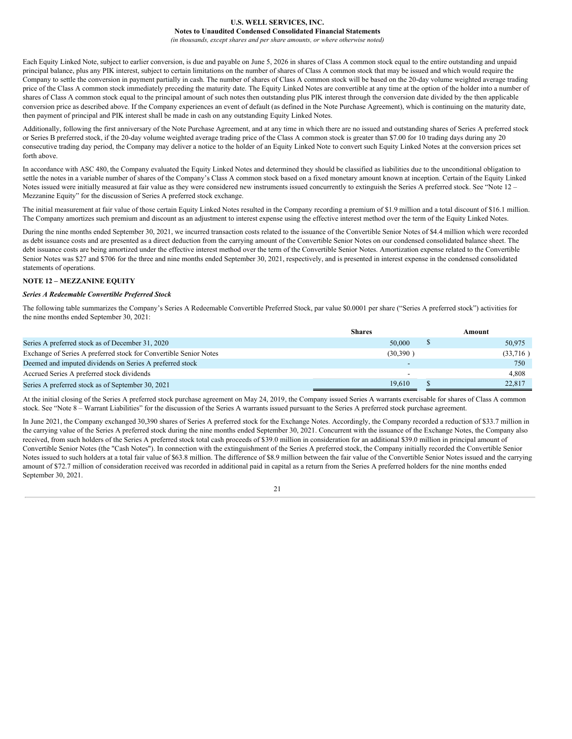Each Equity Linked Note, subject to earlier conversion, is due and payable on June 5, 2026 in shares of Class A common stock equal to the entire outstanding and unpaid principal balance, plus any PIK interest, subject to certain limitations on the number of shares of Class A common stock that may be issued and which would require the Company to settle the conversion in payment partially in cash. The number of shares of Class A common stock will be based on the 20-day volume weighted average trading price of the Class A common stock immediately preceding the maturity date. The Equity Linked Notes are convertible at any time at the option of the holder into a number of shares of Class A common stock equal to the principal amount of such notes then outstanding plus PIK interest through the conversion date divided by the then applicable conversion price as described above. If the Company experiences an event of default (as defined in the Note Purchase Agreement), which is continuing on the maturity date, then payment of principal and PIK interest shall be made in cash on any outstanding Equity Linked Notes.

Additionally, following the first anniversary of the Note Purchase Agreement, and at any time in which there are no issued and outstanding shares of Series A preferred stock or Series B preferred stock, if the 20-day volume weighted average trading price of the Class A common stock is greater than $7.00 for 10 trading days during any 20 consecutive trading day period, the Company may deliver a notice to the holder of an Equity Linked Note to convert such Equity Linked Notes at the conversion prices set forth above.

In accordance with ASC 480, the Company evaluated the Equity Linked Notes and determined they should be classified as liabilities due to the unconditional obligation to settle the notes in a variable number of shares of the Company's Class A common stock based on a fixed monetary amount known at inception. Certain of the Equity Linked Notes issued were initially measured at fair value as they were considered new instruments issued concurrently to extinguish the Series A preferred stock. See "Note 12 – Mezzanine Equity" for the discussion of Series A preferred stock exchange.

The initial measurement at fair value of those certain Equity Linked Notes resulted in the Company recording a premium of $1.9 million and a total discount of $16.1 million. The Company amortizes such premium and discount as an adjustment to interest expense using the effective interest method over the term of the Equity Linked Notes.

During the nine months ended September 30, 2021, we incurred transaction costs related to the issuance of the Convertible Senior Notes of $4.4 million which were recorded as debt issuance costs and are presented as a direct deduction from the carrying amount of the Convertible Senior Notes on our condensed consolidated balance sheet. The debt issuance costs are being amortized under the effective interest method over the term of the Convertible Senior Notes. Amortization expense related to the Convertible Senior Notes was $27 and $706 for the three and nine months ended September 30, 2021, respectively, and is presented in interest expense in the condensed consolidated statements of operations.

## NOTE 12 – MEZZANINE EQUITY

### *Series A Redeemable Convertible Preferred Stock*

The following table summarizes the Company's Series A Redeemable Convertible Preferred Stock, par value $0.0001 per share ("Series A preferred stock") activities for the nine months ended September 30, 2021:

| | Shares | Amount |
|---|---|---|
| Series A preferred stock as of December 31, 2020 | 50,000 | $ 50,975 |
| Exchange of Series A preferred stock for Convertible Senior Notes | (30,390 ) | (33,716 ) |
| Deemed and imputed dividends on Series A preferred stock | - | 750 |
| Accrued Series A preferred stock dividends | - | 4,808 |
| Series A preferred stock as of September 30, 2021 | 19,610 | $ 22,817 |

At the initial closing of the Series A preferred stock purchase agreement on May 24, 2019, the Company issued Series A warrants exercisable for shares of Class A common stock. See "Note 8 – Warrant Liabilities" for the discussion of the Series A warrants issued pursuant to the Series A preferred stock purchase agreement.

In June 2021, the Company exchanged 30,390 shares of Series A preferred stock for the Exchange Notes. Accordingly, the Company recorded a reduction of $33.7 million in the carrying value of the Series A preferred stock during the nine months ended September 30, 2021. Concurrent with the issuance of the Exchange Notes, the Company also received, from such holders of the Series A preferred stock total cash proceeds of $39.0 million in consideration for an additional $39.0 million in principal amount of Convertible Senior Notes (the "Cash Notes"). In connection with the extinguishment of the Series A preferred stock, the Company initially recorded the Convertible Senior Notes issued to such holders at a total fair value of $63.8 million. The difference of $8.9 million between the fair value of the Convertible Senior Notes issued and the carrying amount of $72.7 million of consideration received was recorded in additional paid in capital as a return from the Series A preferred holders for the nine months ended September 30, 2021.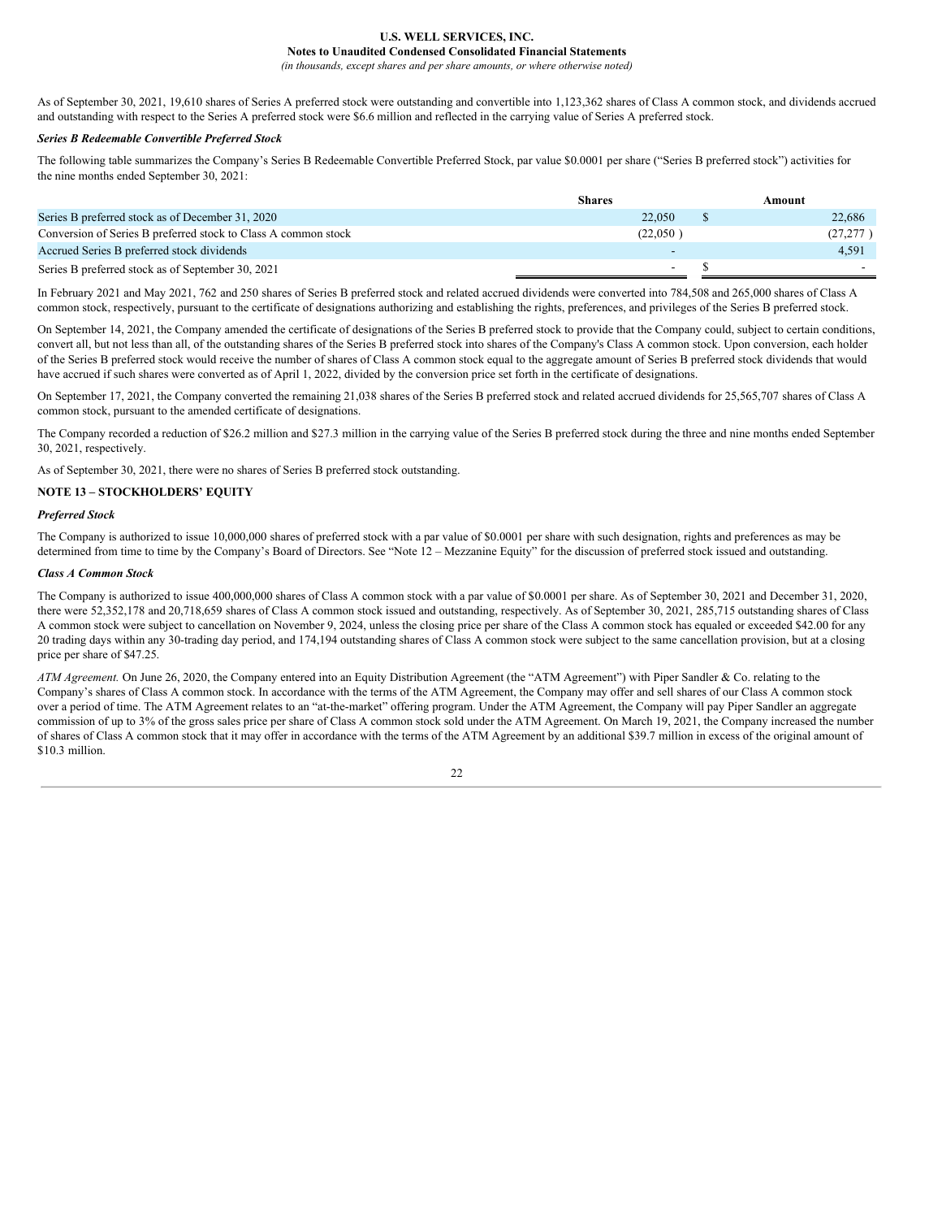As of September 30, 2021, 19,610 shares of Series A preferred stock were outstanding and convertible into 1,123,362 shares of Class A common stock, and dividends accrued and outstanding with respect to the Series A preferred stock were $6.6 million and reflected in the carrying value of Series A preferred stock.

***Series B Redeemable Convertible Preferred Stock***

The following table summarizes the Company's Series B Redeemable Convertible Preferred Stock, par value $0.0001 per share ("Series B preferred stock") activities for the nine months ended September 30, 2021:

| | Shares | Amount |
|---|---|---|
| Series B preferred stock as of December 31, 2020 | 22,050 | $ 22,686 |
| Conversion of Series B preferred stock to Class A common stock | (22,050 ) | (27,277 ) |
| Accrued Series B preferred stock dividends | - | 4,591 |
| Series B preferred stock as of September 30, 2021 | - | $ - |

In February 2021 and May 2021, 762 and 250 shares of Series B preferred stock and related accrued dividends were converted into 784,508 and 265,000 shares of Class A common stock, respectively, pursuant to the certificate of designations authorizing and establishing the rights, preferences, and privileges of the Series B preferred stock.

On September 14, 2021, the Company amended the certificate of designations of the Series B preferred stock to provide that the Company could, subject to certain conditions, convert all, but not less than all, of the outstanding shares of the Series B preferred stock into shares of the Company's Class A common stock. Upon conversion, each holder of the Series B preferred stock would receive the number of shares of Class A common stock equal to the aggregate amount of Series B preferred stock dividends that would have accrued if such shares were converted as of April 1, 2022, divided by the conversion price set forth in the certificate of designations.

On September 17, 2021, the Company converted the remaining 21,038 shares of the Series B preferred stock and related accrued dividends for 25,565,707 shares of Class A common stock, pursuant to the amended certificate of designations.

The Company recorded a reduction of $26.2 million and $27.3 million in the carrying value of the Series B preferred stock during the three and nine months ended September 30, 2021, respectively.

As of September 30, 2021, there were no shares of Series B preferred stock outstanding.

**NOTE 13 – STOCKHOLDERS' EQUITY**

***Preferred Stock***

The Company is authorized to issue 10,000,000 shares of preferred stock with a par value of $0.0001 per share with such designation, rights and preferences as may be determined from time to time by the Company's Board of Directors. See "Note 12 – Mezzanine Equity" for the discussion of preferred stock issued and outstanding.

***Class A Common Stock***

The Company is authorized to issue 400,000,000 shares of Class A common stock with a par value of $0.0001 per share. As of September 30, 2021 and December 31, 2020, there were 52,352,178 and 20,718,659 shares of Class A common stock issued and outstanding, respectively. As of September 30, 2021, 285,715 outstanding shares of Class A common stock were subject to cancellation on November 9, 2024, unless the closing price per share of the Class A common stock has equaled or exceeded $42.00 for any 20 trading days within any 30-trading day period, and 174,194 outstanding shares of Class A common stock were subject to the same cancellation provision, but at a closing price per share of $47.25.

*ATM Agreement.* On June 26, 2020, the Company entered into an Equity Distribution Agreement (the "ATM Agreement") with Piper Sandler & Co. relating to the Company's shares of Class A common stock. In accordance with the terms of the ATM Agreement, the Company may offer and sell shares of our Class A common stock over a period of time. The ATM Agreement relates to an "at-the-market" offering program. Under the ATM Agreement, the Company will pay Piper Sandler an aggregate commission of up to 3% of the gross sales price per share of Class A common stock sold under the ATM Agreement. On March 19, 2021, the Company increased the number of shares of Class A common stock that it may offer in accordance with the terms of the ATM Agreement by an additional $39.7 million in excess of the original amount of $10.3 million.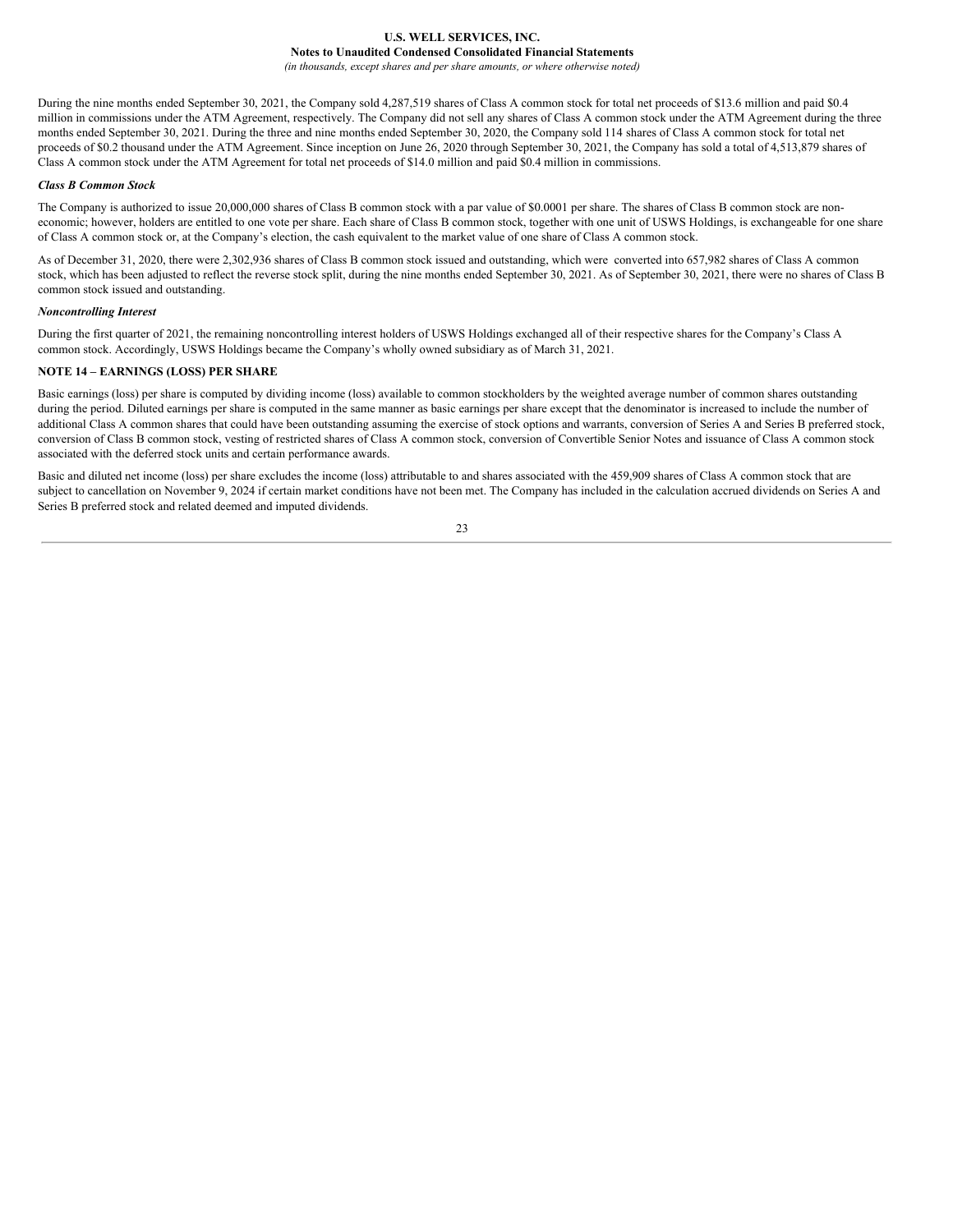During the nine months ended September 30, 2021, the Company sold 4,287,519 shares of Class A common stock for total net proceeds of $13.6 million and paid $0.4 million in commissions under the ATM Agreement, respectively. The Company did not sell any shares of Class A common stock under the ATM Agreement during the three months ended September 30, 2021. During the three and nine months ended September 30, 2020, the Company sold 114 shares of Class A common stock for total net proceeds of $0.2 thousand under the ATM Agreement. Since inception on June 26, 2020 through September 30, 2021, the Company has sold a total of 4,513,879 shares of Class A common stock under the ATM Agreement for total net proceeds of $14.0 million and paid $0.4 million in commissions.

***Class B Common Stock***

The Company is authorized to issue 20,000,000 shares of Class B common stock with a par value of $0.0001 per share. The shares of Class B common stock are non-economic; however, holders are entitled to one vote per share. Each share of Class B common stock, together with one unit of USWS Holdings, is exchangeable for one share of Class A common stock or, at the Company's election, the cash equivalent to the market value of one share of Class A common stock.

As of December 31, 2020, there were 2,302,936 shares of Class B common stock issued and outstanding, which were converted into 657,982 shares of Class A common stock, which has been adjusted to reflect the reverse stock split, during the nine months ended September 30, 2021. As of September 30, 2021, there were no shares of Class B common stock issued and outstanding.

***Noncontrolling Interest***

During the first quarter of 2021, the remaining noncontrolling interest holders of USWS Holdings exchanged all of their respective shares for the Company's Class A common stock. Accordingly, USWS Holdings became the Company's wholly owned subsidiary as of March 31, 2021.

## NOTE 14 – EARNINGS (LOSS) PER SHARE

Basic earnings (loss) per share is computed by dividing income (loss) available to common stockholders by the weighted average number of common shares outstanding during the period. Diluted earnings per share is computed in the same manner as basic earnings per share except that the denominator is increased to include the number of additional Class A common shares that could have been outstanding assuming the exercise of stock options and warrants, conversion of Series A and Series B preferred stock, conversion of Class B common stock, vesting of restricted shares of Class A common stock, conversion of Convertible Senior Notes and issuance of Class A common stock associated with the deferred stock units and certain performance awards.

Basic and diluted net income (loss) per share excludes the income (loss) attributable to and shares associated with the 459,909 shares of Class A common stock that are subject to cancellation on November 9, 2024 if certain market conditions have not been met. The Company has included in the calculation accrued dividends on Series A and Series B preferred stock and related deemed and imputed dividends.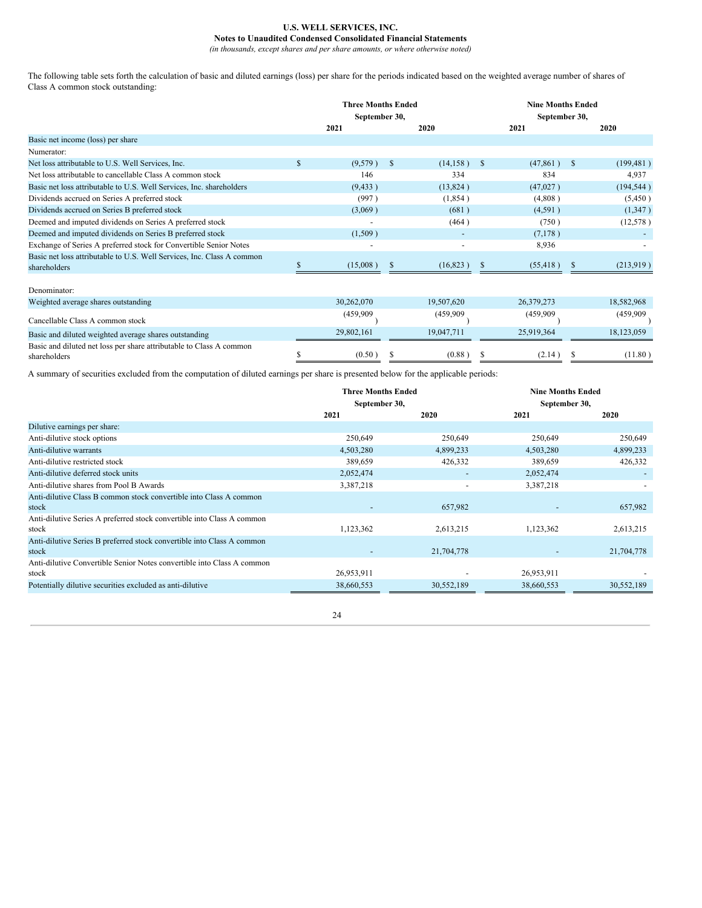The following table sets forth the calculation of basic and diluted earnings (loss) per share for the periods indicated based on the weighted average number of shares of Class A common stock outstanding:

| | Three Months Ended September 30, | | Nine Months Ended September 30, | |
|---|---|---|---|---|
| | 2021 | 2020 | 2021 | 2020 |
| Basic net income (loss) per share | | | | |
| Numerator: | | | | |
| Net loss attributable to U.S. Well Services, Inc. | $ (9,579) | $ (14,158) | $ (47,861) | $ (199,481) |
| Net loss attributable to cancellable Class A common stock | 146 | 334 | 834 | 4,937 |
| Basic net loss attributable to U.S. Well Services, Inc. shareholders | (9,433) | (13,824) | (47,027) | (194,544) |
| Dividends accrued on Series A preferred stock | (997) | (1,854) | (4,808) | (5,450) |
| Dividends accrued on Series B preferred stock | (3,069) | (681) | (4,591) | (1,347) |
| Deemed and imputed dividends on Series A preferred stock | - | (464) | (750) | (12,578) |
| Deemed and imputed dividends on Series B preferred stock | (1,509) | - | (7,178) | - |
| Exchange of Series A preferred stock for Convertible Senior Notes | - | - | 8,936 | - |
| Basic net loss attributable to U.S. Well Services, Inc. Class A common shareholders | $ (15,008) | $ (16,823) | $ (55,418) | $ (213,919) |
| | | | | |
| Denominator: | | | | |
| Weighted average shares outstanding | 30,262,070 | 19,507,620 | 26,379,273 | 18,582,968 |
| Cancellable Class A common stock | (459,909) | (459,909) | (459,909) | (459,909) |
| Basic and diluted weighted average shares outstanding | 29,802,161 | 19,047,711 | 25,919,364 | 18,123,059 |
| Basic and diluted net loss per share attributable to Class A common shareholders | $ (0.50) | $ (0.88) | $ (2.14) | $ (11.80) |

A summary of securities excluded from the computation of diluted earnings per share is presented below for the applicable periods:

| | Three Months Ended September 30, | | Nine Months Ended September 30, | |
|---|---|---|---|---|
| | 2021 | 2020 | 2021 | 2020 |
| Dilutive earnings per share: | | | | |
| Anti-dilutive stock options | 250,649 | 250,649 | 250,649 | 250,649 |
| Anti-dilutive warrants | 4,503,280 | 4,899,233 | 4,503,280 | 4,899,233 |
| Anti-dilutive restricted stock | 389,659 | 426,332 | 389,659 | 426,332 |
| Anti-dilutive deferred stock units | 2,052,474 | - | 2,052,474 | - |
| Anti-dilutive shares from Pool B Awards | 3,387,218 | - | 3,387,218 | - |
| Anti-dilutive Class B common stock convertible into Class A common stock | - | 657,982 | - | 657,982 |
| Anti-dilutive Series A preferred stock convertible into Class A common stock | 1,123,362 | 2,613,215 | 1,123,362 | 2,613,215 |
| Anti-dilutive Series B preferred stock convertible into Class A common stock | - | 21,704,778 | - | 21,704,778 |
| Anti-dilutive Convertible Senior Notes convertible into Class A common stock | 26,953,911 | - | 26,953,911 | - |
| Potentially dilutive securities excluded as anti-dilutive | 38,660,553 | 30,552,189 | 38,660,553 | 30,552,189 |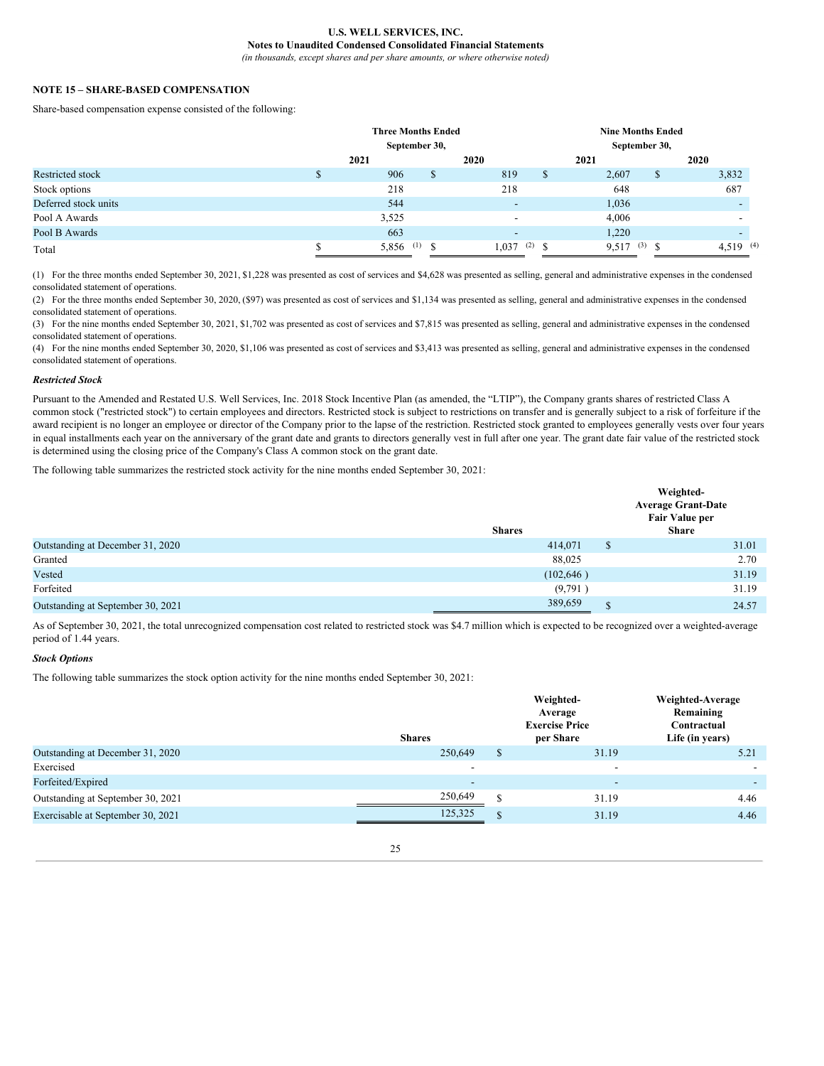U.S. WELL SERVICES, INC.
**Notes to Unaudited Condensed Consolidated Financial Statements**
*(in thousands, except shares and per share amounts, or where otherwise noted)*

## NOTE 15 – SHARE-BASED COMPENSATION

Share-based compensation expense consisted of the following:

| | Three Months Ended September 30, | | Nine Months Ended September 30, | |
|---|---|---|---|---|
| | 2021 | 2020 | 2021 | 2020 |
| Restricted stock | $ 906 | $ 819 | $ 2,607 | $ 3,832 |
| Stock options | 218 | 218 | 648 | 687 |
| Deferred stock units | 544 | - | 1,036 | - |
| Pool A Awards | 3,525 | - | 4,006 | - |
| Pool B Awards | 663 | - | 1,220 | - |
| Total | $ 5,856 (1) | $ 1,037 (2) | $ 9,517 (3) | $ 4,519 (4) |

(1) For the three months ended September 30, 2021, $1,228 was presented as cost of services and $4,628 was presented as selling, general and administrative expenses in the condensed consolidated statement of operations.

(2) For the three months ended September 30, 2020, ($97) was presented as cost of services and $1,134 was presented as selling, general and administrative expenses in the condensed consolidated statement of operations.

(3) For the nine months ended September 30, 2021, $1,702 was presented as cost of services and $7,815 was presented as selling, general and administrative expenses in the condensed consolidated statement of operations.

(4) For the nine months ended September 30, 2020, $1,106 was presented as cost of services and $3,413 was presented as selling, general and administrative expenses in the condensed consolidated statement of operations.

***Restricted Stock***

Pursuant to the Amended and Restated U.S. Well Services, Inc. 2018 Stock Incentive Plan (as amended, the "LTIP"), the Company grants shares of restricted Class A common stock ("restricted stock") to certain employees and directors. Restricted stock is subject to restrictions on transfer and is generally subject to a risk of forfeiture if the award recipient is no longer an employee or director of the Company prior to the lapse of the restriction. Restricted stock granted to employees generally vests over four years in equal installments each year on the anniversary of the grant date and grants to directors generally vest in full after one year. The grant date fair value of the restricted stock is determined using the closing price of the Company's Class A common stock on the grant date.

The following table summarizes the restricted stock activity for the nine months ended September 30, 2021:

| | Shares | Weighted-Average Grant-Date Fair Value per Share |
|---|---|---|
| Outstanding at December 31, 2020 | 414,071 | $ 31.01 |
| Granted | 88,025 | 2.70 |
| Vested | (102,646 ) | 31.19 |
| Forfeited | (9,791 ) | 31.19 |
| Outstanding at September 30, 2021 | 389,659 | $ 24.57 |

As of September 30, 2021, the total unrecognized compensation cost related to restricted stock was $4.7 million which is expected to be recognized over a weighted-average period of 1.44 years.

***Stock Options***

The following table summarizes the stock option activity for the nine months ended September 30, 2021:

| | Shares | Weighted-Average Exercise Price per Share | Weighted-Average Remaining Contractual Life (in years) |
|---|---|---|---|
| Outstanding at December 31, 2020 | 250,649 | $ 31.19 | 5.21 |
| Exercised | - | - | - |
| Forfeited/Expired | - | - | - |
| Outstanding at September 30, 2021 | 250,649 | $ 31.19 | 4.46 |
| Exercisable at September 30, 2021 | 125,325 | $ 31.19 | 4.46 |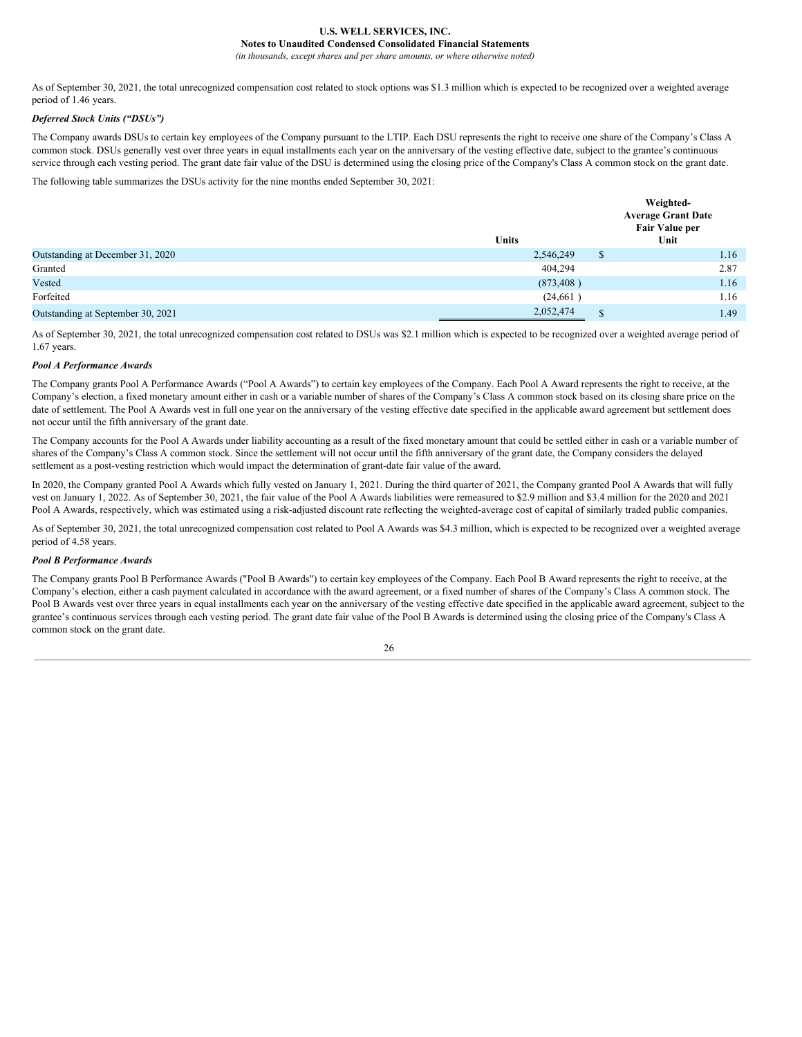As of September 30, 2021, the total unrecognized compensation cost related to stock options was $1.3 million which is expected to be recognized over a weighted average period of 1.46 years.

***Deferred Stock Units ("DSUs")***

The Company awards DSUs to certain key employees of the Company pursuant to the LTIP. Each DSU represents the right to receive one share of the Company's Class A common stock. DSUs generally vest over three years in equal installments each year on the anniversary of the vesting effective date, subject to the grantee's continuous service through each vesting period. The grant date fair value of the DSU is determined using the closing price of the Company's Class A common stock on the grant date.

The following table summarizes the DSUs activity for the nine months ended September 30, 2021:

| | Units | Weighted-Average Grant Date Fair Value per Unit |
|---|---|---|
| Outstanding at December 31, 2020 | 2,546,249 | $ 1.16 |
| Granted | 404,294 | 2.87 |
| Vested | (873,408 ) | 1.16 |
| Forfeited | (24,661 ) | 1.16 |
| Outstanding at September 30, 2021 | 2,052,474 | $ 1.49 |

As of September 30, 2021, the total unrecognized compensation cost related to DSUs was $2.1 million which is expected to be recognized over a weighted average period of 1.67 years.

***Pool A Performance Awards***

The Company grants Pool A Performance Awards ("Pool A Awards") to certain key employees of the Company. Each Pool A Award represents the right to receive, at the Company's election, a fixed monetary amount either in cash or a variable number of shares of the Company's Class A common stock based on its closing share price on the date of settlement. The Pool A Awards vest in full one year on the anniversary of the vesting effective date specified in the applicable award agreement but settlement does not occur until the fifth anniversary of the grant date.

The Company accounts for the Pool A Awards under liability accounting as a result of the fixed monetary amount that could be settled either in cash or a variable number of shares of the Company's Class A common stock. Since the settlement will not occur until the fifth anniversary of the grant date, the Company considers the delayed settlement as a post-vesting restriction which would impact the determination of grant-date fair value of the award.

In 2020, the Company granted Pool A Awards which fully vested on January 1, 2021. During the third quarter of 2021, the Company granted Pool A Awards that will fully vest on January 1, 2022. As of September 30, 2021, the fair value of the Pool A Awards liabilities were remeasured to $2.9 million and $3.4 million for the 2020 and 2021 Pool A Awards, respectively, which was estimated using a risk-adjusted discount rate reflecting the weighted-average cost of capital of similarly traded public companies.

As of September 30, 2021, the total unrecognized compensation cost related to Pool A Awards was $4.3 million, which is expected to be recognized over a weighted average period of 4.58 years.

***Pool B Performance Awards***

The Company grants Pool B Performance Awards ("Pool B Awards") to certain key employees of the Company. Each Pool B Award represents the right to receive, at the Company's election, either a cash payment calculated in accordance with the award agreement, or a fixed number of shares of the Company's Class A common stock. The Pool B Awards vest over three years in equal installments each year on the anniversary of the vesting effective date specified in the applicable award agreement, subject to the grantee's continuous services through each vesting period. The grant date fair value of the Pool B Awards is determined using the closing price of the Company's Class A common stock on the grant date.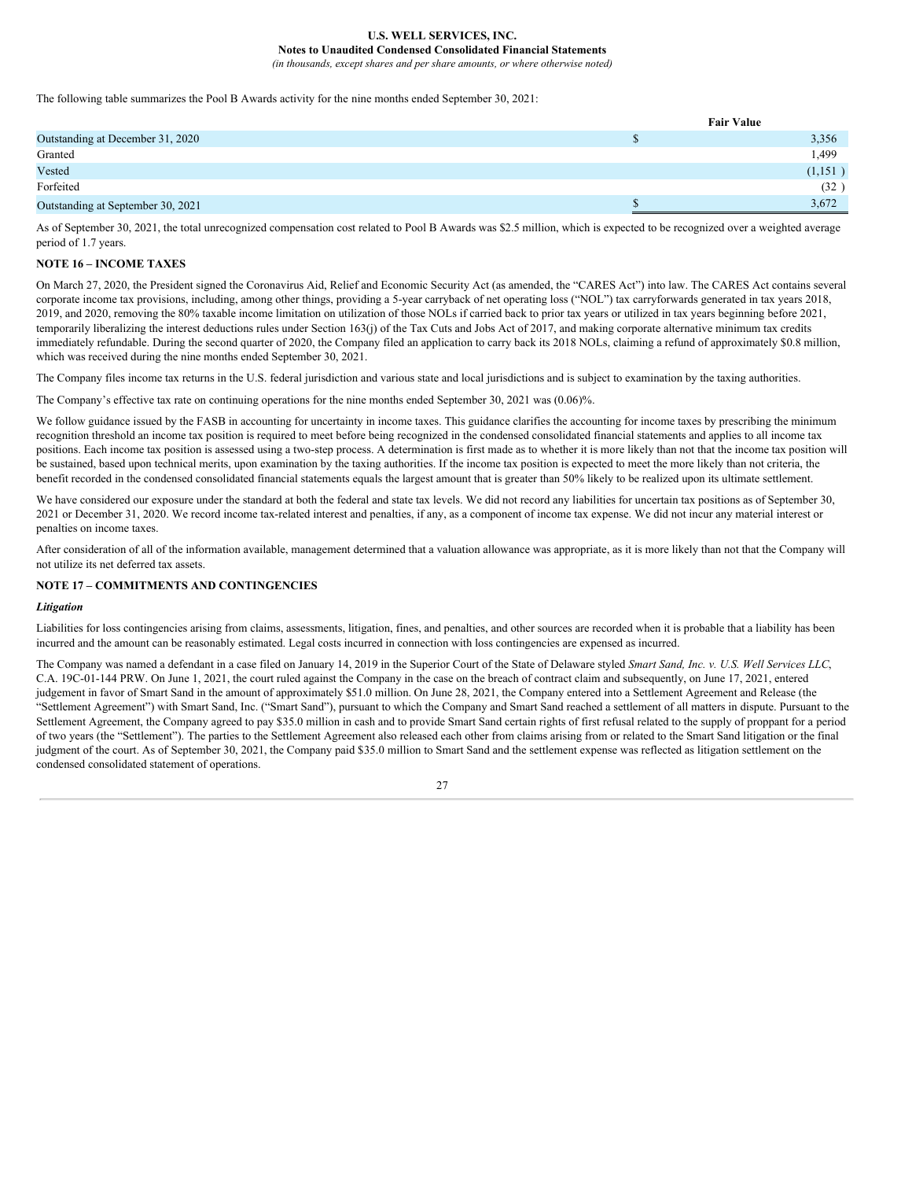The following table summarizes the Pool B Awards activity for the nine months ended September 30, 2021:

| | Fair Value |
|---|---|
| Outstanding at December 31, 2020 | $ 3,356 |
| Granted | 1,499 |
| Vested | (1,151 ) |
| Forfeited | (32 ) |
| Outstanding at September 30, 2021 | $ 3,672 |

As of September 30, 2021, the total unrecognized compensation cost related to Pool B Awards was $2.5 million, which is expected to be recognized over a weighted average period of 1.7 years.

**NOTE 16 – INCOME TAXES**

On March 27, 2020, the President signed the Coronavirus Aid, Relief and Economic Security Act (as amended, the "CARES Act") into law. The CARES Act contains several corporate income tax provisions, including, among other things, providing a 5-year carryback of net operating loss ("NOL") tax carryforwards generated in tax years 2018, 2019, and 2020, removing the 80% taxable income limitation on utilization of those NOLs if carried back to prior tax years or utilized in tax years beginning before 2021, temporarily liberalizing the interest deductions rules under Section 163(j) of the Tax Cuts and Jobs Act of 2017, and making corporate alternative minimum tax credits immediately refundable. During the second quarter of 2020, the Company filed an application to carry back its 2018 NOLs, claiming a refund of approximately $0.8 million, which was received during the nine months ended September 30, 2021.

The Company files income tax returns in the U.S. federal jurisdiction and various state and local jurisdictions and is subject to examination by the taxing authorities.

The Company's effective tax rate on continuing operations for the nine months ended September 30, 2021 was (0.06)%.

We follow guidance issued by the FASB in accounting for uncertainty in income taxes. This guidance clarifies the accounting for income taxes by prescribing the minimum recognition threshold an income tax position is required to meet before being recognized in the condensed consolidated financial statements and applies to all income tax positions. Each income tax position is assessed using a two-step process. A determination is first made as to whether it is more likely than not that the income tax position will be sustained, based upon technical merits, upon examination by the taxing authorities. If the income tax position is expected to meet the more likely than not criteria, the benefit recorded in the condensed consolidated financial statements equals the largest amount that is greater than 50% likely to be realized upon its ultimate settlement.

We have considered our exposure under the standard at both the federal and state tax levels. We did not record any liabilities for uncertain tax positions as of September 30, 2021 or December 31, 2020. We record income tax-related interest and penalties, if any, as a component of income tax expense. We did not incur any material interest or penalties on income taxes.

After consideration of all of the information available, management determined that a valuation allowance was appropriate, as it is more likely than not that the Company will not utilize its net deferred tax assets.

**NOTE 17 – COMMITMENTS AND CONTINGENCIES**

***Litigation***

Liabilities for loss contingencies arising from claims, assessments, litigation, fines, and penalties, and other sources are recorded when it is probable that a liability has been incurred and the amount can be reasonably estimated. Legal costs incurred in connection with loss contingencies are expensed as incurred.

The Company was named a defendant in a case filed on January 14, 2019 in the Superior Court of the State of Delaware styled *Smart Sand, Inc. v. U.S. Well Services LLC*, C.A. 19C-01-144 PRW. On June 1, 2021, the court ruled against the Company in the case on the breach of contract claim and subsequently, on June 17, 2021, entered judgement in favor of Smart Sand in the amount of approximately $51.0 million. On June 28, 2021, the Company entered into a Settlement Agreement and Release (the "Settlement Agreement") with Smart Sand, Inc. ("Smart Sand"), pursuant to which the Company and Smart Sand reached a settlement of all matters in dispute. Pursuant to the Settlement Agreement, the Company agreed to pay $35.0 million in cash and to provide Smart Sand certain rights of first refusal related to the supply of proppant for a period of two years (the "Settlement"). The parties to the Settlement Agreement also released each other from claims arising from or related to the Smart Sand litigation or the final judgment of the court. As of September 30, 2021, the Company paid $35.0 million to Smart Sand and the settlement expense was reflected as litigation settlement on the condensed consolidated statement of operations.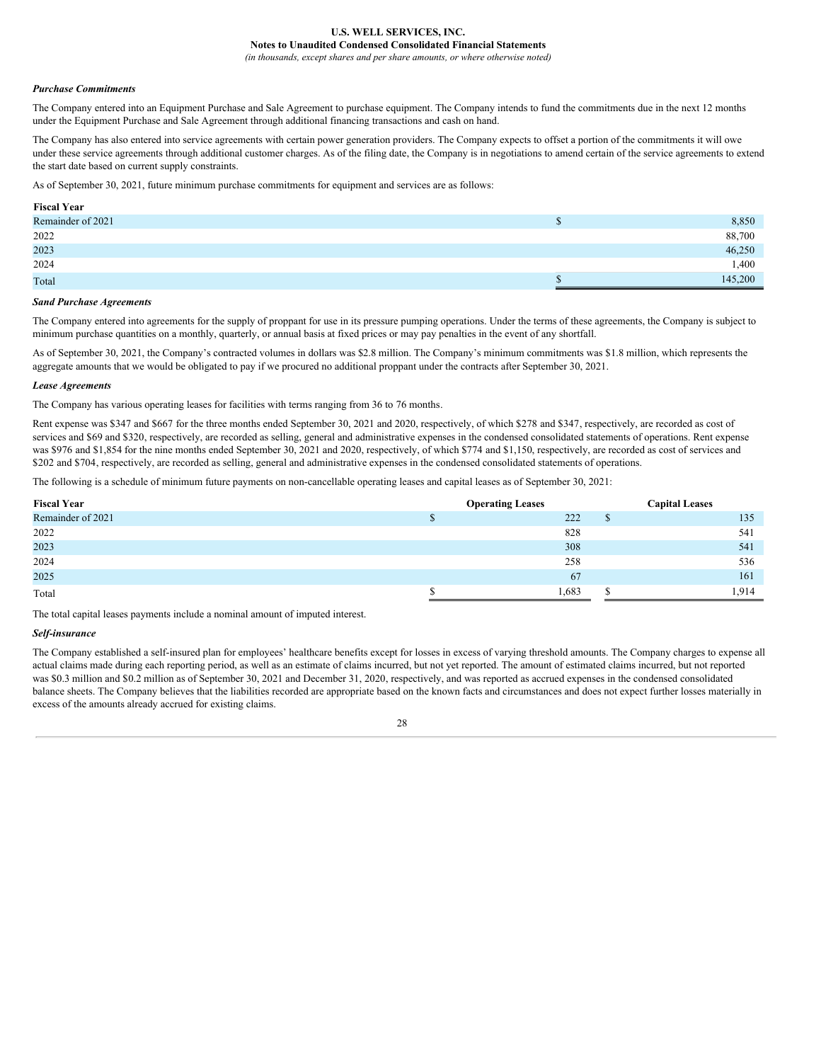*Purchase Commitments*

The Company entered into an Equipment Purchase and Sale Agreement to purchase equipment. The Company intends to fund the commitments due in the next 12 months under the Equipment Purchase and Sale Agreement through additional financing transactions and cash on hand.

The Company has also entered into service agreements with certain power generation providers. The Company expects to offset a portion of the commitments it will owe under these service agreements through additional customer charges. As of the filing date, the Company is in negotiations to amend certain of the service agreements to extend the start date based on current supply constraints.

As of September 30, 2021, future minimum purchase commitments for equipment and services are as follows:

| Fiscal Year | |
|---|---|
| Remainder of 2021 | $ 8,850 |
| 2022 | 88,700 |
| 2023 | 46,250 |
| 2024 | 1,400 |
| Total | $ 145,200 |

*Sand Purchase Agreements*

The Company entered into agreements for the supply of proppant for use in its pressure pumping operations. Under the terms of these agreements, the Company is subject to minimum purchase quantities on a monthly, quarterly, or annual basis at fixed prices or may pay penalties in the event of any shortfall.

As of September 30, 2021, the Company's contracted volumes in dollars was $2.8 million. The Company's minimum commitments was $1.8 million, which represents the aggregate amounts that we would be obligated to pay if we procured no additional proppant under the contracts after September 30, 2021.

*Lease Agreements*

The Company has various operating leases for facilities with terms ranging from 36 to 76 months.

Rent expense was $347 and $667 for the three months ended September 30, 2021 and 2020, respectively, of which $278 and $347, respectively, are recorded as cost of services and $69 and $320, respectively, are recorded as selling, general and administrative expenses in the condensed consolidated statements of operations. Rent expense was $976 and $1,854 for the nine months ended September 30, 2021 and 2020, respectively, of which $774 and $1,150, respectively, are recorded as cost of services and $202 and $704, respectively, are recorded as selling, general and administrative expenses in the condensed consolidated statements of operations.

The following is a schedule of minimum future payments on non-cancellable operating leases and capital leases as of September 30, 2021:

| Fiscal Year | Operating Leases | Capital Leases |
|---|---|---|
| Remainder of 2021 | $ 222 | $ 135 |
| 2022 | 828 | 541 |
| 2023 | 308 | 541 |
| 2024 | 258 | 536 |
| 2025 | 67 | 161 |
| Total | $ 1,683 | $ 1,914 |

The total capital leases payments include a nominal amount of imputed interest.

*Self-insurance*

The Company established a self-insured plan for employees' healthcare benefits except for losses in excess of varying threshold amounts. The Company charges to expense all actual claims made during each reporting period, as well as an estimate of claims incurred, but not yet reported. The amount of estimated claims incurred, but not reported was $0.3 million and $0.2 million as of September 30, 2021 and December 31, 2020, respectively, and was reported as accrued expenses in the condensed consolidated balance sheets. The Company believes that the liabilities recorded are appropriate based on the known facts and circumstances and does not expect further losses materially in excess of the amounts already accrued for existing claims.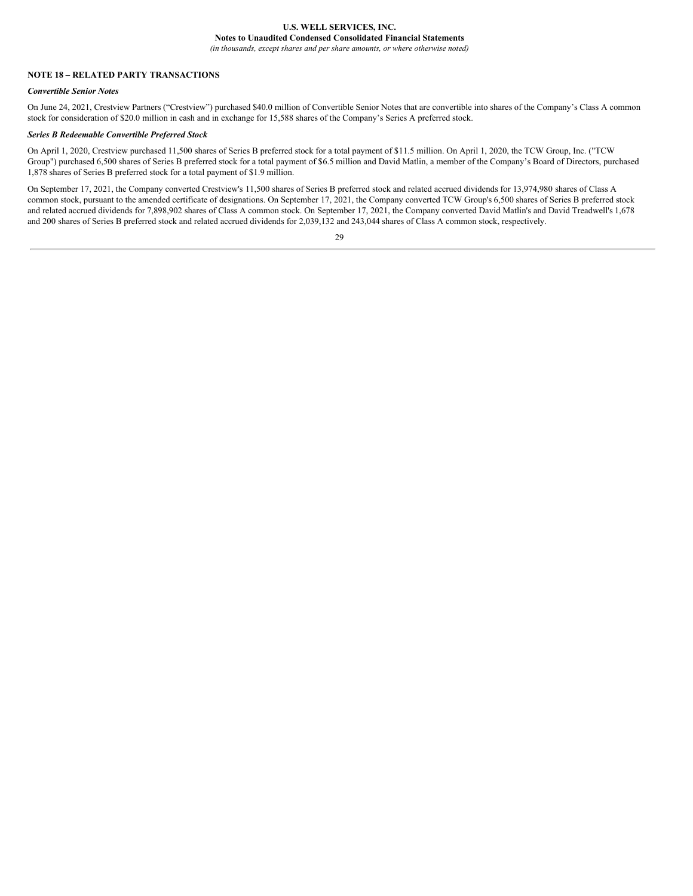## NOTE 18 – RELATED PARTY TRANSACTIONS

### *Convertible Senior Notes*

On June 24, 2021, Crestview Partners (“Crestview”) purchased $40.0 million of Convertible Senior Notes that are convertible into shares of the Company’s Class A common stock for consideration of $20.0 million in cash and in exchange for 15,588 shares of the Company’s Series A preferred stock.

### *Series B Redeemable Convertible Preferred Stock*

On April 1, 2020, Crestview purchased 11,500 shares of Series B preferred stock for a total payment of $11.5 million. On April 1, 2020, the TCW Group, Inc. ("TCW Group") purchased 6,500 shares of Series B preferred stock for a total payment of $6.5 million and David Matlin, a member of the Company’s Board of Directors, purchased 1,878 shares of Series B preferred stock for a total payment of $1.9 million.

On September 17, 2021, the Company converted Crestview's 11,500 shares of Series B preferred stock and related accrued dividends for 13,974,980 shares of Class A common stock, pursuant to the amended certificate of designations. On September 17, 2021, the Company converted TCW Group's 6,500 shares of Series B preferred stock and related accrued dividends for 7,898,902 shares of Class A common stock. On September 17, 2021, the Company converted David Matlin's and David Treadwell's 1,678 and 200 shares of Series B preferred stock and related accrued dividends for 2,039,132 and 243,044 shares of Class A common stock, respectively.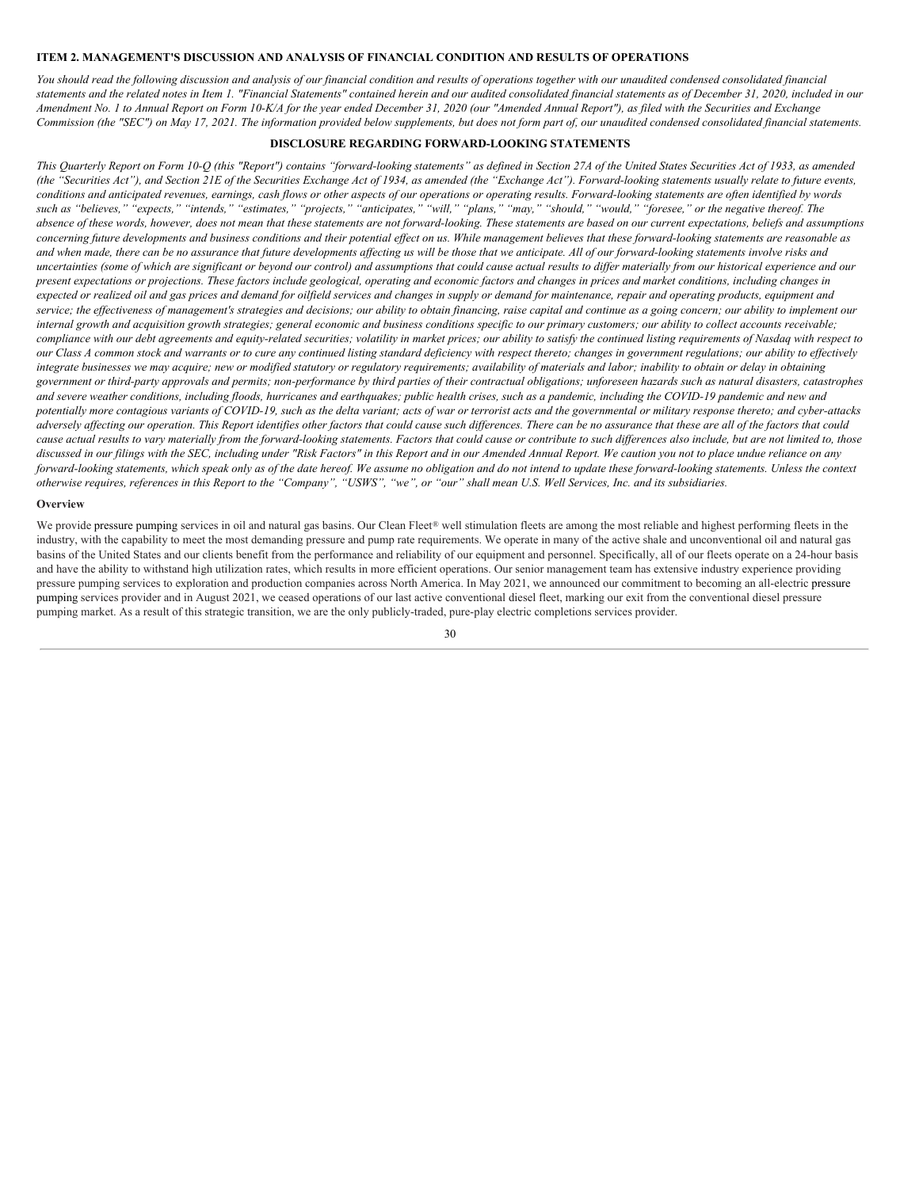## ITEM 2. MANAGEMENT'S DISCUSSION AND ANALYSIS OF FINANCIAL CONDITION AND RESULTS OF OPERATIONS

*You should read the following discussion and analysis of our financial condition and results of operations together with our unaudited condensed consolidated financial statements and the related notes in Item 1. "Financial Statements" contained herein and our audited consolidated financial statements as of December 31, 2020, included in our Amendment No. 1 to Annual Report on Form 10-K/A for the year ended December 31, 2020 (our "Amended Annual Report"), as filed with the Securities and Exchange Commission (the "SEC") on May 17, 2021. The information provided below supplements, but does not form part of, our unaudited condensed consolidated financial statements.*

### DISCLOSURE REGARDING FORWARD-LOOKING STATEMENTS

*This Quarterly Report on Form 10-Q (this "Report") contains "forward-looking statements" as defined in Section 27A of the United States Securities Act of 1933, as amended (the "Securities Act"), and Section 21E of the Securities Exchange Act of 1934, as amended (the "Exchange Act"). Forward-looking statements usually relate to future events, conditions and anticipated revenues, earnings, cash flows or other aspects of our operations or operating results. Forward-looking statements are often identified by words such as "believes," "expects," "intends," "estimates," "projects," "anticipates," "will," "plans," "may," "should," "would," "foresee," or the negative thereof. The absence of these words, however, does not mean that these statements are not forward-looking. These statements are based on our current expectations, beliefs and assumptions concerning future developments and business conditions and their potential effect on us. While management believes that these forward-looking statements are reasonable as and when made, there can be no assurance that future developments affecting us will be those that we anticipate. All of our forward-looking statements involve risks and uncertainties (some of which are significant or beyond our control) and assumptions that could cause actual results to differ materially from our historical experience and our present expectations or projections. These factors include geological, operating and economic factors and changes in prices and market conditions, including changes in expected or realized oil and gas prices and demand for oilfield services and changes in supply or demand for maintenance, repair and operating products, equipment and service; the effectiveness of management's strategies and decisions; our ability to obtain financing, raise capital and continue as a going concern; our ability to implement our internal growth and acquisition growth strategies; general economic and business conditions specific to our primary customers; our ability to collect accounts receivable; compliance with our debt agreements and equity-related securities; volatility in market prices; our ability to satisfy the continued listing requirements of Nasdaq with respect to our Class A common stock and warrants or to cure any continued listing standard deficiency with respect thereto; changes in government regulations; our ability to effectively integrate businesses we may acquire; new or modified statutory or regulatory requirements; availability of materials and labor; inability to obtain or delay in obtaining government or third-party approvals and permits; non-performance by third parties of their contractual obligations; unforeseen hazards such as natural disasters, catastrophes and severe weather conditions, including floods, hurricanes and earthquakes; public health crises, such as a pandemic, including the COVID-19 pandemic and new and potentially more contagious variants of COVID-19, such as the delta variant; acts of war or terrorist acts and the governmental or military response thereto; and cyber-attacks adversely affecting our operation. This Report identifies other factors that could cause such differences. There can be no assurance that these are all of the factors that could cause actual results to vary materially from the forward-looking statements. Factors that could cause or contribute to such differences also include, but are not limited to, those discussed in our filings with the SEC, including under "Risk Factors" in this Report and in our Amended Annual Report. We caution you not to place undue reliance on any forward-looking statements, which speak only as of the date hereof. We assume no obligation and do not intend to update these forward-looking statements. Unless the context otherwise requires, references in this Report to the "Company", "USWS", "we", or "our" shall mean U.S. Well Services, Inc. and its subsidiaries.*

### Overview

We provide pressure pumping services in oil and natural gas basins. Our Clean Fleet® well stimulation fleets are among the most reliable and highest performing fleets in the industry, with the capability to meet the most demanding pressure and pump rate requirements. We operate in many of the active shale and unconventional oil and natural gas basins of the United States and our clients benefit from the performance and reliability of our equipment and personnel. Specifically, all of our fleets operate on a 24-hour basis and have the ability to withstand high utilization rates, which results in more efficient operations. Our senior management team has extensive industry experience providing pressure pumping services to exploration and production companies across North America. In May 2021, we announced our commitment to becoming an all-electric pressure pumping services provider and in August 2021, we ceased operations of our last active conventional diesel fleet, marking our exit from the conventional diesel pressure pumping market. As a result of this strategic transition, we are the only publicly-traded, pure-play electric completions services provider.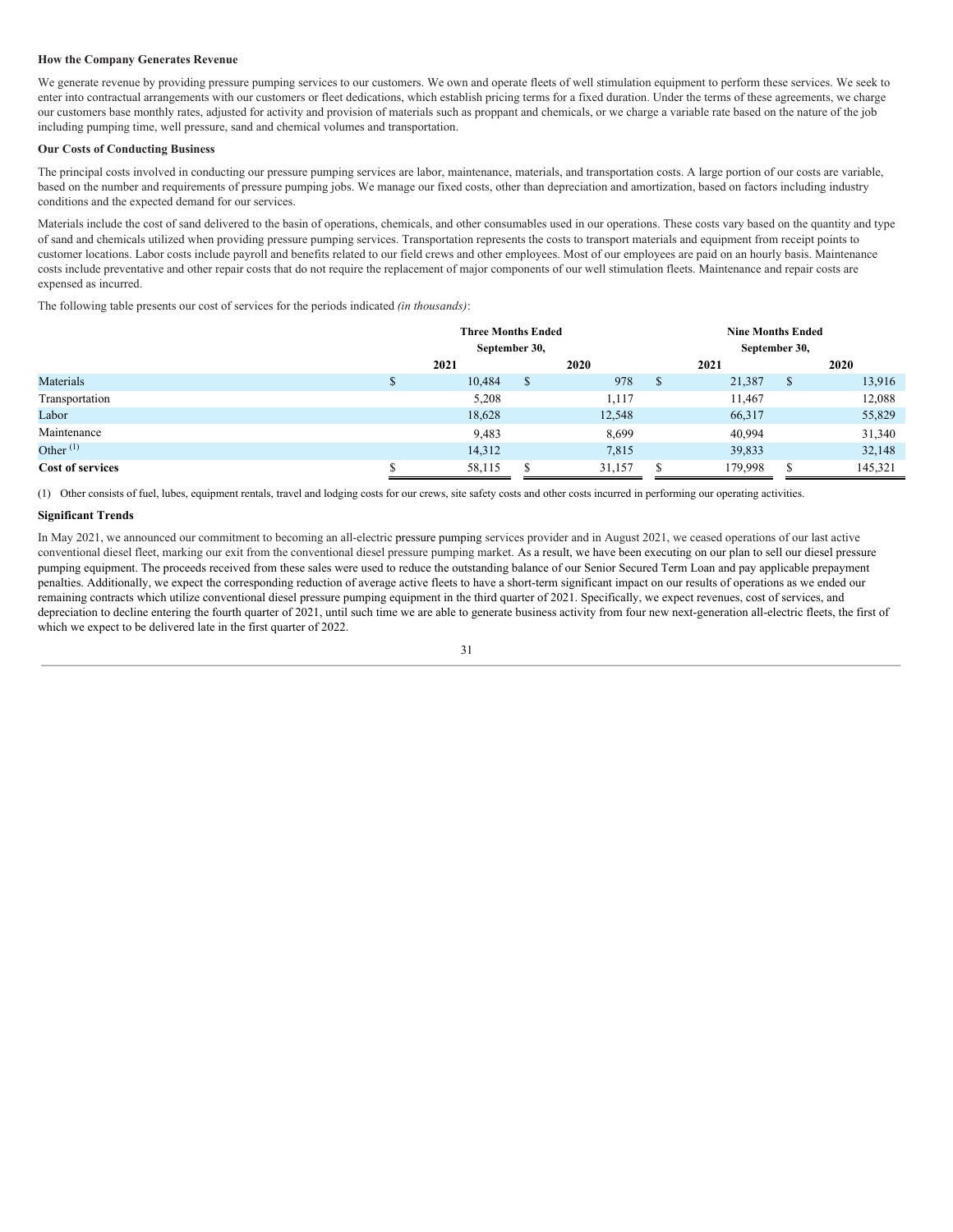**How the Company Generates Revenue**

We generate revenue by providing pressure pumping services to our customers. We own and operate fleets of well stimulation equipment to perform these services. We seek to enter into contractual arrangements with our customers or fleet dedications, which establish pricing terms for a fixed duration. Under the terms of these agreements, we charge our customers base monthly rates, adjusted for activity and provision of materials such as proppant and chemicals, or we charge a variable rate based on the nature of the job including pumping time, well pressure, sand and chemical volumes and transportation.

**Our Costs of Conducting Business**

The principal costs involved in conducting our pressure pumping services are labor, maintenance, materials, and transportation costs. A large portion of our costs are variable, based on the number and requirements of pressure pumping jobs. We manage our fixed costs, other than depreciation and amortization, based on factors including industry conditions and the expected demand for our services.

Materials include the cost of sand delivered to the basin of operations, chemicals, and other consumables used in our operations. These costs vary based on the quantity and type of sand and chemicals utilized when providing pressure pumping services. Transportation represents the costs to transport materials and equipment from receipt points to customer locations. Labor costs include payroll and benefits related to our field crews and other employees. Most of our employees are paid on an hourly basis. Maintenance costs include preventative and other repair costs that do not require the replacement of major components of our well stimulation fleets. Maintenance and repair costs are expensed as incurred.

The following table presents our cost of services for the periods indicated *(in thousands)*:

| | Three Months Ended September 30, | | Nine Months Ended September 30, | |
|---|---|---|---|---|
| | 2021 | 2020 | 2021 | 2020 |
| Materials | $ 10,484 | $ 978 | $ 21,387 | $ 13,916 |
| Transportation | 5,208 | 1,117 | 11,467 | 12,088 |
| Labor | 18,628 | 12,548 | 66,317 | 55,829 |
| Maintenance | 9,483 | 8,699 | 40,994 | 31,340 |
| Other [(1)] | 14,312 | 7,815 | 39,833 | 32,148 |
| **Cost of services** | $ 58,115 | $ 31,157 | $ 179,998 | $ 145,321 |

(1) Other consists of fuel, lubes, equipment rentals, travel and lodging costs for our crews, site safety costs and other costs incurred in performing our operating activities.

**Significant Trends**

In May 2021, we announced our commitment to becoming an all-electric pressure pumping services provider and in August 2021, we ceased operations of our last active conventional diesel fleet, marking our exit from the conventional diesel pressure pumping market. As a result, we have been executing on our plan to sell our diesel pressure pumping equipment. The proceeds received from these sales were used to reduce the outstanding balance of our Senior Secured Term Loan and pay applicable prepayment penalties. Additionally, we expect the corresponding reduction of average active fleets to have a short-term significant impact on our results of operations as we ended our remaining contracts which utilize conventional diesel pressure pumping equipment in the third quarter of 2021. Specifically, we expect revenues, cost of services, and depreciation to decline entering the fourth quarter of 2021, until such time we are able to generate business activity from four new next-generation all-electric fleets, the first of which we expect to be delivered late in the first quarter of 2022.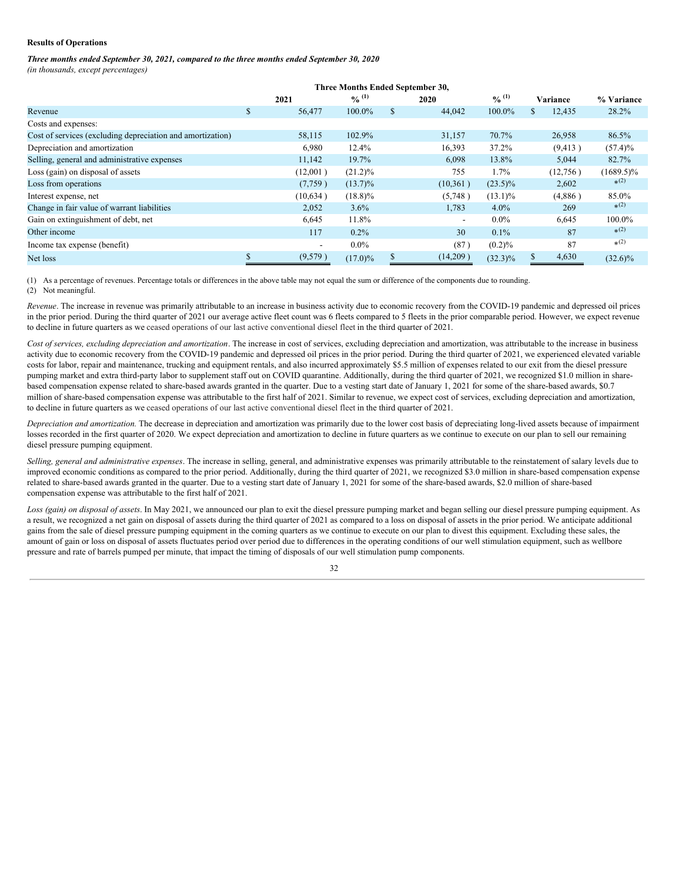**Results of Operations**

***Three months ended September 30, 2021, compared to the three months ended September 30, 2020***
*(in thousands, except percentages)*

| | Three Months Ended September 30, | | | | | |
|---|---|---|---|---|---|---|
| | 2021 | % [(1)] | 2020 | % [(1)] | Variance | % Variance |
| Revenue | $ 56,477 | 100.0% | $ 44,042 | 100.0% | $ 12,435 | 28.2% |
| Costs and expenses: | | | | | | |
| Cost of services (excluding depreciation and amortization) | 58,115 | 102.9% | 31,157 | 70.7% | 26,958 | 86.5% |
| Depreciation and amortization | 6,980 | 12.4% | 16,393 | 37.2% | (9,413 ) | (57.4)% |
| Selling, general and administrative expenses | 11,142 | 19.7% | 6,098 | 13.8% | 5,044 | 82.7% |
| Loss (gain) on disposal of assets | (12,001 ) | (21.2)% | 755 | 1.7% | (12,756 ) | (1689.5)% |
| Loss from operations | (7,759 ) | (13.7)% | (10,361 ) | (23.5)% | 2,602 | *[(2)] |
| Interest expense, net | (10,634 ) | (18.8)% | (5,748 ) | (13.1)% | (4,886 ) | 85.0% |
| Change in fair value of warrant liabilities | 2,052 | 3.6% | 1,783 | 4.0% | 269 | *[(2)] |
| Gain on extinguishment of debt, net | 6,645 | 11.8% | - | 0.0% | 6,645 | 100.0% |
| Other income | 117 | 0.2% | 30 | 0.1% | 87 | *[(2)] |
| Income tax expense (benefit) | - | 0.0% | (87 ) | (0.2)% | 87 | *[(2)] |
| Net loss | $ (9,579 ) | (17.0)% | $ (14,209 ) | (32.3)% | $ 4,630 | (32.6)% |

(1) As a percentage of revenues. Percentage totals or differences in the above table may not equal the sum or difference of the components due to rounding.
(2) Not meaningful.

*Revenue*. The increase in revenue was primarily attributable to an increase in business activity due to economic recovery from the COVID-19 pandemic and depressed oil prices in the prior period. During the third quarter of 2021 our average active fleet count was 6 fleets compared to 5 fleets in the prior comparable period. However, we expect revenue to decline in future quarters as we ceased operations of our last active conventional diesel fleet in the third quarter of 2021.

*Cost of services, excluding depreciation and amortization*. The increase in cost of services, excluding depreciation and amortization, was attributable to the increase in business activity due to economic recovery from the COVID-19 pandemic and depressed oil prices in the prior period. During the third quarter of 2021, we experienced elevated variable costs for labor, repair and maintenance, trucking and equipment rentals, and also incurred approximately $5.5 million of expenses related to our exit from the diesel pressure pumping market and extra third-party labor to supplement staff out on COVID quarantine. Additionally, during the third quarter of 2021, we recognized $1.0 million in share-based compensation expense related to share-based awards granted in the quarter. Due to a vesting start date of January 1, 2021 for some of the share-based awards, $0.7 million of share-based compensation expense was attributable to the first half of 2021. Similar to revenue, we expect cost of services, excluding depreciation and amortization, to decline in future quarters as we ceased operations of our last active conventional diesel fleet in the third quarter of 2021.

*Depreciation and amortization.* The decrease in depreciation and amortization was primarily due to the lower cost basis of depreciating long-lived assets because of impairment losses recorded in the first quarter of 2020. We expect depreciation and amortization to decline in future quarters as we continue to execute on our plan to sell our remaining diesel pressure pumping equipment.

*Selling, general and administrative expenses*. The increase in selling, general, and administrative expenses was primarily attributable to the reinstatement of salary levels due to improved economic conditions as compared to the prior period. Additionally, during the third quarter of 2021, we recognized $3.0 million in share-based compensation expense related to share-based awards granted in the quarter. Due to a vesting start date of January 1, 2021 for some of the share-based awards, $2.0 million of share-based compensation expense was attributable to the first half of 2021.

*Loss (gain) on disposal of assets*. In May 2021, we announced our plan to exit the diesel pressure pumping market and began selling our diesel pressure pumping equipment. As a result, we recognized a net gain on disposal of assets during the third quarter of 2021 as compared to a loss on disposal of assets in the prior period. We anticipate additional gains from the sale of diesel pressure pumping equipment in the coming quarters as we continue to execute on our plan to divest this equipment. Excluding these sales, the amount of gain or loss on disposal of assets fluctuates period over period due to differences in the operating conditions of our well stimulation equipment, such as wellbore pressure and rate of barrels pumped per minute, that impact the timing of disposals of our well stimulation pump components.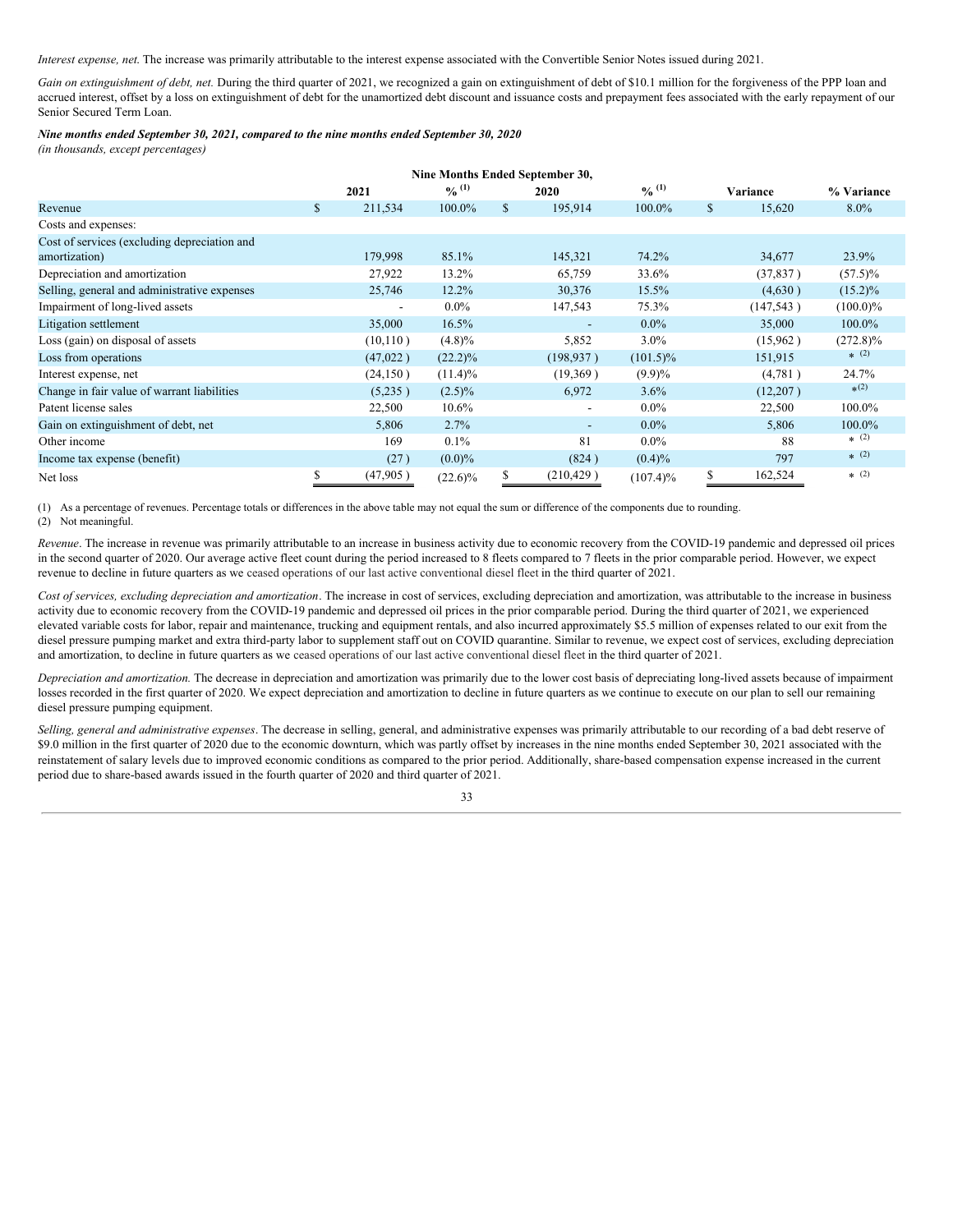*Interest expense, net*. The increase was primarily attributable to the interest expense associated with the Convertible Senior Notes issued during 2021.

*Gain on extinguishment of debt, net.* During the third quarter of 2021, we recognized a gain on extinguishment of debt of $10.1 million for the forgiveness of the PPP loan and accrued interest, offset by a loss on extinguishment of debt for the unamortized debt discount and issuance costs and prepayment fees associated with the early repayment of our Senior Secured Term Loan.

***Nine months ended September 30, 2021, compared to the nine months ended September 30, 2020***

*(in thousands, except percentages)*

| | Nine Months Ended September 30, | | | | | |
|---|---|---|---|---|---|---|
| | 2021 | % (1) | 2020 | % (1) | Variance | % Variance |
| Revenue | $ 211,534 | 100.0% | $ 195,914 | 100.0% | $ 15,620 | 8.0% |
| Costs and expenses: | | | | | | |
| Cost of services (excluding depreciation and amortization) | 179,998 | 85.1% | 145,321 | 74.2% | 34,677 | 23.9% |
| Depreciation and amortization | 27,922 | 13.2% | 65,759 | 33.6% | (37,837 ) | (57.5)% |
| Selling, general and administrative expenses | 25,746 | 12.2% | 30,376 | 15.5% | (4,630 ) | (15.2)% |
| Impairment of long-lived assets | - | 0.0% | 147,543 | 75.3% | (147,543 ) | (100.0)% |
| Litigation settlement | 35,000 | 16.5% | - | 0.0% | 35,000 | 100.0% |
| Loss (gain) on disposal of assets | (10,110 ) | (4.8)% | 5,852 | 3.0% | (15,962 ) | (272.8)% |
| Loss from operations | (47,022 ) | (22.2)% | (198,937 ) | (101.5)% | 151,915 | * (2) |
| Interest expense, net | (24,150 ) | (11.4)% | (19,369 ) | (9.9)% | (4,781 ) | 24.7% |
| Change in fair value of warrant liabilities | (5,235 ) | (2.5)% | 6,972 | 3.6% | (12,207 ) | * (2) |
| Patent license sales | 22,500 | 10.6% | - | 0.0% | 22,500 | 100.0% |
| Gain on extinguishment of debt, net | 5,806 | 2.7% | - | 0.0% | 5,806 | 100.0% |
| Other income | 169 | 0.1% | 81 | 0.0% | 88 | * (2) |
| Income tax expense (benefit) | (27 ) | (0.0)% | (824 ) | (0.4)% | 797 | * (2) |
| Net loss | $ (47,905 ) | (22.6)% | $ (210,429 ) | (107.4)% | $ 162,524 | * (2) |

(1) As a percentage of revenues. Percentage totals or differences in the above table may not equal the sum or difference of the components due to rounding.

(2) Not meaningful.

*Revenue*. The increase in revenue was primarily attributable to an increase in business activity due to economic recovery from the COVID-19 pandemic and depressed oil prices in the second quarter of 2020. Our average active fleet count during the period increased to 8 fleets compared to 7 fleets in the prior comparable period. However, we expect revenue to decline in future quarters as we ceased operations of our last active conventional diesel fleet in the third quarter of 2021.

*Cost of services, excluding depreciation and amortization*. The increase in cost of services, excluding depreciation and amortization, was attributable to the increase in business activity due to economic recovery from the COVID-19 pandemic and depressed oil prices in the prior comparable period. During the third quarter of 2021, we experienced elevated variable costs for labor, repair and maintenance, trucking and equipment rentals, and also incurred approximately $5.5 million of expenses related to our exit from the diesel pressure pumping market and extra third-party labor to supplement staff out on COVID quarantine. Similar to revenue, we expect cost of services, excluding depreciation and amortization, to decline in future quarters as we ceased operations of our last active conventional diesel fleet in the third quarter of 2021.

*Depreciation and amortization.* The decrease in depreciation and amortization was primarily due to the lower cost basis of depreciating long-lived assets because of impairment losses recorded in the first quarter of 2020. We expect depreciation and amortization to decline in future quarters as we continue to execute on our plan to sell our remaining diesel pressure pumping equipment.

*Selling, general and administrative expenses*. The decrease in selling, general, and administrative expenses was primarily attributable to our recording of a bad debt reserve of $9.0 million in the first quarter of 2020 due to the economic downturn, which was partly offset by increases in the nine months ended September 30, 2021 associated with the reinstatement of salary levels due to improved economic conditions as compared to the prior period. Additionally, share-based compensation expense increased in the current period due to share-based awards issued in the fourth quarter of 2020 and third quarter of 2021.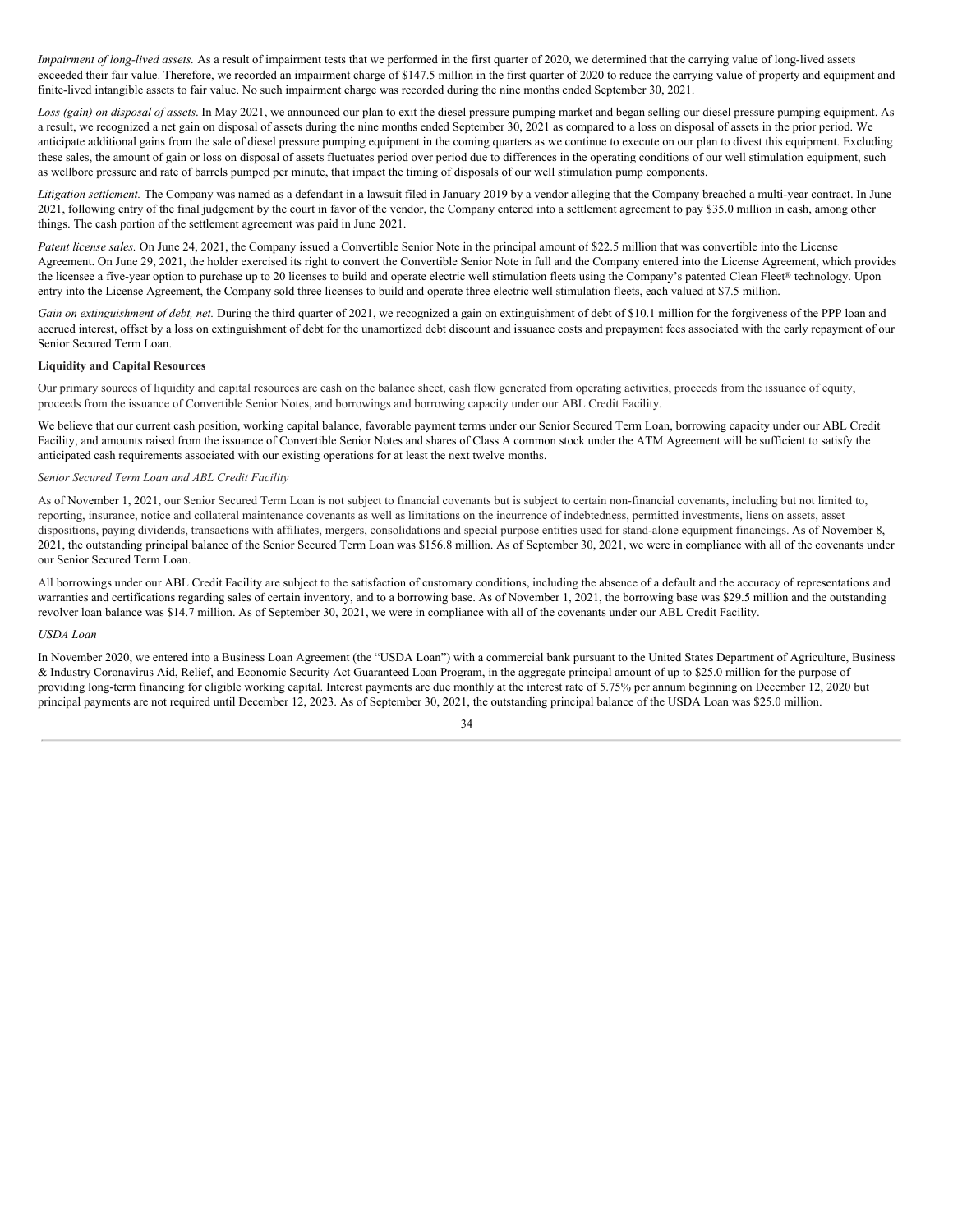*Impairment of long-lived assets.* As a result of impairment tests that we performed in the first quarter of 2020, we determined that the carrying value of long-lived assets exceeded their fair value. Therefore, we recorded an impairment charge of $147.5 million in the first quarter of 2020 to reduce the carrying value of property and equipment and finite-lived intangible assets to fair value. No such impairment charge was recorded during the nine months ended September 30, 2021.

*Loss (gain) on disposal of assets*. In May 2021, we announced our plan to exit the diesel pressure pumping market and began selling our diesel pressure pumping equipment. As a result, we recognized a net gain on disposal of assets during the nine months ended September 30, 2021 as compared to a loss on disposal of assets in the prior period. We anticipate additional gains from the sale of diesel pressure pumping equipment in the coming quarters as we continue to execute on our plan to divest this equipment. Excluding these sales, the amount of gain or loss on disposal of assets fluctuates period over period due to differences in the operating conditions of our well stimulation equipment, such as wellbore pressure and rate of barrels pumped per minute, that impact the timing of disposals of our well stimulation pump components.

*Litigation settlement.* The Company was named as a defendant in a lawsuit filed in January 2019 by a vendor alleging that the Company breached a multi-year contract. In June 2021, following entry of the final judgement by the court in favor of the vendor, the Company entered into a settlement agreement to pay $35.0 million in cash, among other things. The cash portion of the settlement agreement was paid in June 2021.

*Patent license sales.* On June 24, 2021, the Company issued a Convertible Senior Note in the principal amount of $22.5 million that was convertible into the License Agreement. On June 29, 2021, the holder exercised its right to convert the Convertible Senior Note in full and the Company entered into the License Agreement, which provides the licensee a five-year option to purchase up to 20 licenses to build and operate electric well stimulation fleets using the Company's patented Clean Fleet® technology. Upon entry into the License Agreement, the Company sold three licenses to build and operate three electric well stimulation fleets, each valued at $7.5 million.

*Gain on extinguishment of debt, net.* During the third quarter of 2021, we recognized a gain on extinguishment of debt of $10.1 million for the forgiveness of the PPP loan and accrued interest, offset by a loss on extinguishment of debt for the unamortized debt discount and issuance costs and prepayment fees associated with the early repayment of our Senior Secured Term Loan.

**Liquidity and Capital Resources**

Our primary sources of liquidity and capital resources are cash on the balance sheet, cash flow generated from operating activities, proceeds from the issuance of equity, proceeds from the issuance of Convertible Senior Notes, and borrowings and borrowing capacity under our ABL Credit Facility.

We believe that our current cash position, working capital balance, favorable payment terms under our Senior Secured Term Loan, borrowing capacity under our ABL Credit Facility, and amounts raised from the issuance of Convertible Senior Notes and shares of Class A common stock under the ATM Agreement will be sufficient to satisfy the anticipated cash requirements associated with our existing operations for at least the next twelve months.

*Senior Secured Term Loan and ABL Credit Facility*

As of November 1, 2021, our Senior Secured Term Loan is not subject to financial covenants but is subject to certain non-financial covenants, including but not limited to, reporting, insurance, notice and collateral maintenance covenants as well as limitations on the incurrence of indebtedness, permitted investments, liens on assets, asset dispositions, paying dividends, transactions with affiliates, mergers, consolidations and special purpose entities used for stand-alone equipment financings. As of November 8, 2021, the outstanding principal balance of the Senior Secured Term Loan was $156.8 million. As of September 30, 2021, we were in compliance with all of the covenants under our Senior Secured Term Loan.

All borrowings under our ABL Credit Facility are subject to the satisfaction of customary conditions, including the absence of a default and the accuracy of representations and warranties and certifications regarding sales of certain inventory, and to a borrowing base. As of November 1, 2021, the borrowing base was $29.5 million and the outstanding revolver loan balance was $14.7 million. As of September 30, 2021, we were in compliance with all of the covenants under our ABL Credit Facility.

*USDA Loan*

In November 2020, we entered into a Business Loan Agreement (the "USDA Loan") with a commercial bank pursuant to the United States Department of Agriculture, Business & Industry Coronavirus Aid, Relief, and Economic Security Act Guaranteed Loan Program, in the aggregate principal amount of up to $25.0 million for the purpose of providing long-term financing for eligible working capital. Interest payments are due monthly at the interest rate of 5.75% per annum beginning on December 12, 2020 but principal payments are not required until December 12, 2023. As of September 30, 2021, the outstanding principal balance of the USDA Loan was $25.0 million.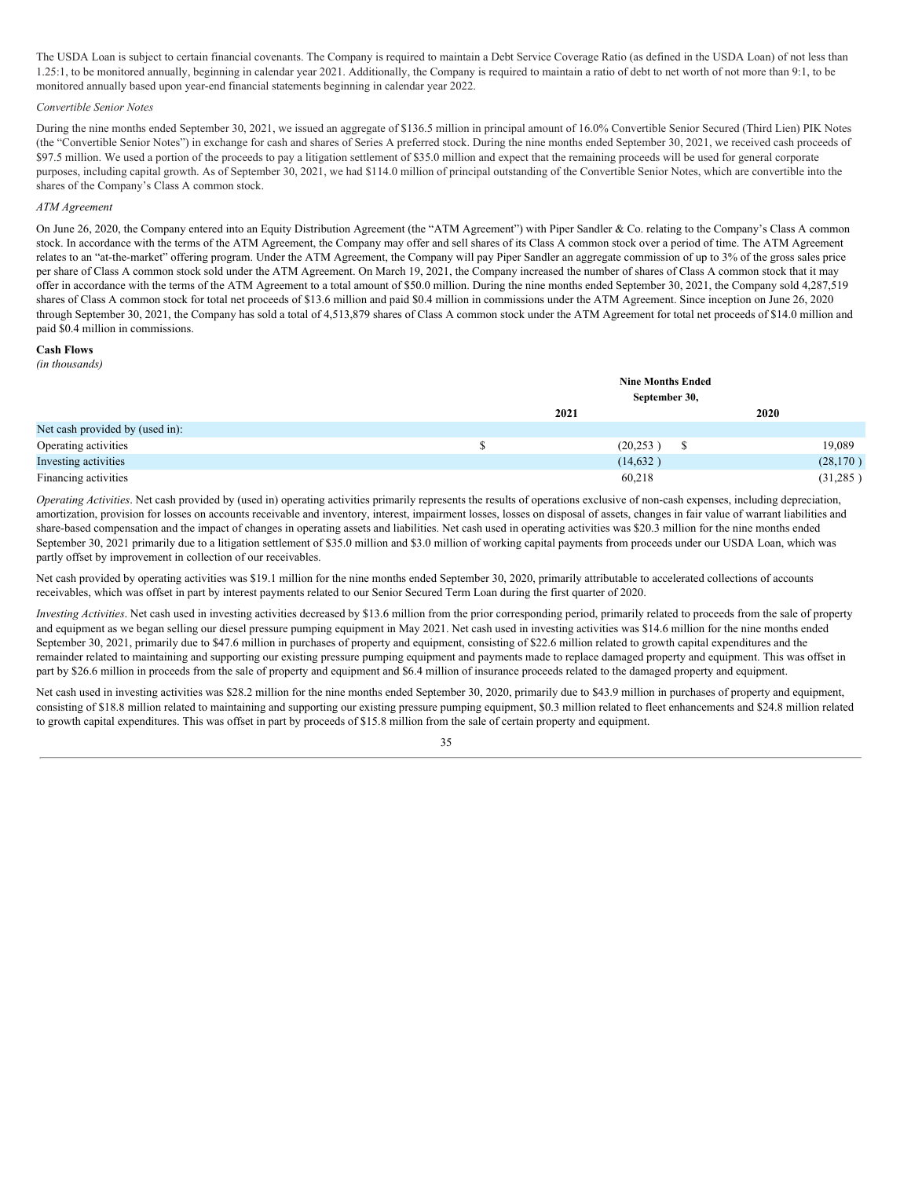The USDA Loan is subject to certain financial covenants. The Company is required to maintain a Debt Service Coverage Ratio (as defined in the USDA Loan) of not less than 1.25:1, to be monitored annually, beginning in calendar year 2021. Additionally, the Company is required to maintain a ratio of debt to net worth of not more than 9:1, to be monitored annually based upon year-end financial statements beginning in calendar year 2022.

*Convertible Senior Notes*

During the nine months ended September 30, 2021, we issued an aggregate of $136.5 million in principal amount of 16.0% Convertible Senior Secured (Third Lien) PIK Notes (the "Convertible Senior Notes") in exchange for cash and shares of Series A preferred stock. During the nine months ended September 30, 2021, we received cash proceeds of $97.5 million. We used a portion of the proceeds to pay a litigation settlement of $35.0 million and expect that the remaining proceeds will be used for general corporate purposes, including capital growth. As of September 30, 2021, we had $114.0 million of principal outstanding of the Convertible Senior Notes, which are convertible into the shares of the Company's Class A common stock.

*ATM Agreement*

On June 26, 2020, the Company entered into an Equity Distribution Agreement (the "ATM Agreement") with Piper Sandler & Co. relating to the Company's Class A common stock. In accordance with the terms of the ATM Agreement, the Company may offer and sell shares of its Class A common stock over a period of time. The ATM Agreement relates to an "at-the-market" offering program. Under the ATM Agreement, the Company will pay Piper Sandler an aggregate commission of up to 3% of the gross sales price per share of Class A common stock sold under the ATM Agreement. On March 19, 2021, the Company increased the number of shares of Class A common stock that it may offer in accordance with the terms of the ATM Agreement to a total amount of $50.0 million. During the nine months ended September 30, 2021, the Company sold 4,287,519 shares of Class A common stock for total net proceeds of $13.6 million and paid $0.4 million in commissions under the ATM Agreement. Since inception on June 26, 2020 through September 30, 2021, the Company has sold a total of 4,513,879 shares of Class A common stock under the ATM Agreement for total net proceeds of $14.0 million and paid $0.4 million in commissions.

**Cash Flows**

*(in thousands)*

| | Nine Months Ended September 30, | |
|---|---|---|
| | 2021 | 2020 |
| Net cash provided by (used in): | | |
| Operating activities | $ (20,253 ) | $ 19,089 |
| Investing activities | (14,632 ) | (28,170 ) |
| Financing activities | 60,218 | (31,285 ) |

*Operating Activities*. Net cash provided by (used in) operating activities primarily represents the results of operations exclusive of non-cash expenses, including depreciation, amortization, provision for losses on accounts receivable and inventory, interest, impairment losses, losses on disposal of assets, changes in fair value of warrant liabilities and share-based compensation and the impact of changes in operating assets and liabilities. Net cash used in operating activities was $20.3 million for the nine months ended September 30, 2021 primarily due to a litigation settlement of $35.0 million and $3.0 million of working capital payments from proceeds under our USDA Loan, which was partly offset by improvement in collection of our receivables.

Net cash provided by operating activities was $19.1 million for the nine months ended September 30, 2020, primarily attributable to accelerated collections of accounts receivables, which was offset in part by interest payments related to our Senior Secured Term Loan during the first quarter of 2020.

*Investing Activities*. Net cash used in investing activities decreased by $13.6 million from the prior corresponding period, primarily related to proceeds from the sale of property and equipment as we began selling our diesel pressure pumping equipment in May 2021. Net cash used in investing activities was $14.6 million for the nine months ended September 30, 2021, primarily due to $47.6 million in purchases of property and equipment, consisting of $22.6 million related to growth capital expenditures and the remainder related to maintaining and supporting our existing pressure pumping equipment and payments made to replace damaged property and equipment. This was offset in part by $26.6 million in proceeds from the sale of property and equipment and $6.4 million of insurance proceeds related to the damaged property and equipment.

Net cash used in investing activities was $28.2 million for the nine months ended September 30, 2020, primarily due to $43.9 million in purchases of property and equipment, consisting of $18.8 million related to maintaining and supporting our existing pressure pumping equipment, $0.3 million related to fleet enhancements and $24.8 million related to growth capital expenditures. This was offset in part by proceeds of $15.8 million from the sale of certain property and equipment.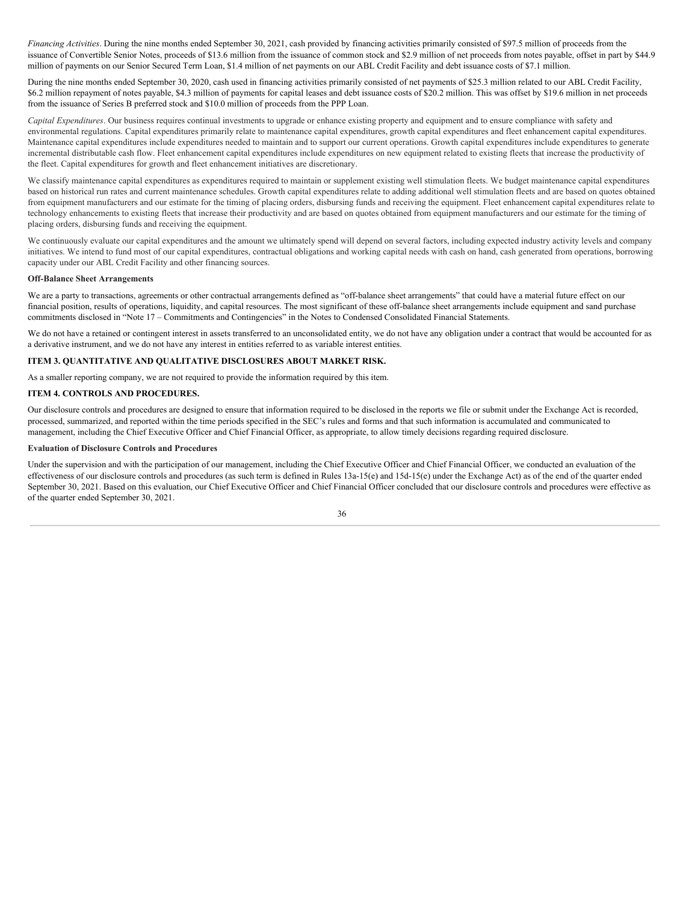*Financing Activities*. During the nine months ended September 30, 2021, cash provided by financing activities primarily consisted of $97.5 million of proceeds from the issuance of Convertible Senior Notes, proceeds of $13.6 million from the issuance of common stock and $2.9 million of net proceeds from notes payable, offset in part by $44.9 million of payments on our Senior Secured Term Loan, $1.4 million of net payments on our ABL Credit Facility and debt issuance costs of $7.1 million.

During the nine months ended September 30, 2020, cash used in financing activities primarily consisted of net payments of $25.3 million related to our ABL Credit Facility, $6.2 million repayment of notes payable, $4.3 million of payments for capital leases and debt issuance costs of $20.2 million. This was offset by $19.6 million in net proceeds from the issuance of Series B preferred stock and $10.0 million of proceeds from the PPP Loan.

*Capital Expenditures*. Our business requires continual investments to upgrade or enhance existing property and equipment and to ensure compliance with safety and environmental regulations. Capital expenditures primarily relate to maintenance capital expenditures, growth capital expenditures and fleet enhancement capital expenditures. Maintenance capital expenditures include expenditures needed to maintain and to support our current operations. Growth capital expenditures include expenditures to generate incremental distributable cash flow. Fleet enhancement capital expenditures include expenditures on new equipment related to existing fleets that increase the productivity of the fleet. Capital expenditures for growth and fleet enhancement initiatives are discretionary.

We classify maintenance capital expenditures as expenditures required to maintain or supplement existing well stimulation fleets. We budget maintenance capital expenditures based on historical run rates and current maintenance schedules. Growth capital expenditures relate to adding additional well stimulation fleets and are based on quotes obtained from equipment manufacturers and our estimate for the timing of placing orders, disbursing funds and receiving the equipment. Fleet enhancement capital expenditures relate to technology enhancements to existing fleets that increase their productivity and are based on quotes obtained from equipment manufacturers and our estimate for the timing of placing orders, disbursing funds and receiving the equipment.

We continuously evaluate our capital expenditures and the amount we ultimately spend will depend on several factors, including expected industry activity levels and company initiatives. We intend to fund most of our capital expenditures, contractual obligations and working capital needs with cash on hand, cash generated from operations, borrowing capacity under our ABL Credit Facility and other financing sources.

**Off-Balance Sheet Arrangements**

We are a party to transactions, agreements or other contractual arrangements defined as "off-balance sheet arrangements" that could have a material future effect on our financial position, results of operations, liquidity, and capital resources. The most significant of these off-balance sheet arrangements include equipment and sand purchase commitments disclosed in "Note 17 – Commitments and Contingencies" in the Notes to Condensed Consolidated Financial Statements.

We do not have a retained or contingent interest in assets transferred to an unconsolidated entity, we do not have any obligation under a contract that would be accounted for as a derivative instrument, and we do not have any interest in entities referred to as variable interest entities.

## ITEM 3. QUANTITATIVE AND QUALITATIVE DISCLOSURES ABOUT MARKET RISK.

As a smaller reporting company, we are not required to provide the information required by this item.

## ITEM 4. CONTROLS AND PROCEDURES.

Our disclosure controls and procedures are designed to ensure that information required to be disclosed in the reports we file or submit under the Exchange Act is recorded, processed, summarized, and reported within the time periods specified in the SEC's rules and forms and that such information is accumulated and communicated to management, including the Chief Executive Officer and Chief Financial Officer, as appropriate, to allow timely decisions regarding required disclosure.

**Evaluation of Disclosure Controls and Procedures**

Under the supervision and with the participation of our management, including the Chief Executive Officer and Chief Financial Officer, we conducted an evaluation of the effectiveness of our disclosure controls and procedures (as such term is defined in Rules 13a-15(e) and 15d-15(e) under the Exchange Act) as of the end of the quarter ended September 30, 2021. Based on this evaluation, our Chief Executive Officer and Chief Financial Officer concluded that our disclosure controls and procedures were effective as of the quarter ended September 30, 2021.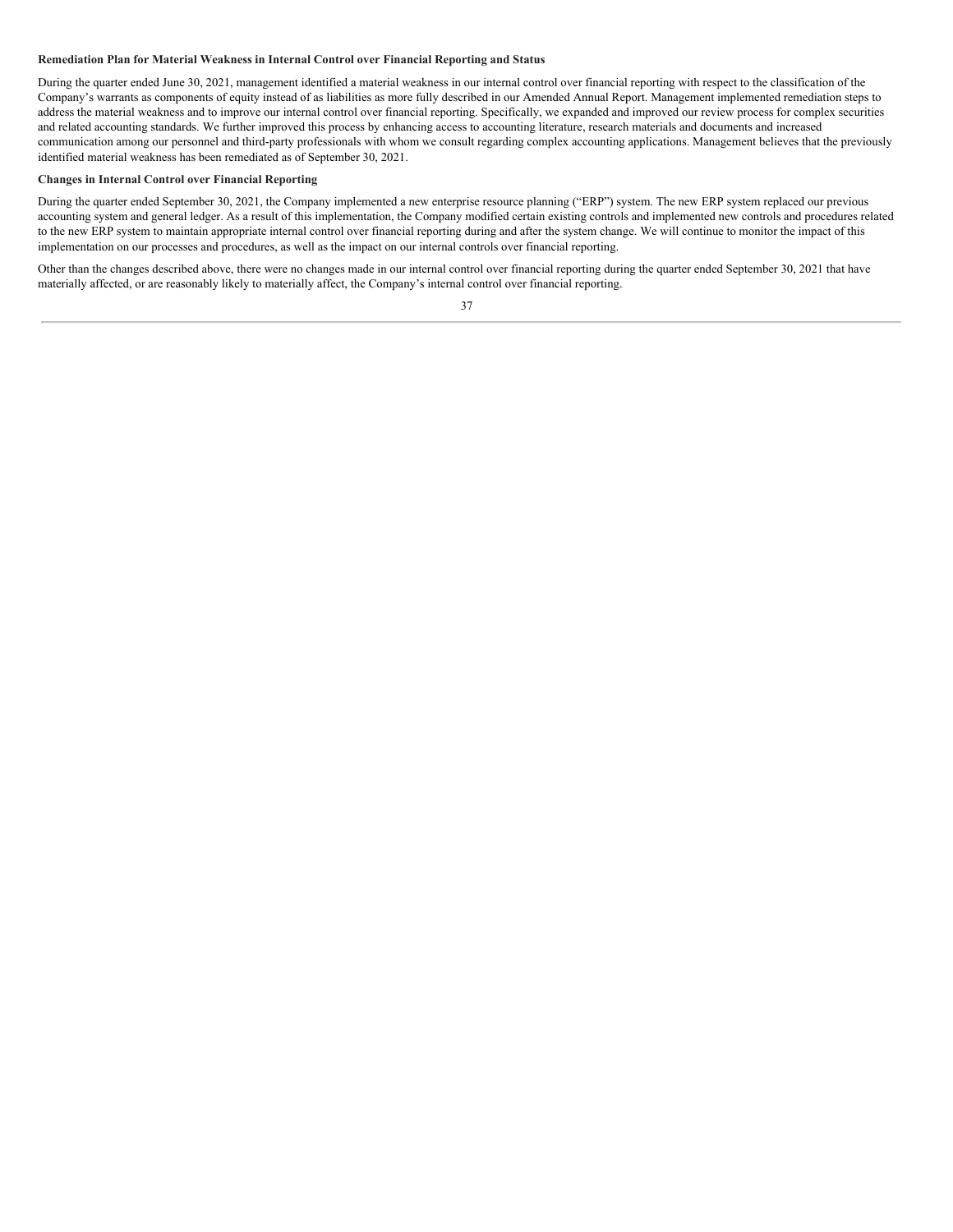**Remediation Plan for Material Weakness in Internal Control over Financial Reporting and Status**

During the quarter ended June 30, 2021, management identified a material weakness in our internal control over financial reporting with respect to the classification of the Company's warrants as components of equity instead of as liabilities as more fully described in our Amended Annual Report. Management implemented remediation steps to address the material weakness and to improve our internal control over financial reporting. Specifically, we expanded and improved our review process for complex securities and related accounting standards. We further improved this process by enhancing access to accounting literature, research materials and documents and increased communication among our personnel and third-party professionals with whom we consult regarding complex accounting applications. Management believes that the previously identified material weakness has been remediated as of September 30, 2021.

**Changes in Internal Control over Financial Reporting**

During the quarter ended September 30, 2021, the Company implemented a new enterprise resource planning ("ERP") system. The new ERP system replaced our previous accounting system and general ledger. As a result of this implementation, the Company modified certain existing controls and implemented new controls and procedures related to the new ERP system to maintain appropriate internal control over financial reporting during and after the system change. We will continue to monitor the impact of this implementation on our processes and procedures, as well as the impact on our internal controls over financial reporting.

Other than the changes described above, there were no changes made in our internal control over financial reporting during the quarter ended September 30, 2021 that have materially affected, or are reasonably likely to materially affect, the Company's internal control over financial reporting.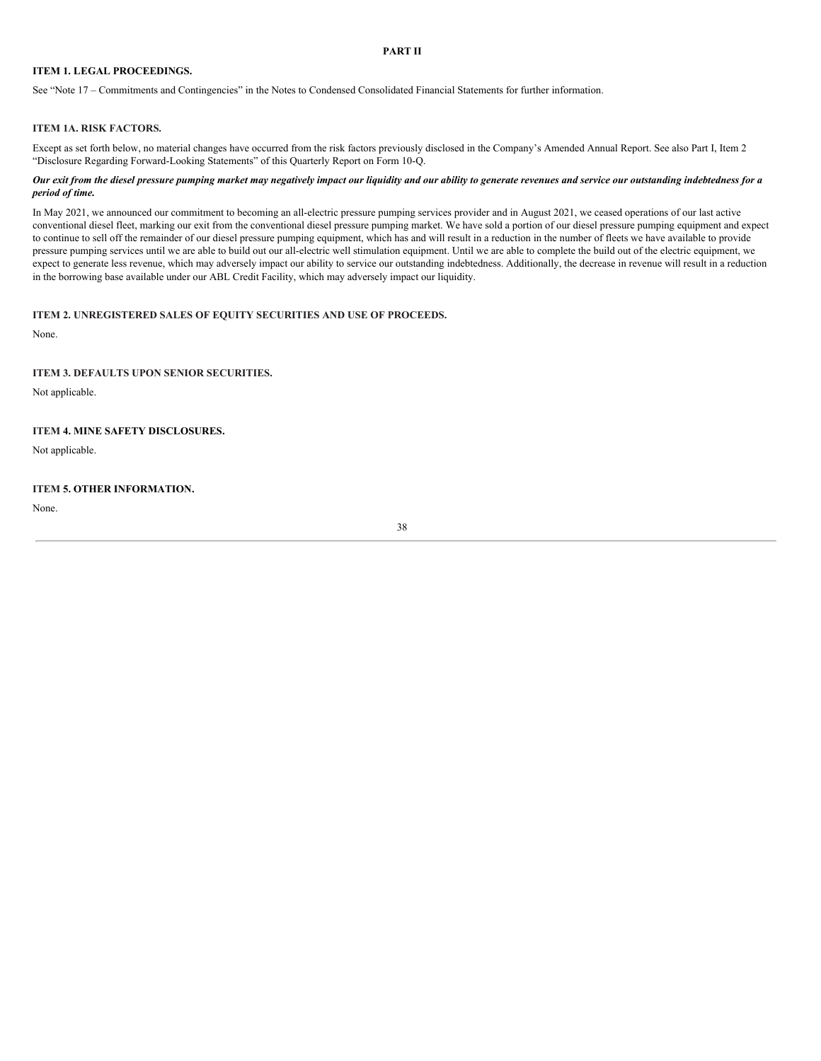## PART II

### ITEM 1. LEGAL PROCEEDINGS.

See "Note 17 – Commitments and Contingencies" in the Notes to Condensed Consolidated Financial Statements for further information.

### ITEM 1A. RISK FACTORS.

Except as set forth below, no material changes have occurred from the risk factors previously disclosed in the Company's Amended Annual Report. See also Part I, Item 2 "Disclosure Regarding Forward-Looking Statements" of this Quarterly Report on Form 10-Q.

***Our exit from the diesel pressure pumping market may negatively impact our liquidity and our ability to generate revenues and service our outstanding indebtedness for a period of time.***

In May 2021, we announced our commitment to becoming an all-electric pressure pumping services provider and in August 2021, we ceased operations of our last active conventional diesel fleet, marking our exit from the conventional diesel pressure pumping market. We have sold a portion of our diesel pressure pumping equipment and expect to continue to sell off the remainder of our diesel pressure pumping equipment, which has and will result in a reduction in the number of fleets we have available to provide pressure pumping services until we are able to build out our all-electric well stimulation equipment. Until we are able to complete the build out of the electric equipment, we expect to generate less revenue, which may adversely impact our ability to service our outstanding indebtedness. Additionally, the decrease in revenue will result in a reduction in the borrowing base available under our ABL Credit Facility, which may adversely impact our liquidity.

### ITEM 2. UNREGISTERED SALES OF EQUITY SECURITIES AND USE OF PROCEEDS.

None.

### ITEM 3. DEFAULTS UPON SENIOR SECURITIES.

Not applicable.

### ITEM 4. MINE SAFETY DISCLOSURES.

Not applicable.

### ITEM 5. OTHER INFORMATION.

None.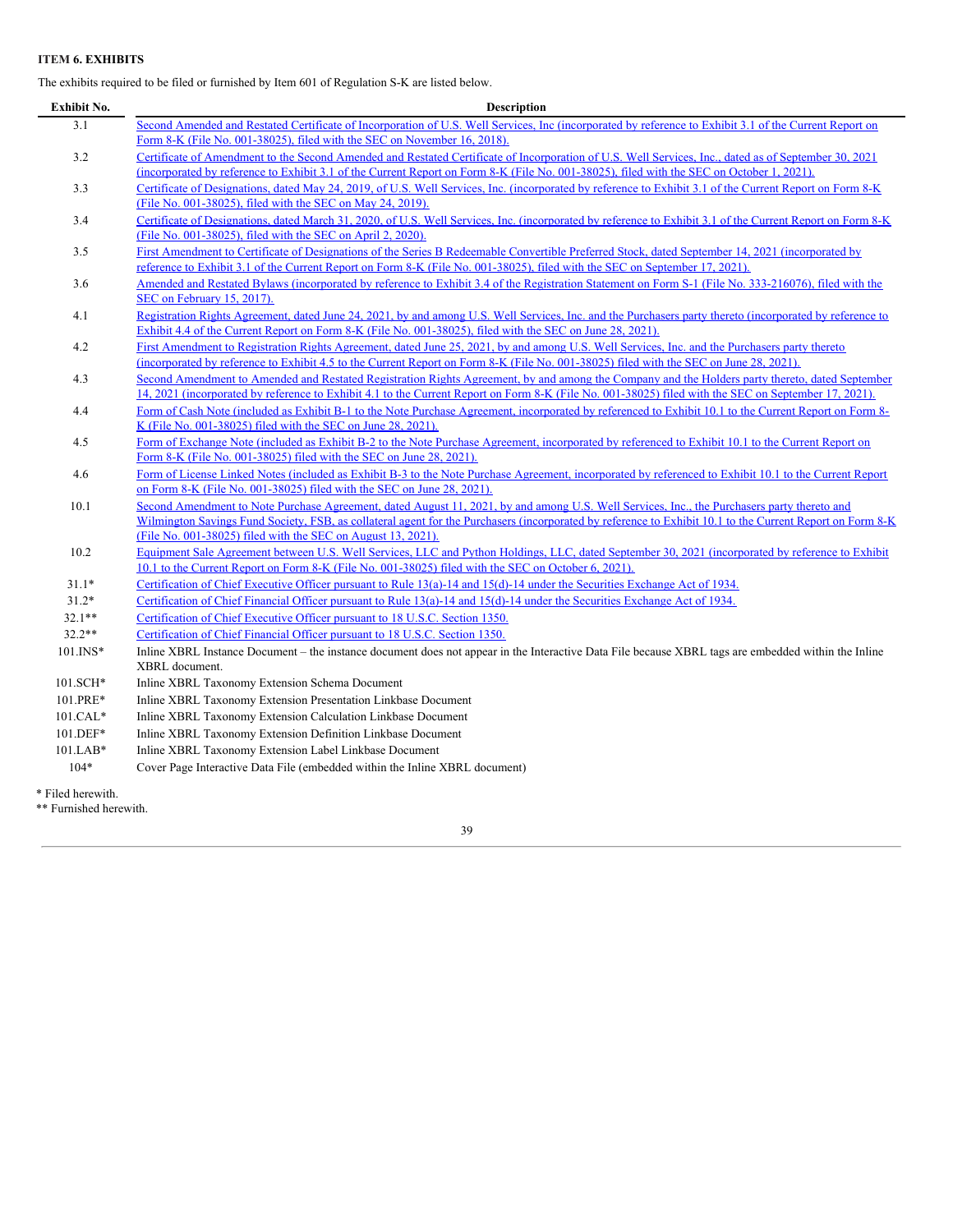**ITEM 6. EXHIBITS**

The exhibits required to be filed or furnished by Item 601 of Regulation S-K are listed below.

| Exhibit No. | Description |
|---|---|
| 3.1 | Second Amended and Restated Certificate of Incorporation of U.S. Well Services, Inc (incorporated by reference to Exhibit 3.1 of the Current Report on Form 8-K (File No. 001-38025), filed with the SEC on November 16, 2018). |
| 3.2 | Certificate of Amendment to the Second Amended and Restated Certificate of Incorporation of U.S. Well Services, Inc., dated as of September 30, 2021 (incorporated by reference to Exhibit 3.1 of the Current Report on Form 8-K (File No. 001-38025), filed with the SEC on October 1, 2021). |
| 3.3 | Certificate of Designations, dated May 24, 2019, of U.S. Well Services, Inc. (incorporated by reference to Exhibit 3.1 of the Current Report on Form 8-K (File No. 001-38025), filed with the SEC on May 24, 2019). |
| 3.4 | Certificate of Designations, dated March 31, 2020, of U.S. Well Services, Inc. (incorporated by reference to Exhibit 3.1 of the Current Report on Form 8-K (File No. 001-38025), filed with the SEC on April 2, 2020). |
| 3.5 | First Amendment to Certificate of Designations of the Series B Redeemable Convertible Preferred Stock, dated September 14, 2021 (incorporated by reference to Exhibit 3.1 of the Current Report on Form 8-K (File No. 001-38025), filed with the SEC on September 17, 2021). |
| 3.6 | Amended and Restated Bylaws (incorporated by reference to Exhibit 3.4 of the Registration Statement on Form S-1 (File No. 333-216076), filed with the SEC on February 15, 2017). |
| 4.1 | Registration Rights Agreement, dated June 24, 2021, by and among U.S. Well Services, Inc. and the Purchasers party thereto (incorporated by reference to Exhibit 4.4 of the Current Report on Form 8-K (File No. 001-38025), filed with the SEC on June 28, 2021). |
| 4.2 | First Amendment to Registration Rights Agreement, dated June 25, 2021, by and among U.S. Well Services, Inc. and the Purchasers party thereto (incorporated by reference to Exhibit 4.5 to the Current Report on Form 8-K (File No. 001-38025) filed with the SEC on June 28, 2021). |
| 4.3 | Second Amendment to Amended and Restated Registration Rights Agreement, by and among the Company and the Holders party thereto, dated September 14, 2021 (incorporated by reference to Exhibit 4.1 to the Current Report on Form 8-K (File No. 001-38025) filed with the SEC on September 17, 2021). |
| 4.4 | Form of Cash Note (included as Exhibit B-1 to the Note Purchase Agreement, incorporated by referenced to Exhibit 10.1 to the Current Report on Form 8-K (File No. 001-38025) filed with the SEC on June 28, 2021). |
| 4.5 | Form of Exchange Note (included as Exhibit B-2 to the Note Purchase Agreement, incorporated by referenced to Exhibit 10.1 to the Current Report on Form 8-K (File No. 001-38025) filed with the SEC on June 28, 2021). |
| 4.6 | Form of License Linked Notes (included as Exhibit B-3 to the Note Purchase Agreement, incorporated by referenced to Exhibit 10.1 to the Current Report on Form 8-K (File No. 001-38025) filed with the SEC on June 28, 2021). |
| 10.1 | Second Amendment to Note Purchase Agreement, dated August 11, 2021, by and among U.S. Well Services, Inc., the Purchasers party thereto and Wilmington Savings Fund Society, FSB, as collateral agent for the Purchasers (incorporated by reference to Exhibit 10.1 to the Current Report on Form 8-K (File No. 001-38025) filed with the SEC on August 13, 2021). |
| 10.2 | Equipment Sale Agreement between U.S. Well Services, LLC and Python Holdings, LLC, dated September 30, 2021 (incorporated by reference to Exhibit 10.1 to the Current Report on Form 8-K (File No. 001-38025) filed with the SEC on October 6, 2021). |
| 31.1* | Certification of Chief Executive Officer pursuant to Rule 13(a)-14 and 15(d)-14 under the Securities Exchange Act of 1934. |
| 31.2* | Certification of Chief Financial Officer pursuant to Rule 13(a)-14 and 15(d)-14 under the Securities Exchange Act of 1934. |
| 32.1** | Certification of Chief Executive Officer pursuant to 18 U.S.C. Section 1350. |
| 32.2** | Certification of Chief Financial Officer pursuant to 18 U.S.C. Section 1350. |
| 101.INS* | Inline XBRL Instance Document – the instance document does not appear in the Interactive Data File because XBRL tags are embedded within the Inline XBRL document. |
| 101.SCH* | Inline XBRL Taxonomy Extension Schema Document |
| 101.PRE* | Inline XBRL Taxonomy Extension Presentation Linkbase Document |
| 101.CAL* | Inline XBRL Taxonomy Extension Calculation Linkbase Document |
| 101.DEF* | Inline XBRL Taxonomy Extension Definition Linkbase Document |
| 101.LAB* | Inline XBRL Taxonomy Extension Label Linkbase Document |
| 104* | Cover Page Interactive Data File (embedded within the Inline XBRL document) |

\* Filed herewith.

\*\* Furnished herewith.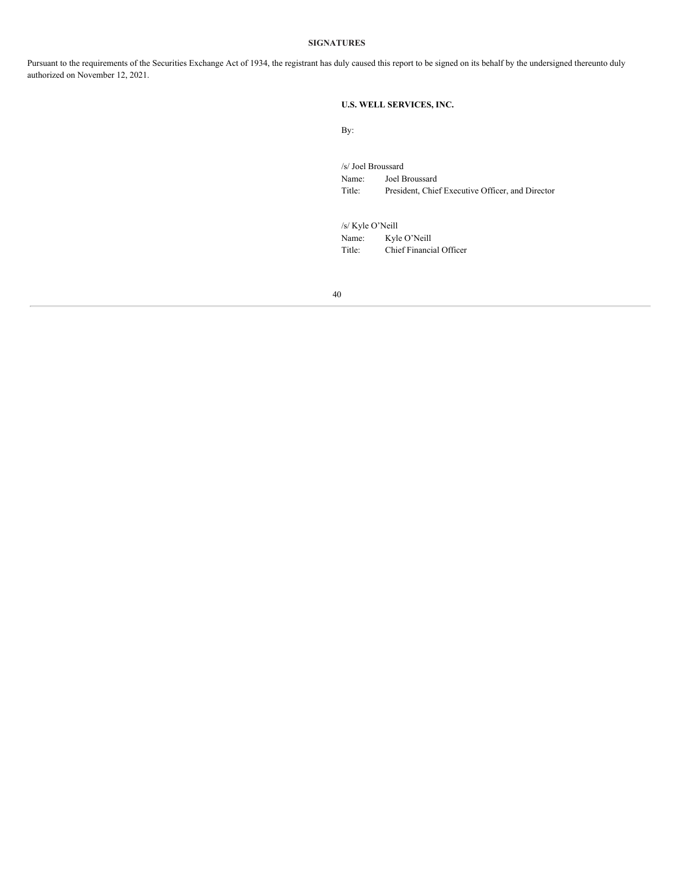**SIGNATURES**

Pursuant to the requirements of the Securities Exchange Act of 1934, the registrant has duly caused this report to be signed on its behalf by the undersigned thereunto duly authorized on November 12, 2021.

**U.S. WELL SERVICES, INC.**

By:

/s/ Joel Broussard

Name: Joel Broussard

Title: President, Chief Executive Officer, and Director

/s/ Kyle O'Neill

Name: Kyle O'Neill

Title: Chief Financial Officer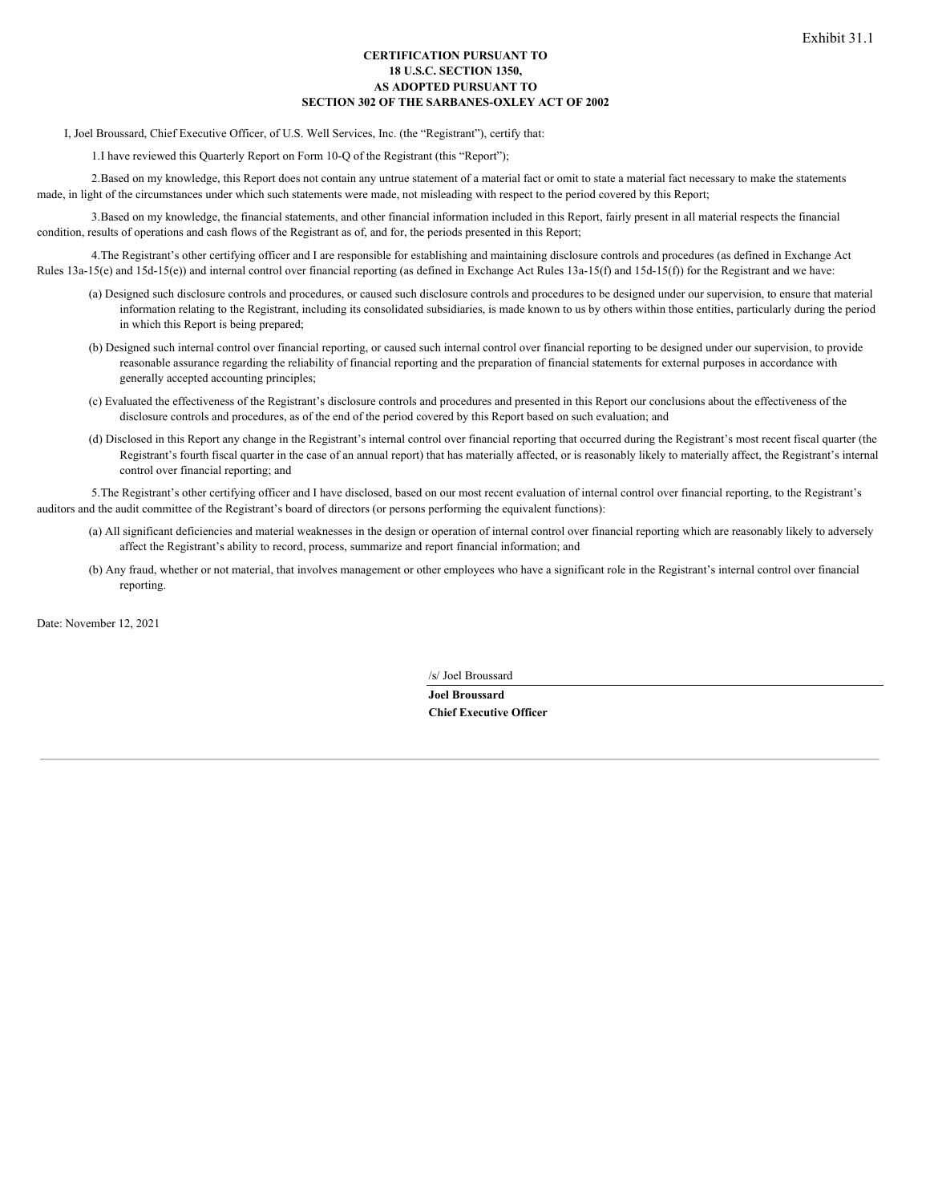Exhibit 31.1

**CERTIFICATION PURSUANT TO**
**18 U.S.C. SECTION 1350,**
**AS ADOPTED PURSUANT TO**
**SECTION 302 OF THE SARBANES-OXLEY ACT OF 2002**

I, Joel Broussard, Chief Executive Officer, of U.S. Well Services, Inc. (the "Registrant"), certify that:

1. I have reviewed this Quarterly Report on Form 10-Q of the Registrant (this "Report");

2. Based on my knowledge, this Report does not contain any untrue statement of a material fact or omit to state a material fact necessary to make the statements made, in light of the circumstances under which such statements were made, not misleading with respect to the period covered by this Report;

3. Based on my knowledge, the financial statements, and other financial information included in this Report, fairly present in all material respects the financial condition, results of operations and cash flows of the Registrant as of, and for, the periods presented in this Report;

4. The Registrant's other certifying officer and I are responsible for establishing and maintaining disclosure controls and procedures (as defined in Exchange Act Rules 13a-15(e) and 15d-15(e)) and internal control over financial reporting (as defined in Exchange Act Rules 13a-15(f) and 15d-15(f)) for the Registrant and we have:

(a) Designed such disclosure controls and procedures, or caused such disclosure controls and procedures to be designed under our supervision, to ensure that material information relating to the Registrant, including its consolidated subsidiaries, is made known to us by others within those entities, particularly during the period in which this Report is being prepared;

(b) Designed such internal control over financial reporting, or caused such internal control over financial reporting to be designed under our supervision, to provide reasonable assurance regarding the reliability of financial reporting and the preparation of financial statements for external purposes in accordance with generally accepted accounting principles;

(c) Evaluated the effectiveness of the Registrant's disclosure controls and procedures and presented in this Report our conclusions about the effectiveness of the disclosure controls and procedures, as of the end of the period covered by this Report based on such evaluation; and

(d) Disclosed in this Report any change in the Registrant's internal control over financial reporting that occurred during the Registrant's most recent fiscal quarter (the Registrant's fourth fiscal quarter in the case of an annual report) that has materially affected, or is reasonably likely to materially affect, the Registrant's internal control over financial reporting; and

5. The Registrant's other certifying officer and I have disclosed, based on our most recent evaluation of internal control over financial reporting, to the Registrant's auditors and the audit committee of the Registrant's board of directors (or persons performing the equivalent functions):

(a) All significant deficiencies and material weaknesses in the design or operation of internal control over financial reporting which are reasonably likely to adversely affect the Registrant's ability to record, process, summarize and report financial information; and

(b) Any fraud, whether or not material, that involves management or other employees who have a significant role in the Registrant's internal control over financial reporting.

Date: November 12, 2021

/s/ Joel Broussard

**Joel Broussard**
**Chief Executive Officer**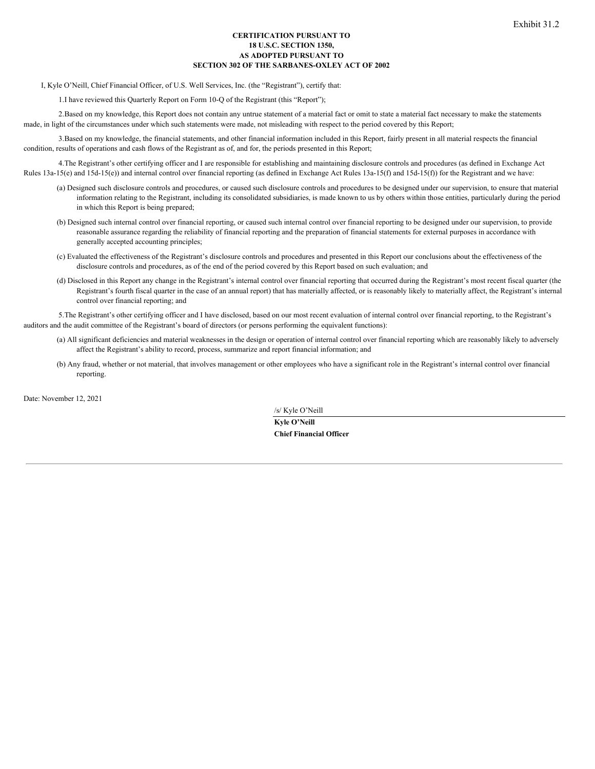Exhibit 31.2

**CERTIFICATION PURSUANT TO**
**18 U.S.C. SECTION 1350,**
**AS ADOPTED PURSUANT TO**
**SECTION 302 OF THE SARBANES-OXLEY ACT OF 2002**

I, Kyle O'Neill, Chief Financial Officer, of U.S. Well Services, Inc. (the "Registrant"), certify that:

1.I have reviewed this Quarterly Report on Form 10-Q of the Registrant (this "Report");

2.Based on my knowledge, this Report does not contain any untrue statement of a material fact or omit to state a material fact necessary to make the statements made, in light of the circumstances under which such statements were made, not misleading with respect to the period covered by this Report;

3.Based on my knowledge, the financial statements, and other financial information included in this Report, fairly present in all material respects the financial condition, results of operations and cash flows of the Registrant as of, and for, the periods presented in this Report;

4.The Registrant's other certifying officer and I are responsible for establishing and maintaining disclosure controls and procedures (as defined in Exchange Act Rules 13a-15(e) and 15d-15(e)) and internal control over financial reporting (as defined in Exchange Act Rules 13a-15(f) and 15d-15(f)) for the Registrant and we have:

(a) Designed such disclosure controls and procedures, or caused such disclosure controls and procedures to be designed under our supervision, to ensure that material information relating to the Registrant, including its consolidated subsidiaries, is made known to us by others within those entities, particularly during the period in which this Report is being prepared;

(b) Designed such internal control over financial reporting, or caused such internal control over financial reporting to be designed under our supervision, to provide reasonable assurance regarding the reliability of financial reporting and the preparation of financial statements for external purposes in accordance with generally accepted accounting principles;

(c) Evaluated the effectiveness of the Registrant's disclosure controls and procedures and presented in this Report our conclusions about the effectiveness of the disclosure controls and procedures, as of the end of the period covered by this Report based on such evaluation; and

(d) Disclosed in this Report any change in the Registrant's internal control over financial reporting that occurred during the Registrant's most recent fiscal quarter (the Registrant's fourth fiscal quarter in the case of an annual report) that has materially affected, or is reasonably likely to materially affect, the Registrant's internal control over financial reporting; and

5.The Registrant's other certifying officer and I have disclosed, based on our most recent evaluation of internal control over financial reporting, to the Registrant's auditors and the audit committee of the Registrant's board of directors (or persons performing the equivalent functions):

(a) All significant deficiencies and material weaknesses in the design or operation of internal control over financial reporting which are reasonably likely to adversely affect the Registrant's ability to record, process, summarize and report financial information; and

(b) Any fraud, whether or not material, that involves management or other employees who have a significant role in the Registrant's internal control over financial reporting.

Date: November 12, 2021

/s/ Kyle O'Neill

**Kyle O'Neill**
**Chief Financial Officer**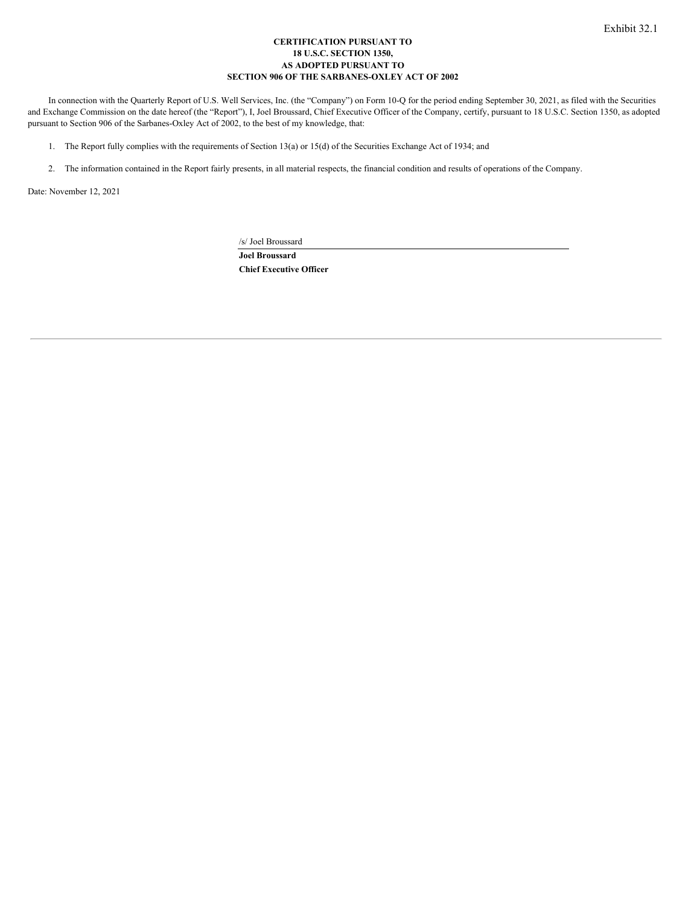Exhibit 32.1

**CERTIFICATION PURSUANT TO**
**18 U.S.C. SECTION 1350,**
**AS ADOPTED PURSUANT TO**
**SECTION 906 OF THE SARBANES-OXLEY ACT OF 2002**

In connection with the Quarterly Report of U.S. Well Services, Inc. (the “Company”) on Form 10-Q for the period ending September 30, 2021, as filed with the Securities and Exchange Commission on the date hereof (the “Report”), I, Joel Broussard, Chief Executive Officer of the Company, certify, pursuant to 18 U.S.C. Section 1350, as adopted pursuant to Section 906 of the Sarbanes-Oxley Act of 2002, to the best of my knowledge, that:

1. The Report fully complies with the requirements of Section 13(a) or 15(d) of the Securities Exchange Act of 1934; and

2. The information contained in the Report fairly presents, in all material respects, the financial condition and results of operations of the Company.

Date: November 12, 2021

/s/ Joel Broussard

**Joel Broussard**
**Chief Executive Officer**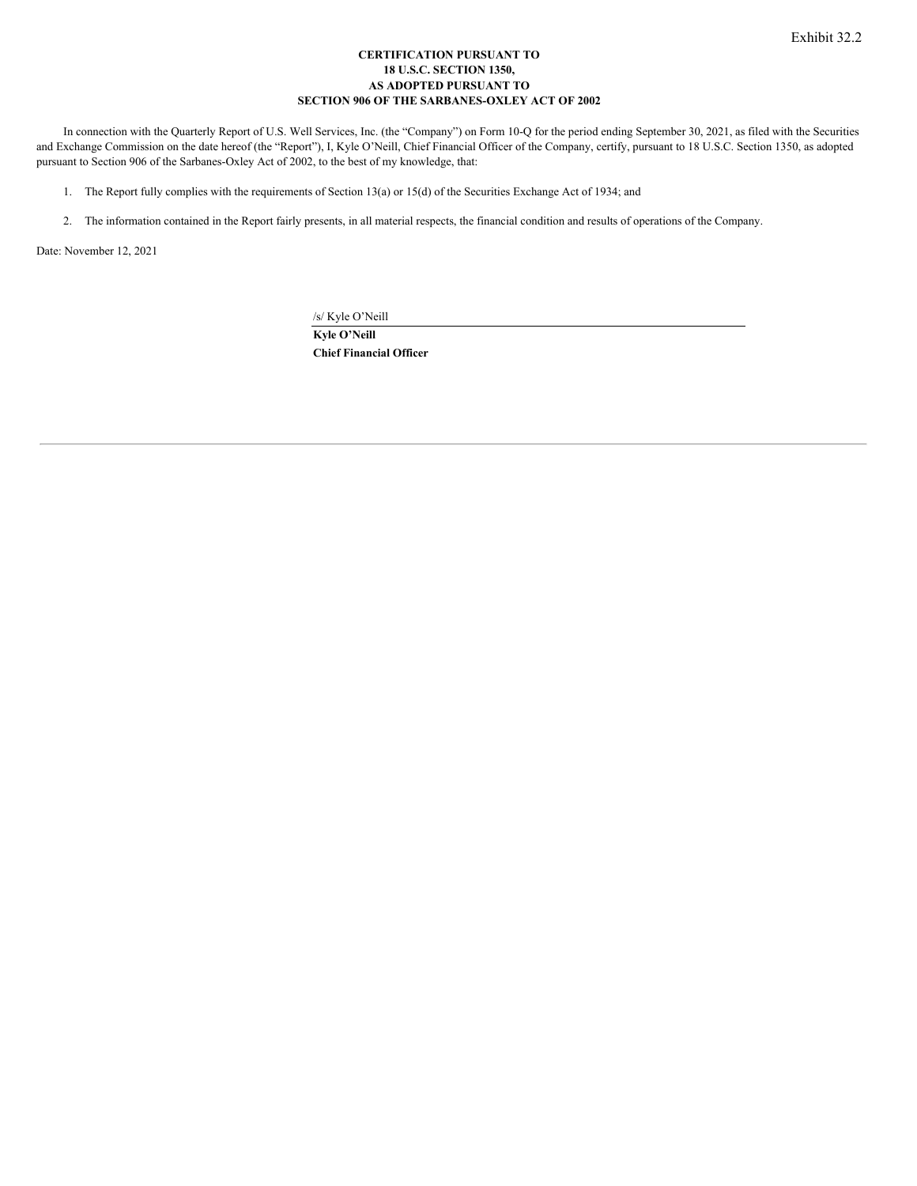Exhibit 32.2

**CERTIFICATION PURSUANT TO**
**18 U.S.C. SECTION 1350,**
**AS ADOPTED PURSUANT TO**
**SECTION 906 OF THE SARBANES-OXLEY ACT OF 2002**

In connection with the Quarterly Report of U.S. Well Services, Inc. (the "Company") on Form 10-Q for the period ending September 30, 2021, as filed with the Securities and Exchange Commission on the date hereof (the "Report"), I, Kyle O'Neill, Chief Financial Officer of the Company, certify, pursuant to 18 U.S.C. Section 1350, as adopted pursuant to Section 906 of the Sarbanes-Oxley Act of 2002, to the best of my knowledge, that:

1. The Report fully complies with the requirements of Section 13(a) or 15(d) of the Securities Exchange Act of 1934; and

2. The information contained in the Report fairly presents, in all material respects, the financial condition and results of operations of the Company.

Date: November 12, 2021

/s/ Kyle O'Neill

**Kyle O'Neill**
**Chief Financial Officer**